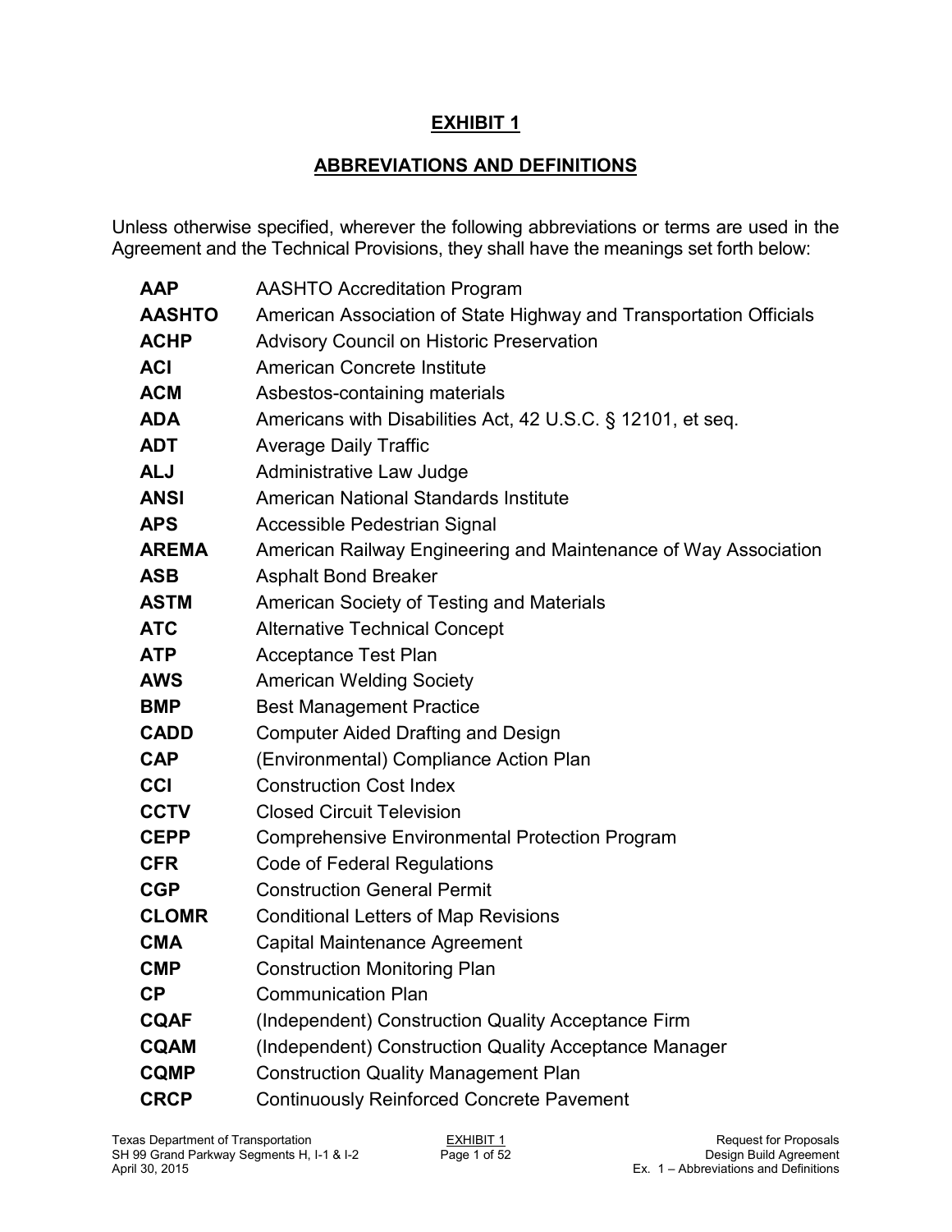# EXHIBIT 1

## ABBREVIATIONS AND DEFINITIONS

Unless otherwise specified, wherever the following abbreviations or terms are used in the Agreement and the Technical Provisions, they shall have the meanings set forth below:

| | |
|---|---|
| **AAP** | AASHTO Accreditation Program |
| **AASHTO** | American Association of State Highway and Transportation Officials |
| **ACHP** | Advisory Council on Historic Preservation |
| **ACI** | American Concrete Institute |
| **ACM** | Asbestos-containing materials |
| **ADA** | Americans with Disabilities Act, 42 U.S.C. § 12101, et seq. |
| **ADT** | Average Daily Traffic |
| **ALJ** | Administrative Law Judge |
| **ANSI** | American National Standards Institute |
| **APS** | Accessible Pedestrian Signal |
| **AREMA** | American Railway Engineering and Maintenance of Way Association |
| **ASB** | Asphalt Bond Breaker |
| **ASTM** | American Society of Testing and Materials |
| **ATC** | Alternative Technical Concept |
| **ATP** | Acceptance Test Plan |
| **AWS** | American Welding Society |
| **BMP** | Best Management Practice |
| **CADD** | Computer Aided Drafting and Design |
| **CAP** | (Environmental) Compliance Action Plan |
| **CCI** | Construction Cost Index |
| **CCTV** | Closed Circuit Television |
| **CEPP** | Comprehensive Environmental Protection Program |
| **CFR** | Code of Federal Regulations |
| **CGP** | Construction General Permit |
| **CLOMR** | Conditional Letters of Map Revisions |
| **CMA** | Capital Maintenance Agreement |
| **CMP** | Construction Monitoring Plan |
| **CP** | Communication Plan |
| **CQAF** | (Independent) Construction Quality Acceptance Firm |
| **CQAM** | (Independent) Construction Quality Acceptance Manager |
| **CQMP** | Construction Quality Management Plan |
| **CRCP** | Continuously Reinforced Concrete Pavement |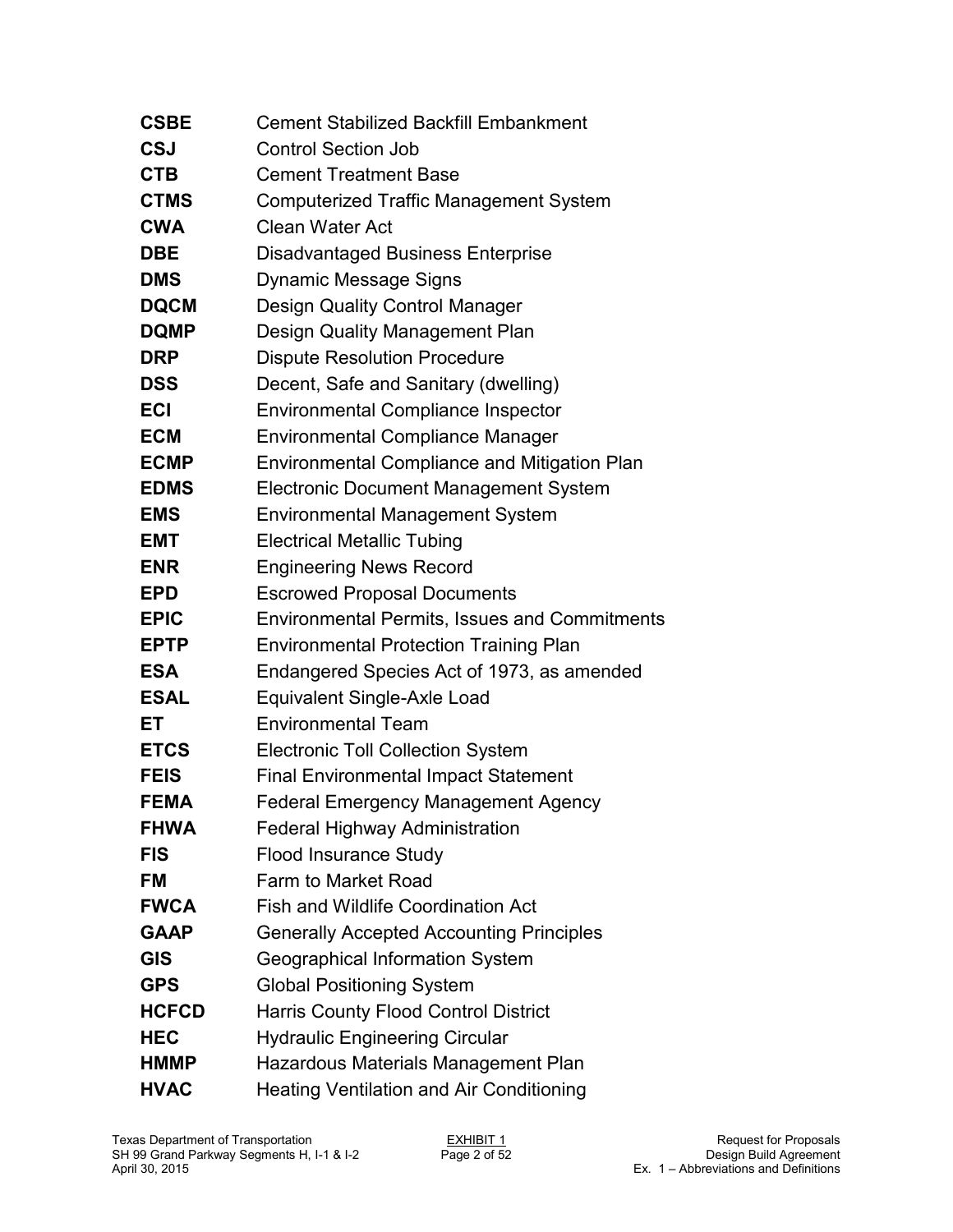| | |
|---|---|
| **CSBE** | Cement Stabilized Backfill Embankment |
| **CSJ** | Control Section Job |
| **CTB** | Cement Treatment Base |
| **CTMS** | Computerized Traffic Management System |
| **CWA** | Clean Water Act |
| **DBE** | Disadvantaged Business Enterprise |
| **DMS** | Dynamic Message Signs |
| **DQCM** | Design Quality Control Manager |
| **DQMP** | Design Quality Management Plan |
| **DRP** | Dispute Resolution Procedure |
| **DSS** | Decent, Safe and Sanitary (dwelling) |
| **ECI** | Environmental Compliance Inspector |
| **ECM** | Environmental Compliance Manager |
| **ECMP** | Environmental Compliance and Mitigation Plan |
| **EDMS** | Electronic Document Management System |
| **EMS** | Environmental Management System |
| **EMT** | Electrical Metallic Tubing |
| **ENR** | Engineering News Record |
| **EPD** | Escrowed Proposal Documents |
| **EPIC** | Environmental Permits, Issues and Commitments |
| **EPTP** | Environmental Protection Training Plan |
| **ESA** | Endangered Species Act of 1973, as amended |
| **ESAL** | Equivalent Single-Axle Load |
| **ET** | Environmental Team |
| **ETCS** | Electronic Toll Collection System |
| **FEIS** | Final Environmental Impact Statement |
| **FEMA** | Federal Emergency Management Agency |
| **FHWA** | Federal Highway Administration |
| **FIS** | Flood Insurance Study |
| **FM** | Farm to Market Road |
| **FWCA** | Fish and Wildlife Coordination Act |
| **GAAP** | Generally Accepted Accounting Principles |
| **GIS** | Geographical Information System |
| **GPS** | Global Positioning System |
| **HCFCD** | Harris County Flood Control District |
| **HEC** | Hydraulic Engineering Circular |
| **HMMP** | Hazardous Materials Management Plan |
| **HVAC** | Heating Ventilation and Air Conditioning |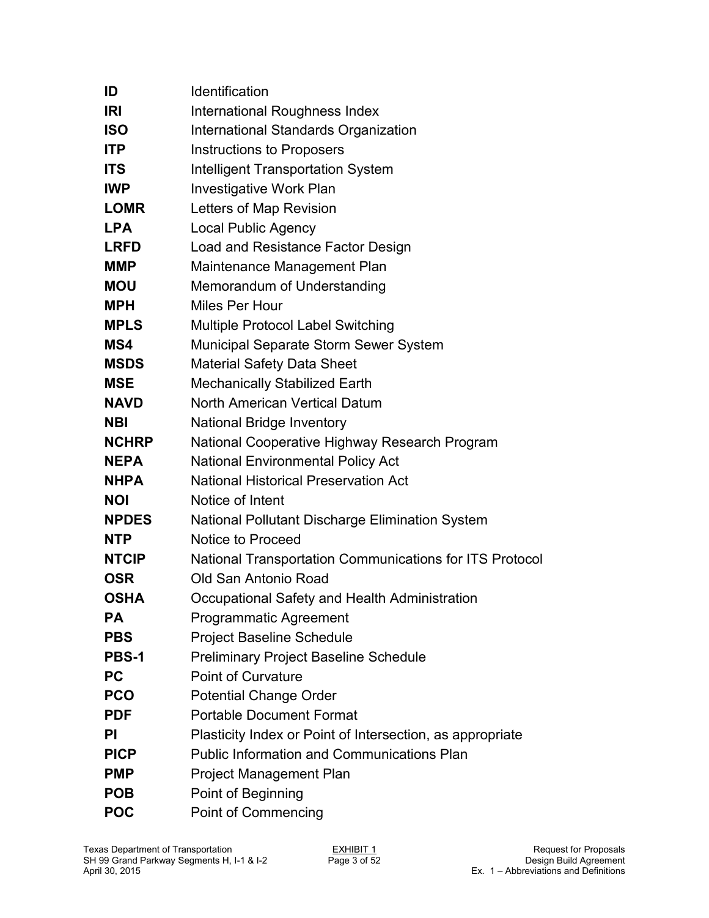| | |
|---|---|
| **ID** | Identification |
| **IRI** | International Roughness Index |
| **ISO** | International Standards Organization |
| **ITP** | Instructions to Proposers |
| **ITS** | Intelligent Transportation System |
| **IWP** | Investigative Work Plan |
| **LOMR** | Letters of Map Revision |
| **LPA** | Local Public Agency |
| **LRFD** | Load and Resistance Factor Design |
| **MMP** | Maintenance Management Plan |
| **MOU** | Memorandum of Understanding |
| **MPH** | Miles Per Hour |
| **MPLS** | Multiple Protocol Label Switching |
| **MS4** | Municipal Separate Storm Sewer System |
| **MSDS** | Material Safety Data Sheet |
| **MSE** | Mechanically Stabilized Earth |
| **NAVD** | North American Vertical Datum |
| **NBI** | National Bridge Inventory |
| **NCHRP** | National Cooperative Highway Research Program |
| **NEPA** | National Environmental Policy Act |
| **NHPA** | National Historical Preservation Act |
| **NOI** | Notice of Intent |
| **NPDES** | National Pollutant Discharge Elimination System |
| **NTP** | Notice to Proceed |
| **NTCIP** | National Transportation Communications for ITS Protocol |
| **OSR** | Old San Antonio Road |
| **OSHA** | Occupational Safety and Health Administration |
| **PA** | Programmatic Agreement |
| **PBS** | Project Baseline Schedule |
| **PBS-1** | Preliminary Project Baseline Schedule |
| **PC** | Point of Curvature |
| **PCO** | Potential Change Order |
| **PDF** | Portable Document Format |
| **PI** | Plasticity Index or Point of Intersection, as appropriate |
| **PICP** | Public Information and Communications Plan |
| **PMP** | Project Management Plan |
| **POB** | Point of Beginning |
| **POC** | Point of Commencing |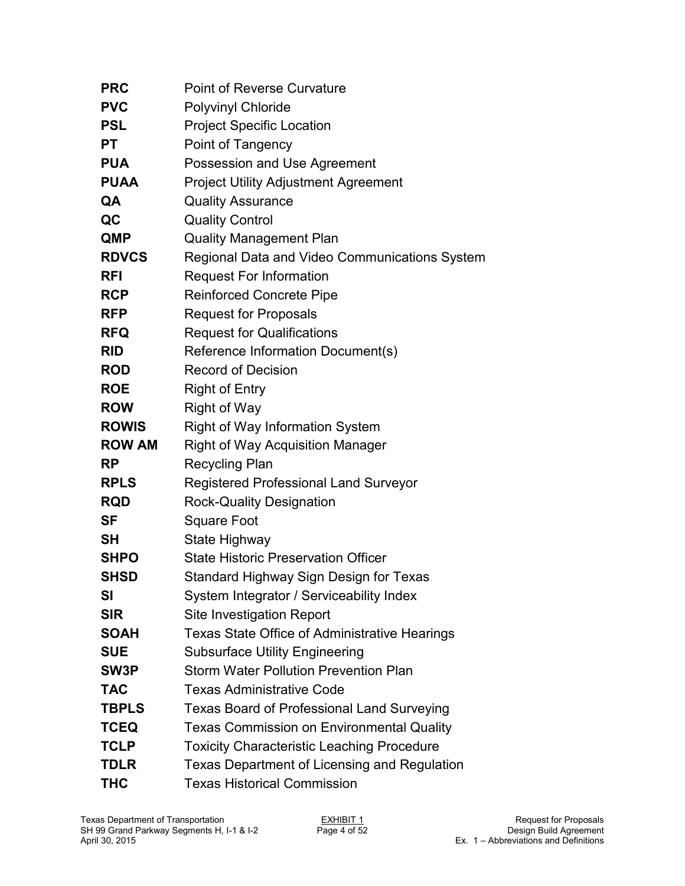| | |
|---|---|
| **PRC** | Point of Reverse Curvature |
| **PVC** | Polyvinyl Chloride |
| **PSL** | Project Specific Location |
| **PT** | Point of Tangency |
| **PUA** | Possession and Use Agreement |
| **PUAA** | Project Utility Adjustment Agreement |
| **QA** | Quality Assurance |
| **QC** | Quality Control |
| **QMP** | Quality Management Plan |
| **RDVCS** | Regional Data and Video Communications System |
| **RFI** | Request For Information |
| **RCP** | Reinforced Concrete Pipe |
| **RFP** | Request for Proposals |
| **RFQ** | Request for Qualifications |
| **RID** | Reference Information Document(s) |
| **ROD** | Record of Decision |
| **ROE** | Right of Entry |
| **ROW** | Right of Way |
| **ROWIS** | Right of Way Information System |
| **ROW AM** | Right of Way Acquisition Manager |
| **RP** | Recycling Plan |
| **RPLS** | Registered Professional Land Surveyor |
| **RQD** | Rock-Quality Designation |
| **SF** | Square Foot |
| **SH** | State Highway |
| **SHPO** | State Historic Preservation Officer |
| **SHSD** | Standard Highway Sign Design for Texas |
| **SI** | System Integrator / Serviceability Index |
| **SIR** | Site Investigation Report |
| **SOAH** | Texas State Office of Administrative Hearings |
| **SUE** | Subsurface Utility Engineering |
| **SW3P** | Storm Water Pollution Prevention Plan |
| **TAC** | Texas Administrative Code |
| **TBPLS** | Texas Board of Professional Land Surveying |
| **TCEQ** | Texas Commission on Environmental Quality |
| **TCLP** | Toxicity Characteristic Leaching Procedure |
| **TDLR** | Texas Department of Licensing and Regulation |
| **THC** | Texas Historical Commission |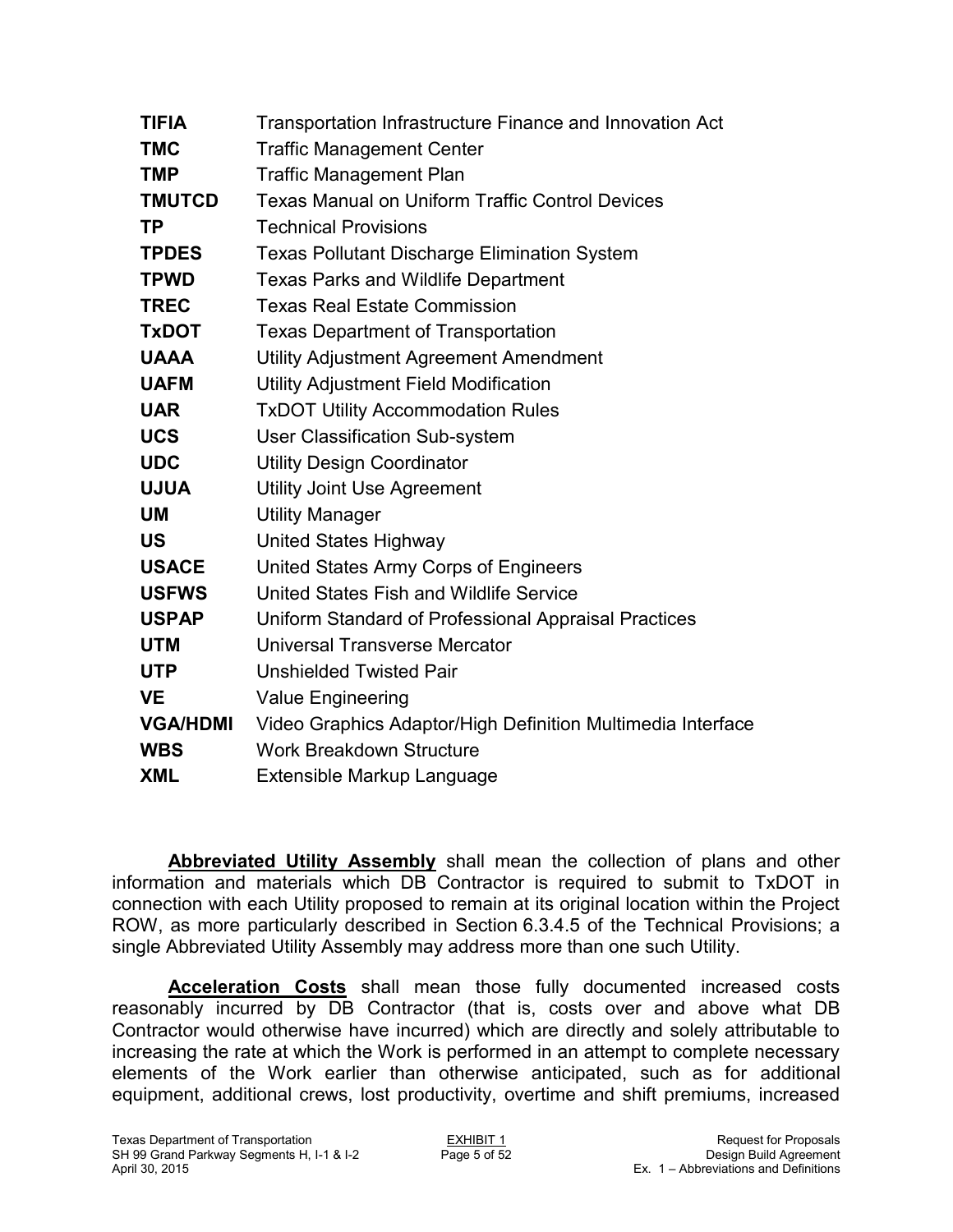| | |
|---|---|
| **TIFIA** | Transportation Infrastructure Finance and Innovation Act |
| **TMC** | Traffic Management Center |
| **TMP** | Traffic Management Plan |
| **TMUTCD** | Texas Manual on Uniform Traffic Control Devices |
| **TP** | Technical Provisions |
| **TPDES** | Texas Pollutant Discharge Elimination System |
| **TPWD** | Texas Parks and Wildlife Department |
| **TREC** | Texas Real Estate Commission |
| **TxDOT** | Texas Department of Transportation |
| **UAAA** | Utility Adjustment Agreement Amendment |
| **UAFM** | Utility Adjustment Field Modification |
| **UAR** | TxDOT Utility Accommodation Rules |
| **UCS** | User Classification Sub-system |
| **UDC** | Utility Design Coordinator |
| **UJUA** | Utility Joint Use Agreement |
| **UM** | Utility Manager |
| **US** | United States Highway |
| **USACE** | United States Army Corps of Engineers |
| **USFWS** | United States Fish and Wildlife Service |
| **USPAP** | Uniform Standard of Professional Appraisal Practices |
| **UTM** | Universal Transverse Mercator |
| **UTP** | Unshielded Twisted Pair |
| **VE** | Value Engineering |
| **VGA/HDMI** | Video Graphics Adaptor/High Definition Multimedia Interface |
| **WBS** | Work Breakdown Structure |
| **XML** | Extensible Markup Language |

**Abbreviated Utility Assembly** shall mean the collection of plans and other information and materials which DB Contractor is required to submit to TxDOT in connection with each Utility proposed to remain at its original location within the Project ROW, as more particularly described in Section 6.3.4.5 of the Technical Provisions; a single Abbreviated Utility Assembly may address more than one such Utility.

**Acceleration Costs** shall mean those fully documented increased costs reasonably incurred by DB Contractor (that is, costs over and above what DB Contractor would otherwise have incurred) which are directly and solely attributable to increasing the rate at which the Work is performed in an attempt to complete necessary elements of the Work earlier than otherwise anticipated, such as for additional equipment, additional crews, lost productivity, overtime and shift premiums, increased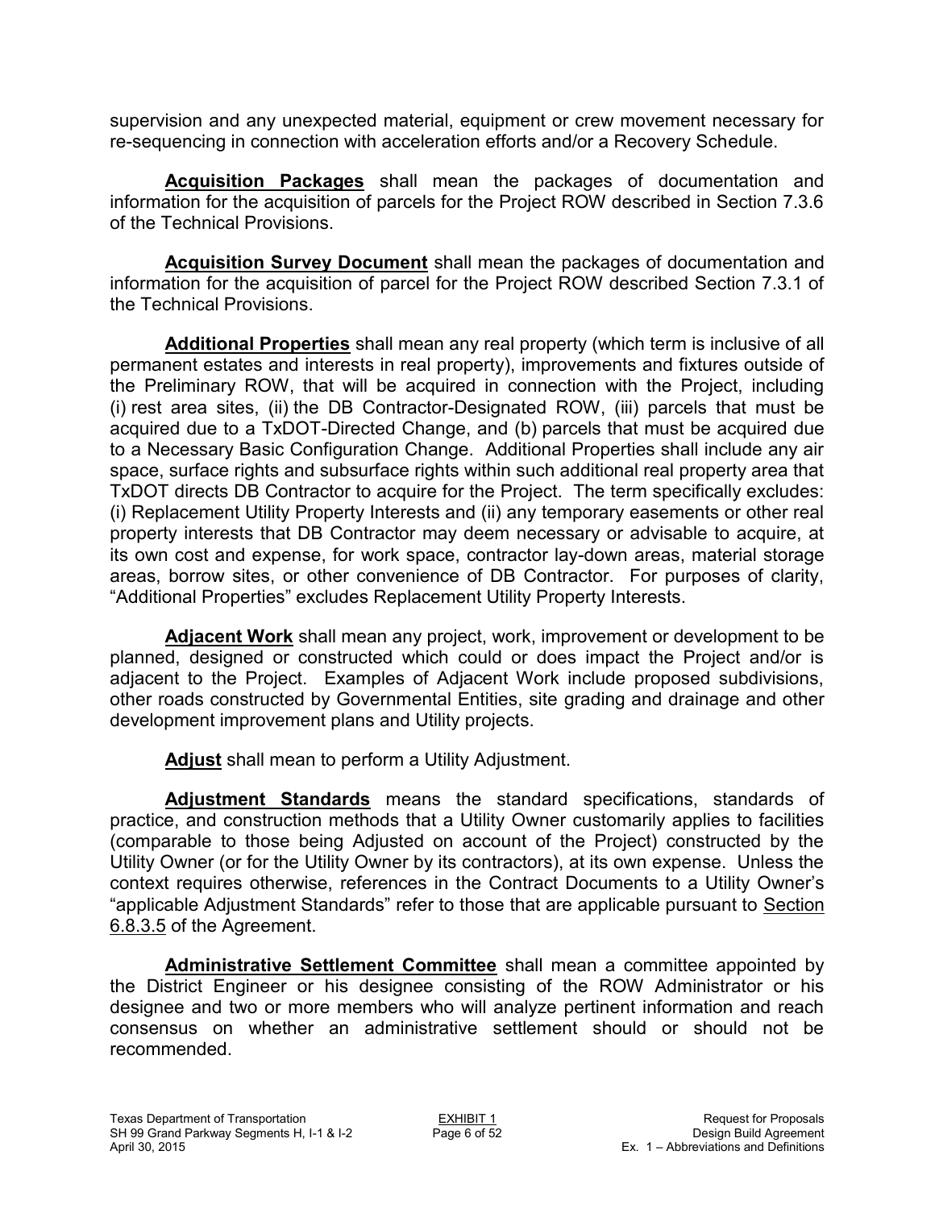supervision and any unexpected material, equipment or crew movement necessary for re-sequencing in connection with acceleration efforts and/or a Recovery Schedule.

**Acquisition Packages** shall mean the packages of documentation and information for the acquisition of parcels for the Project ROW described in Section 7.3.6 of the Technical Provisions.

**Acquisition Survey Document** shall mean the packages of documentation and information for the acquisition of parcel for the Project ROW described Section 7.3.1 of the Technical Provisions.

**Additional Properties** shall mean any real property (which term is inclusive of all permanent estates and interests in real property), improvements and fixtures outside of the Preliminary ROW, that will be acquired in connection with the Project, including (i) rest area sites, (ii) the DB Contractor-Designated ROW, (iii) parcels that must be acquired due to a TxDOT-Directed Change, and (b) parcels that must be acquired due to a Necessary Basic Configuration Change. Additional Properties shall include any air space, surface rights and subsurface rights within such additional real property area that TxDOT directs DB Contractor to acquire for the Project. The term specifically excludes: (i) Replacement Utility Property Interests and (ii) any temporary easements or other real property interests that DB Contractor may deem necessary or advisable to acquire, at its own cost and expense, for work space, contractor lay-down areas, material storage areas, borrow sites, or other convenience of DB Contractor. For purposes of clarity, "Additional Properties" excludes Replacement Utility Property Interests.

**Adjacent Work** shall mean any project, work, improvement or development to be planned, designed or constructed which could or does impact the Project and/or is adjacent to the Project. Examples of Adjacent Work include proposed subdivisions, other roads constructed by Governmental Entities, site grading and drainage and other development improvement plans and Utility projects.

**Adjust** shall mean to perform a Utility Adjustment.

**Adjustment Standards** means the standard specifications, standards of practice, and construction methods that a Utility Owner customarily applies to facilities (comparable to those being Adjusted on account of the Project) constructed by the Utility Owner (or for the Utility Owner by its contractors), at its own expense. Unless the context requires otherwise, references in the Contract Documents to a Utility Owner's "applicable Adjustment Standards" refer to those that are applicable pursuant to Section 6.8.3.5 of the Agreement.

**Administrative Settlement Committee** shall mean a committee appointed by the District Engineer or his designee consisting of the ROW Administrator or his designee and two or more members who will analyze pertinent information and reach consensus on whether an administrative settlement should or should not be recommended.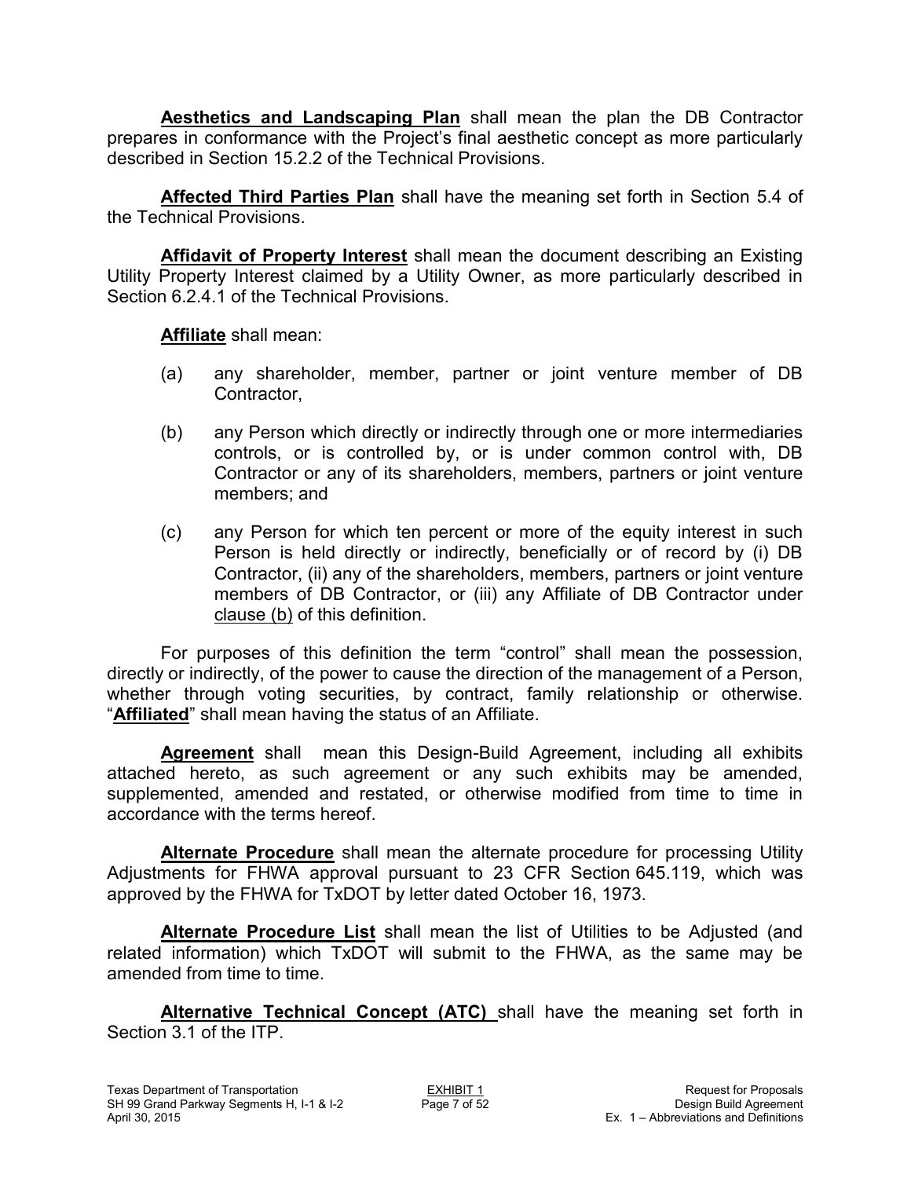**Aesthetics and Landscaping Plan** shall mean the plan the DB Contractor prepares in conformance with the Project's final aesthetic concept as more particularly described in Section 15.2.2 of the Technical Provisions.

**Affected Third Parties Plan** shall have the meaning set forth in Section 5.4 of the Technical Provisions.

**Affidavit of Property Interest** shall mean the document describing an Existing Utility Property Interest claimed by a Utility Owner, as more particularly described in Section 6.2.4.1 of the Technical Provisions.

**Affiliate** shall mean:

(a) any shareholder, member, partner or joint venture member of DB Contractor,

(b) any Person which directly or indirectly through one or more intermediaries controls, or is controlled by, or is under common control with, DB Contractor or any of its shareholders, members, partners or joint venture members; and

(c) any Person for which ten percent or more of the equity interest in such Person is held directly or indirectly, beneficially or of record by (i) DB Contractor, (ii) any of the shareholders, members, partners or joint venture members of DB Contractor, or (iii) any Affiliate of DB Contractor under clause (b) of this definition.

For purposes of this definition the term "control" shall mean the possession, directly or indirectly, of the power to cause the direction of the management of a Person, whether through voting securities, by contract, family relationship or otherwise. "**Affiliated**" shall mean having the status of an Affiliate.

**Agreement** shall mean this Design-Build Agreement, including all exhibits attached hereto, as such agreement or any such exhibits may be amended, supplemented, amended and restated, or otherwise modified from time to time in accordance with the terms hereof.

**Alternate Procedure** shall mean the alternate procedure for processing Utility Adjustments for FHWA approval pursuant to 23 CFR Section 645.119, which was approved by the FHWA for TxDOT by letter dated October 16, 1973.

**Alternate Procedure List** shall mean the list of Utilities to be Adjusted (and related information) which TxDOT will submit to the FHWA, as the same may be amended from time to time.

**Alternative Technical Concept (ATC)** shall have the meaning set forth in Section 3.1 of the ITP.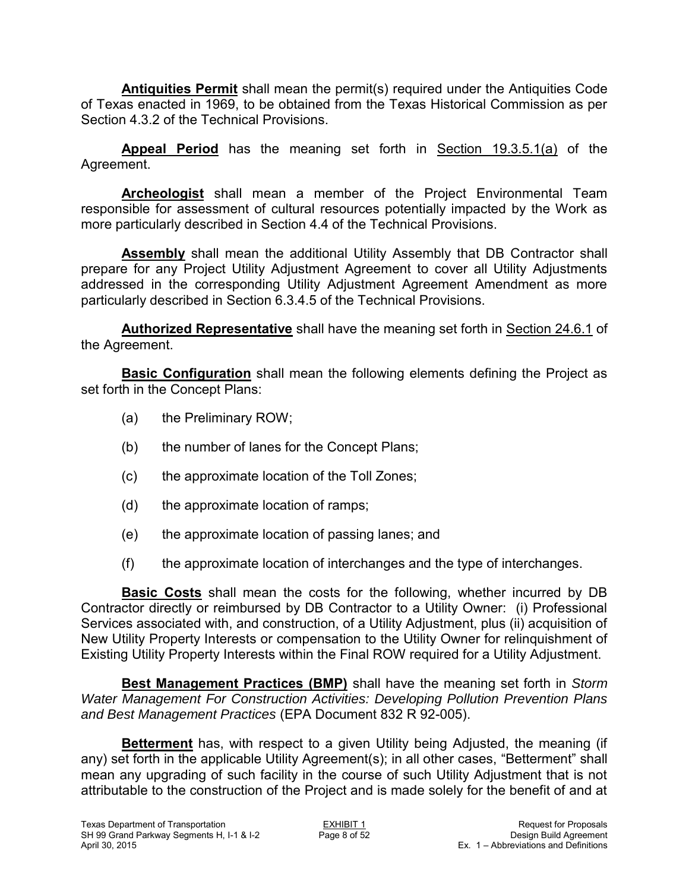**Antiquities Permit** shall mean the permit(s) required under the Antiquities Code of Texas enacted in 1969, to be obtained from the Texas Historical Commission as per Section 4.3.2 of the Technical Provisions.

**Appeal Period** has the meaning set forth in Section 19.3.5.1(a) of the Agreement.

**Archeologist** shall mean a member of the Project Environmental Team responsible for assessment of cultural resources potentially impacted by the Work as more particularly described in Section 4.4 of the Technical Provisions.

**Assembly** shall mean the additional Utility Assembly that DB Contractor shall prepare for any Project Utility Adjustment Agreement to cover all Utility Adjustments addressed in the corresponding Utility Adjustment Agreement Amendment as more particularly described in Section 6.3.4.5 of the Technical Provisions.

**Authorized Representative** shall have the meaning set forth in Section 24.6.1 of the Agreement.

**Basic Configuration** shall mean the following elements defining the Project as set forth in the Concept Plans:

(a) the Preliminary ROW;

(b) the number of lanes for the Concept Plans;

(c) the approximate location of the Toll Zones;

(d) the approximate location of ramps;

(e) the approximate location of passing lanes; and

(f) the approximate location of interchanges and the type of interchanges.

**Basic Costs** shall mean the costs for the following, whether incurred by DB Contractor directly or reimbursed by DB Contractor to a Utility Owner: (i) Professional Services associated with, and construction, of a Utility Adjustment, plus (ii) acquisition of New Utility Property Interests or compensation to the Utility Owner for relinquishment of Existing Utility Property Interests within the Final ROW required for a Utility Adjustment.

**Best Management Practices (BMP)** shall have the meaning set forth in *Storm Water Management For Construction Activities: Developing Pollution Prevention Plans and Best Management Practices* (EPA Document 832 R 92-005).

**Betterment** has, with respect to a given Utility being Adjusted, the meaning (if any) set forth in the applicable Utility Agreement(s); in all other cases, "Betterment" shall mean any upgrading of such facility in the course of such Utility Adjustment that is not attributable to the construction of the Project and is made solely for the benefit of and at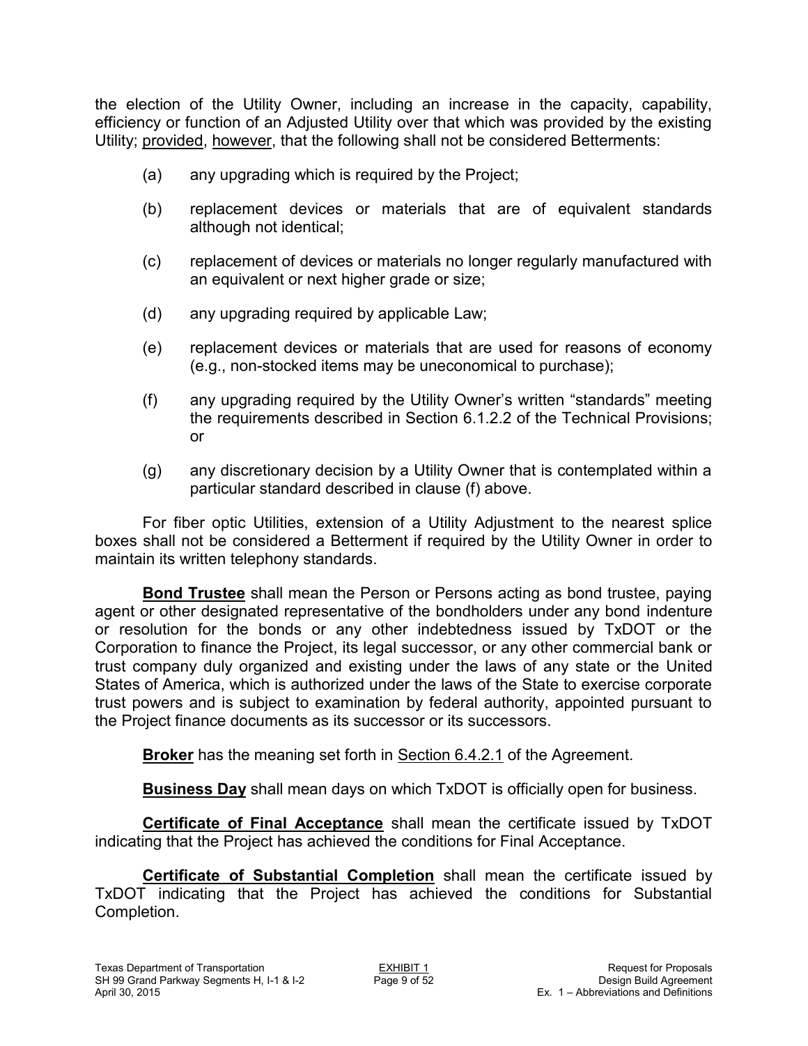the election of the Utility Owner, including an increase in the capacity, capability, efficiency or function of an Adjusted Utility over that which was provided by the existing Utility; provided, however, that the following shall not be considered Betterments:

(a) any upgrading which is required by the Project;

(b) replacement devices or materials that are of equivalent standards although not identical;

(c) replacement of devices or materials no longer regularly manufactured with an equivalent or next higher grade or size;

(d) any upgrading required by applicable Law;

(e) replacement devices or materials that are used for reasons of economy (e.g., non-stocked items may be uneconomical to purchase);

(f) any upgrading required by the Utility Owner's written "standards" meeting the requirements described in Section 6.1.2.2 of the Technical Provisions; or

(g) any discretionary decision by a Utility Owner that is contemplated within a particular standard described in clause (f) above.

For fiber optic Utilities, extension of a Utility Adjustment to the nearest splice boxes shall not be considered a Betterment if required by the Utility Owner in order to maintain its written telephony standards.

**Bond Trustee** shall mean the Person or Persons acting as bond trustee, paying agent or other designated representative of the bondholders under any bond indenture or resolution for the bonds or any other indebtedness issued by TxDOT or the Corporation to finance the Project, its legal successor, or any other commercial bank or trust company duly organized and existing under the laws of any state or the United States of America, which is authorized under the laws of the State to exercise corporate trust powers and is subject to examination by federal authority, appointed pursuant to the Project finance documents as its successor or its successors.

**Broker** has the meaning set forth in Section 6.4.2.1 of the Agreement.

**Business Day** shall mean days on which TxDOT is officially open for business.

**Certificate of Final Acceptance** shall mean the certificate issued by TxDOT indicating that the Project has achieved the conditions for Final Acceptance.

**Certificate of Substantial Completion** shall mean the certificate issued by TxDOT indicating that the Project has achieved the conditions for Substantial Completion.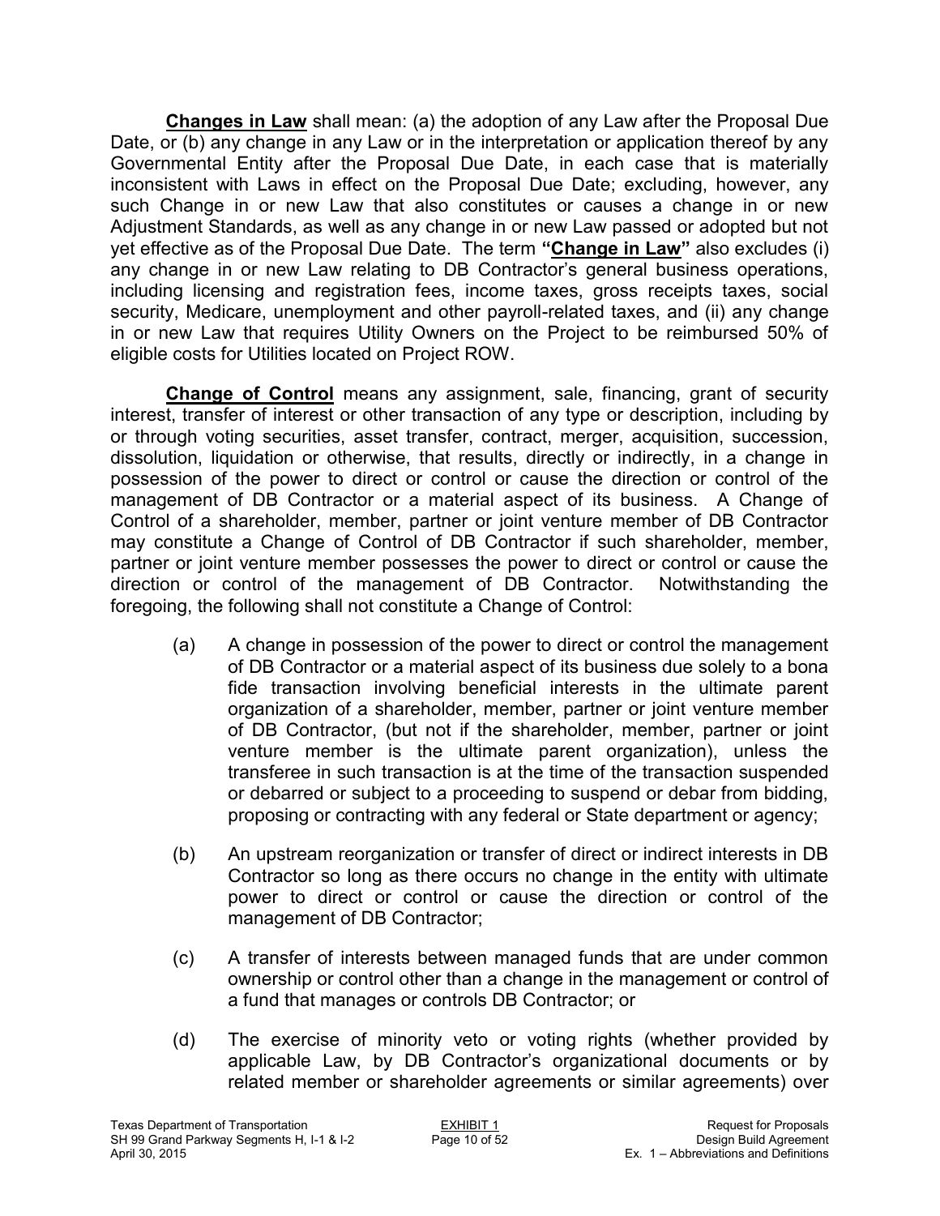**Changes in Law** shall mean: (a) the adoption of any Law after the Proposal Due Date, or (b) any change in any Law or in the interpretation or application thereof by any Governmental Entity after the Proposal Due Date, in each case that is materially inconsistent with Laws in effect on the Proposal Due Date; excluding, however, any such Change in or new Law that also constitutes or causes a change in or new Adjustment Standards, as well as any change in or new Law passed or adopted but not yet effective as of the Proposal Due Date. The term **"Change in Law"** also excludes (i) any change in or new Law relating to DB Contractor's general business operations, including licensing and registration fees, income taxes, gross receipts taxes, social security, Medicare, unemployment and other payroll-related taxes, and (ii) any change in or new Law that requires Utility Owners on the Project to be reimbursed 50% of eligible costs for Utilities located on Project ROW.

**Change of Control** means any assignment, sale, financing, grant of security interest, transfer of interest or other transaction of any type or description, including by or through voting securities, asset transfer, contract, merger, acquisition, succession, dissolution, liquidation or otherwise, that results, directly or indirectly, in a change in possession of the power to direct or control or cause the direction or control of the management of DB Contractor or a material aspect of its business. A Change of Control of a shareholder, member, partner or joint venture member of DB Contractor may constitute a Change of Control of DB Contractor if such shareholder, member, partner or joint venture member possesses the power to direct or control or cause the direction or control of the management of DB Contractor. Notwithstanding the foregoing, the following shall not constitute a Change of Control:

(a) A change in possession of the power to direct or control the management of DB Contractor or a material aspect of its business due solely to a bona fide transaction involving beneficial interests in the ultimate parent organization of a shareholder, member, partner or joint venture member of DB Contractor, (but not if the shareholder, member, partner or joint venture member is the ultimate parent organization), unless the transferee in such transaction is at the time of the transaction suspended or debarred or subject to a proceeding to suspend or debar from bidding, proposing or contracting with any federal or State department or agency;

(b) An upstream reorganization or transfer of direct or indirect interests in DB Contractor so long as there occurs no change in the entity with ultimate power to direct or control or cause the direction or control of the management of DB Contractor;

(c) A transfer of interests between managed funds that are under common ownership or control other than a change in the management or control of a fund that manages or controls DB Contractor; or

(d) The exercise of minority veto or voting rights (whether provided by applicable Law, by DB Contractor's organizational documents or by related member or shareholder agreements or similar agreements) over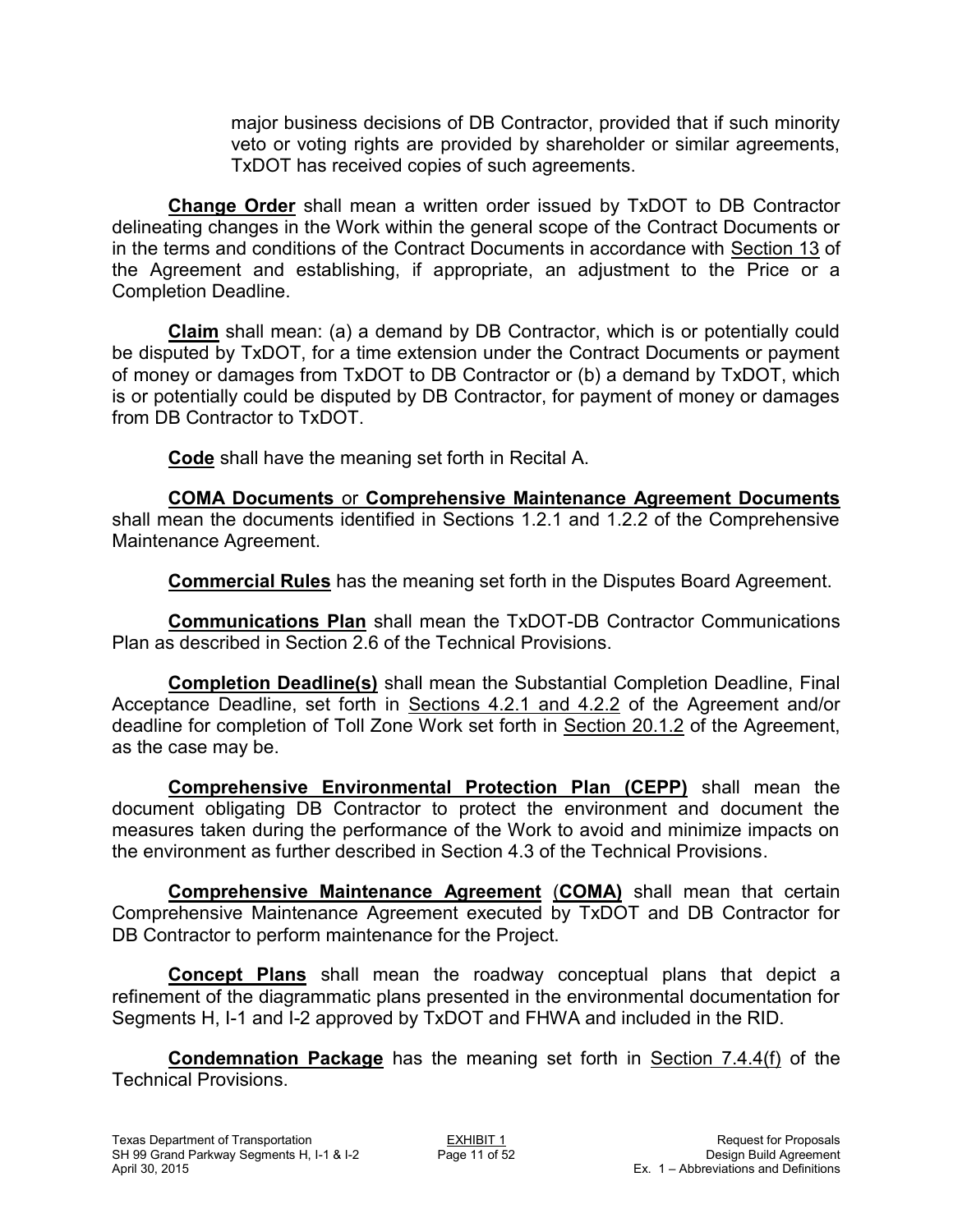major business decisions of DB Contractor, provided that if such minority veto or voting rights are provided by shareholder or similar agreements, TxDOT has received copies of such agreements.

**Change Order** shall mean a written order issued by TxDOT to DB Contractor delineating changes in the Work within the general scope of the Contract Documents or in the terms and conditions of the Contract Documents in accordance with Section 13 of the Agreement and establishing, if appropriate, an adjustment to the Price or a Completion Deadline.

**Claim** shall mean: (a) a demand by DB Contractor, which is or potentially could be disputed by TxDOT, for a time extension under the Contract Documents or payment of money or damages from TxDOT to DB Contractor or (b) a demand by TxDOT, which is or potentially could be disputed by DB Contractor, for payment of money or damages from DB Contractor to TxDOT.

**Code** shall have the meaning set forth in Recital A.

**COMA Documents** or **Comprehensive Maintenance Agreement Documents** shall mean the documents identified in Sections 1.2.1 and 1.2.2 of the Comprehensive Maintenance Agreement.

**Commercial Rules** has the meaning set forth in the Disputes Board Agreement.

**Communications Plan** shall mean the TxDOT-DB Contractor Communications Plan as described in Section 2.6 of the Technical Provisions.

**Completion Deadline(s)** shall mean the Substantial Completion Deadline, Final Acceptance Deadline, set forth in Sections 4.2.1 and 4.2.2 of the Agreement and/or deadline for completion of Toll Zone Work set forth in Section 20.1.2 of the Agreement, as the case may be.

**Comprehensive Environmental Protection Plan (CEPP)** shall mean the document obligating DB Contractor to protect the environment and document the measures taken during the performance of the Work to avoid and minimize impacts on the environment as further described in Section 4.3 of the Technical Provisions.

**Comprehensive Maintenance Agreement** (**COMA)** shall mean that certain Comprehensive Maintenance Agreement executed by TxDOT and DB Contractor for DB Contractor to perform maintenance for the Project.

**Concept Plans** shall mean the roadway conceptual plans that depict a refinement of the diagrammatic plans presented in the environmental documentation for Segments H, I-1 and I-2 approved by TxDOT and FHWA and included in the RID.

**Condemnation Package** has the meaning set forth in Section 7.4.4(f) of the Technical Provisions.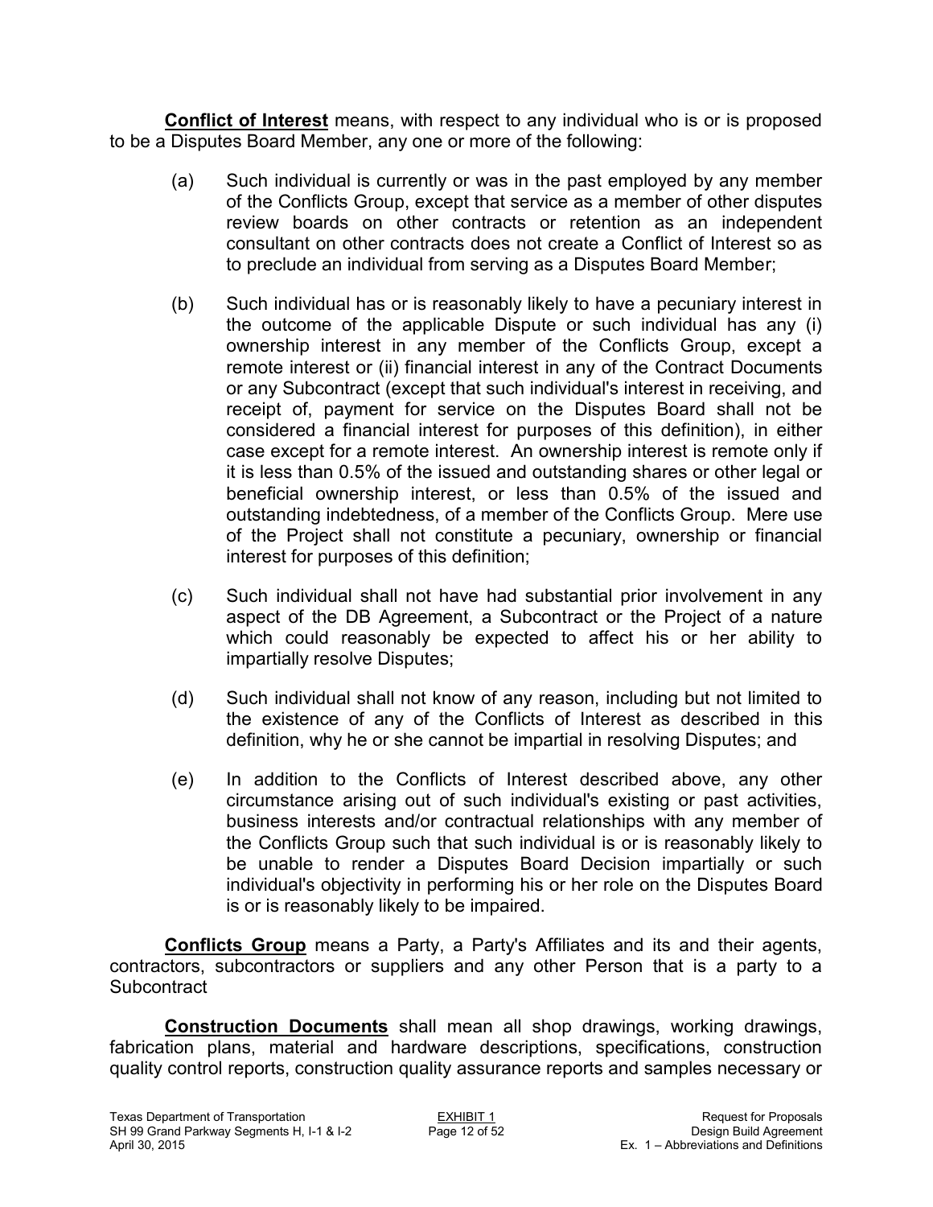**Conflict of Interest** means, with respect to any individual who is or is proposed to be a Disputes Board Member, any one or more of the following:

(a) Such individual is currently or was in the past employed by any member of the Conflicts Group, except that service as a member of other disputes review boards on other contracts or retention as an independent consultant on other contracts does not create a Conflict of Interest so as to preclude an individual from serving as a Disputes Board Member;

(b) Such individual has or is reasonably likely to have a pecuniary interest in the outcome of the applicable Dispute or such individual has any (i) ownership interest in any member of the Conflicts Group, except a remote interest or (ii) financial interest in any of the Contract Documents or any Subcontract (except that such individual's interest in receiving, and receipt of, payment for service on the Disputes Board shall not be considered a financial interest for purposes of this definition), in either case except for a remote interest. An ownership interest is remote only if it is less than 0.5% of the issued and outstanding shares or other legal or beneficial ownership interest, or less than 0.5% of the issued and outstanding indebtedness, of a member of the Conflicts Group. Mere use of the Project shall not constitute a pecuniary, ownership or financial interest for purposes of this definition;

(c) Such individual shall not have had substantial prior involvement in any aspect of the DB Agreement, a Subcontract or the Project of a nature which could reasonably be expected to affect his or her ability to impartially resolve Disputes;

(d) Such individual shall not know of any reason, including but not limited to the existence of any of the Conflicts of Interest as described in this definition, why he or she cannot be impartial in resolving Disputes; and

(e) In addition to the Conflicts of Interest described above, any other circumstance arising out of such individual's existing or past activities, business interests and/or contractual relationships with any member of the Conflicts Group such that such individual is or is reasonably likely to be unable to render a Disputes Board Decision impartially or such individual's objectivity in performing his or her role on the Disputes Board is or is reasonably likely to be impaired.

**Conflicts Group** means a Party, a Party's Affiliates and its and their agents, contractors, subcontractors or suppliers and any other Person that is a party to a Subcontract

**Construction Documents** shall mean all shop drawings, working drawings, fabrication plans, material and hardware descriptions, specifications, construction quality control reports, construction quality assurance reports and samples necessary or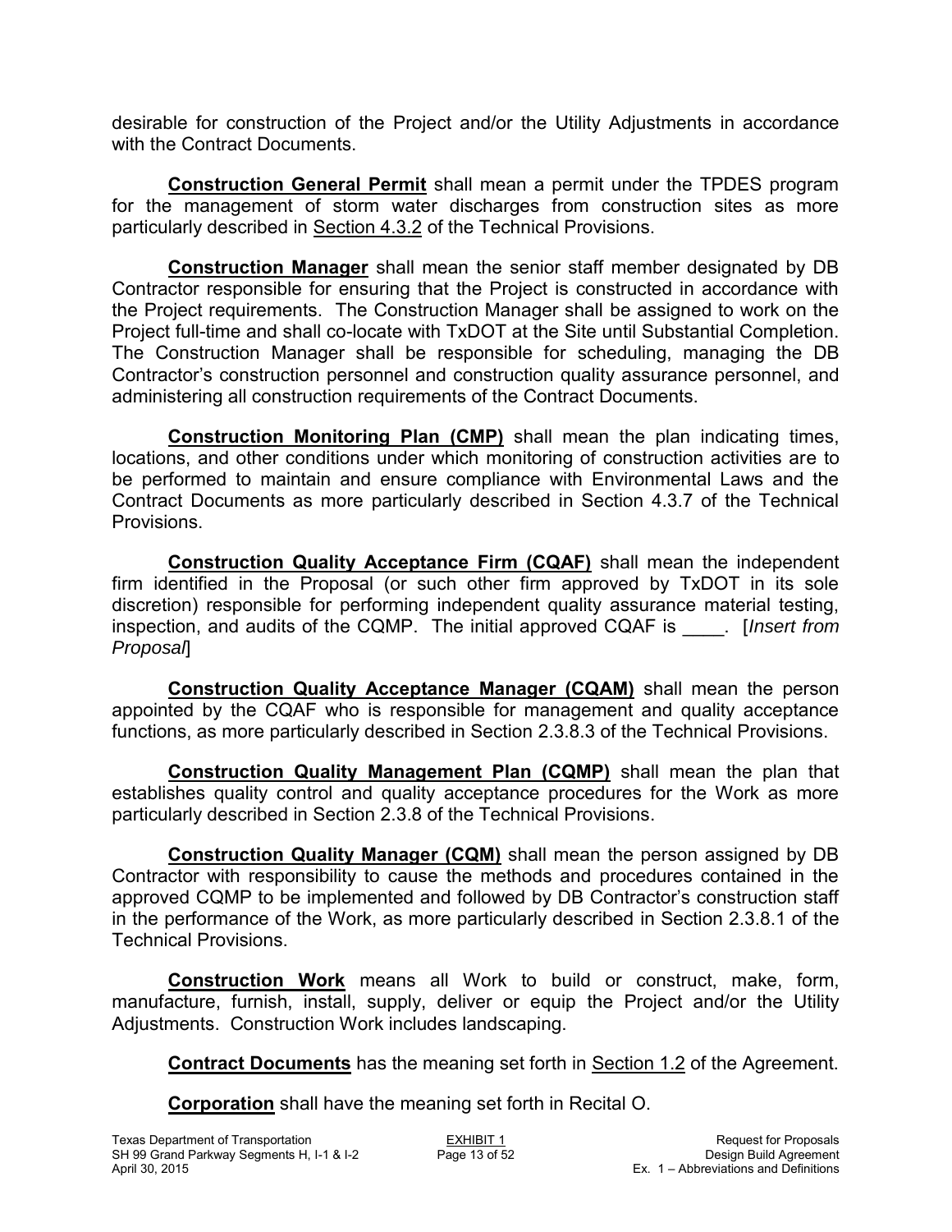desirable for construction of the Project and/or the Utility Adjustments in accordance with the Contract Documents.

**Construction General Permit** shall mean a permit under the TPDES program for the management of storm water discharges from construction sites as more particularly described in Section 4.3.2 of the Technical Provisions.

**Construction Manager** shall mean the senior staff member designated by DB Contractor responsible for ensuring that the Project is constructed in accordance with the Project requirements. The Construction Manager shall be assigned to work on the Project full-time and shall co-locate with TxDOT at the Site until Substantial Completion. The Construction Manager shall be responsible for scheduling, managing the DB Contractor's construction personnel and construction quality assurance personnel, and administering all construction requirements of the Contract Documents.

**Construction Monitoring Plan (CMP)** shall mean the plan indicating times, locations, and other conditions under which monitoring of construction activities are to be performed to maintain and ensure compliance with Environmental Laws and the Contract Documents as more particularly described in Section 4.3.7 of the Technical Provisions.

**Construction Quality Acceptance Firm (CQAF)** shall mean the independent firm identified in the Proposal (or such other firm approved by TxDOT in its sole discretion) responsible for performing independent quality assurance material testing, inspection, and audits of the CQMP. The initial approved CQAF is ____. [*Insert from Proposal*]

**Construction Quality Acceptance Manager (CQAM)** shall mean the person appointed by the CQAF who is responsible for management and quality acceptance functions, as more particularly described in Section 2.3.8.3 of the Technical Provisions.

**Construction Quality Management Plan (CQMP)** shall mean the plan that establishes quality control and quality acceptance procedures for the Work as more particularly described in Section 2.3.8 of the Technical Provisions.

**Construction Quality Manager (CQM)** shall mean the person assigned by DB Contractor with responsibility to cause the methods and procedures contained in the approved CQMP to be implemented and followed by DB Contractor's construction staff in the performance of the Work, as more particularly described in Section 2.3.8.1 of the Technical Provisions.

**Construction Work** means all Work to build or construct, make, form, manufacture, furnish, install, supply, deliver or equip the Project and/or the Utility Adjustments. Construction Work includes landscaping.

**Contract Documents** has the meaning set forth in Section 1.2 of the Agreement.

**Corporation** shall have the meaning set forth in Recital O.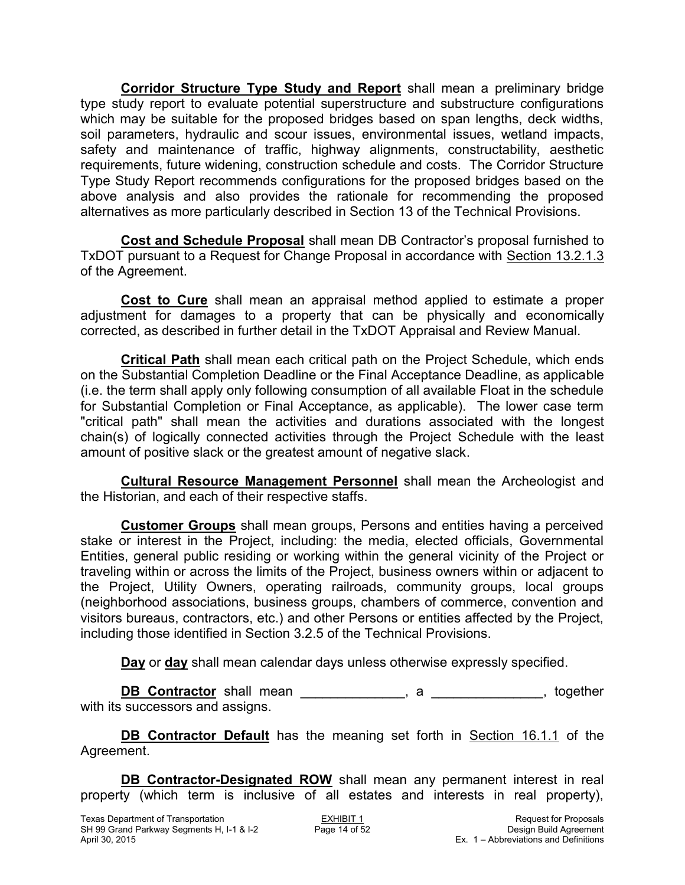**Corridor Structure Type Study and Report** shall mean a preliminary bridge type study report to evaluate potential superstructure and substructure configurations which may be suitable for the proposed bridges based on span lengths, deck widths, soil parameters, hydraulic and scour issues, environmental issues, wetland impacts, safety and maintenance of traffic, highway alignments, constructability, aesthetic requirements, future widening, construction schedule and costs. The Corridor Structure Type Study Report recommends configurations for the proposed bridges based on the above analysis and also provides the rationale for recommending the proposed alternatives as more particularly described in Section 13 of the Technical Provisions.

**Cost and Schedule Proposal** shall mean DB Contractor's proposal furnished to TxDOT pursuant to a Request for Change Proposal in accordance with Section 13.2.1.3 of the Agreement.

**Cost to Cure** shall mean an appraisal method applied to estimate a proper adjustment for damages to a property that can be physically and economically corrected, as described in further detail in the TxDOT Appraisal and Review Manual.

**Critical Path** shall mean each critical path on the Project Schedule, which ends on the Substantial Completion Deadline or the Final Acceptance Deadline, as applicable (i.e. the term shall apply only following consumption of all available Float in the schedule for Substantial Completion or Final Acceptance, as applicable). The lower case term "critical path" shall mean the activities and durations associated with the longest chain(s) of logically connected activities through the Project Schedule with the least amount of positive slack or the greatest amount of negative slack.

**Cultural Resource Management Personnel** shall mean the Archeologist and the Historian, and each of their respective staffs.

**Customer Groups** shall mean groups, Persons and entities having a perceived stake or interest in the Project, including: the media, elected officials, Governmental Entities, general public residing or working within the general vicinity of the Project or traveling within or across the limits of the Project, business owners within or adjacent to the Project, Utility Owners, operating railroads, community groups, local groups (neighborhood associations, business groups, chambers of commerce, convention and visitors bureaus, contractors, etc.) and other Persons or entities affected by the Project, including those identified in Section 3.2.5 of the Technical Provisions.

**Day** or **day** shall mean calendar days unless otherwise expressly specified.

**DB Contractor** shall mean ______________, a _______________, together with its successors and assigns.

**DB Contractor Default** has the meaning set forth in Section 16.1.1 of the Agreement.

**DB Contractor-Designated ROW** shall mean any permanent interest in real property (which term is inclusive of all estates and interests in real property),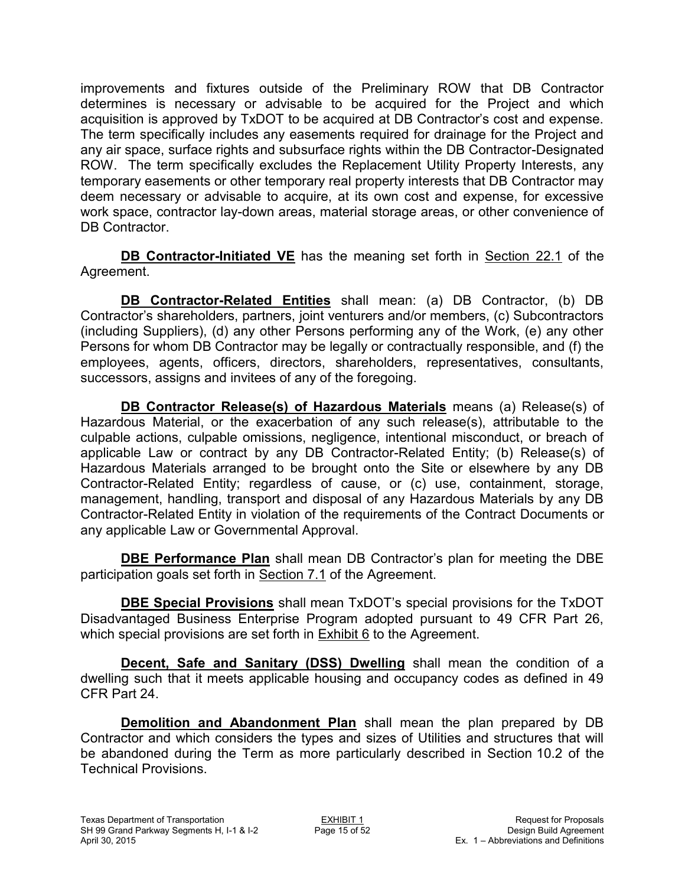improvements and fixtures outside of the Preliminary ROW that DB Contractor determines is necessary or advisable to be acquired for the Project and which acquisition is approved by TxDOT to be acquired at DB Contractor's cost and expense. The term specifically includes any easements required for drainage for the Project and any air space, surface rights and subsurface rights within the DB Contractor-Designated ROW. The term specifically excludes the Replacement Utility Property Interests, any temporary easements or other temporary real property interests that DB Contractor may deem necessary or advisable to acquire, at its own cost and expense, for excessive work space, contractor lay-down areas, material storage areas, or other convenience of DB Contractor.

**DB Contractor-Initiated VE** has the meaning set forth in Section 22.1 of the Agreement.

**DB Contractor-Related Entities** shall mean: (a) DB Contractor, (b) DB Contractor's shareholders, partners, joint venturers and/or members, (c) Subcontractors (including Suppliers), (d) any other Persons performing any of the Work, (e) any other Persons for whom DB Contractor may be legally or contractually responsible, and (f) the employees, agents, officers, directors, shareholders, representatives, consultants, successors, assigns and invitees of any of the foregoing.

**DB Contractor Release(s) of Hazardous Materials** means (a) Release(s) of Hazardous Material, or the exacerbation of any such release(s), attributable to the culpable actions, culpable omissions, negligence, intentional misconduct, or breach of applicable Law or contract by any DB Contractor-Related Entity; (b) Release(s) of Hazardous Materials arranged to be brought onto the Site or elsewhere by any DB Contractor-Related Entity; regardless of cause, or (c) use, containment, storage, management, handling, transport and disposal of any Hazardous Materials by any DB Contractor-Related Entity in violation of the requirements of the Contract Documents or any applicable Law or Governmental Approval.

**DBE Performance Plan** shall mean DB Contractor's plan for meeting the DBE participation goals set forth in Section 7.1 of the Agreement.

**DBE Special Provisions** shall mean TxDOT's special provisions for the TxDOT Disadvantaged Business Enterprise Program adopted pursuant to 49 CFR Part 26, which special provisions are set forth in Exhibit 6 to the Agreement.

**Decent, Safe and Sanitary (DSS) Dwelling** shall mean the condition of a dwelling such that it meets applicable housing and occupancy codes as defined in 49 CFR Part 24.

**Demolition and Abandonment Plan** shall mean the plan prepared by DB Contractor and which considers the types and sizes of Utilities and structures that will be abandoned during the Term as more particularly described in Section 10.2 of the Technical Provisions.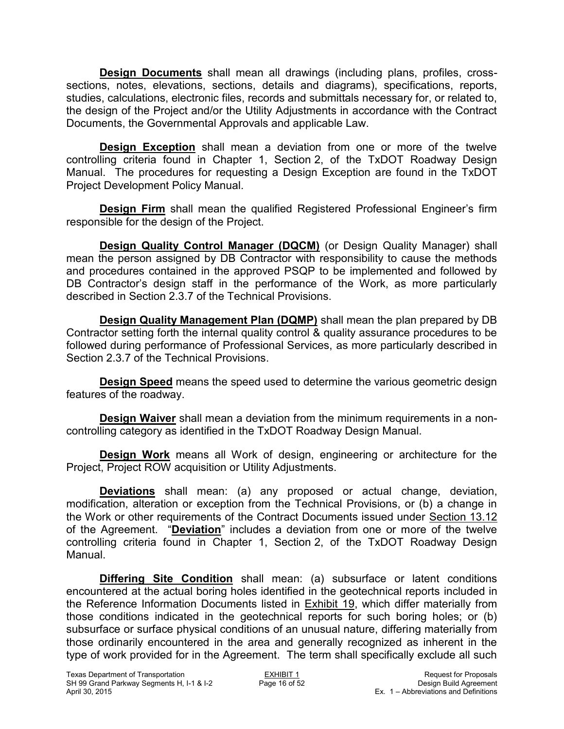**Design Documents** shall mean all drawings (including plans, profiles, cross-sections, notes, elevations, sections, details and diagrams), specifications, reports, studies, calculations, electronic files, records and submittals necessary for, or related to, the design of the Project and/or the Utility Adjustments in accordance with the Contract Documents, the Governmental Approvals and applicable Law.

**Design Exception** shall mean a deviation from one or more of the twelve controlling criteria found in Chapter 1, Section 2, of the TxDOT Roadway Design Manual. The procedures for requesting a Design Exception are found in the TxDOT Project Development Policy Manual.

**Design Firm** shall mean the qualified Registered Professional Engineer's firm responsible for the design of the Project.

**Design Quality Control Manager (DQCM)** (or Design Quality Manager) shall mean the person assigned by DB Contractor with responsibility to cause the methods and procedures contained in the approved PSQP to be implemented and followed by DB Contractor's design staff in the performance of the Work, as more particularly described in Section 2.3.7 of the Technical Provisions.

**Design Quality Management Plan (DQMP)** shall mean the plan prepared by DB Contractor setting forth the internal quality control & quality assurance procedures to be followed during performance of Professional Services, as more particularly described in Section 2.3.7 of the Technical Provisions.

**Design Speed** means the speed used to determine the various geometric design features of the roadway.

**Design Waiver** shall mean a deviation from the minimum requirements in a non-controlling category as identified in the TxDOT Roadway Design Manual.

**Design Work** means all Work of design, engineering or architecture for the Project, Project ROW acquisition or Utility Adjustments.

**Deviations** shall mean: (a) any proposed or actual change, deviation, modification, alteration or exception from the Technical Provisions, or (b) a change in the Work or other requirements of the Contract Documents issued under Section 13.12 of the Agreement. "**Deviation**" includes a deviation from one or more of the twelve controlling criteria found in Chapter 1, Section 2, of the TxDOT Roadway Design Manual.

**Differing Site Condition** shall mean: (a) subsurface or latent conditions encountered at the actual boring holes identified in the geotechnical reports included in the Reference Information Documents listed in Exhibit 19, which differ materially from those conditions indicated in the geotechnical reports for such boring holes; or (b) subsurface or surface physical conditions of an unusual nature, differing materially from those ordinarily encountered in the area and generally recognized as inherent in the type of work provided for in the Agreement. The term shall specifically exclude all such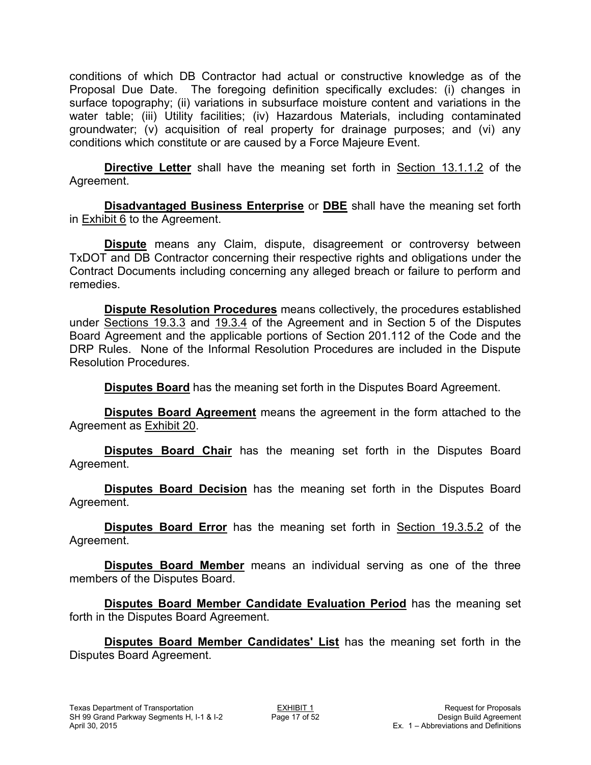conditions of which DB Contractor had actual or constructive knowledge as of the Proposal Due Date. The foregoing definition specifically excludes: (i) changes in surface topography; (ii) variations in subsurface moisture content and variations in the water table; (iii) Utility facilities; (iv) Hazardous Materials, including contaminated groundwater; (v) acquisition of real property for drainage purposes; and (vi) any conditions which constitute or are caused by a Force Majeure Event.

**Directive Letter** shall have the meaning set forth in Section 13.1.1.2 of the Agreement.

**Disadvantaged Business Enterprise** or **DBE** shall have the meaning set forth in Exhibit 6 to the Agreement.

**Dispute** means any Claim, dispute, disagreement or controversy between TxDOT and DB Contractor concerning their respective rights and obligations under the Contract Documents including concerning any alleged breach or failure to perform and remedies.

**Dispute Resolution Procedures** means collectively, the procedures established under Sections 19.3.3 and 19.3.4 of the Agreement and in Section 5 of the Disputes Board Agreement and the applicable portions of Section 201.112 of the Code and the DRP Rules. None of the Informal Resolution Procedures are included in the Dispute Resolution Procedures.

**Disputes Board** has the meaning set forth in the Disputes Board Agreement.

**Disputes Board Agreement** means the agreement in the form attached to the Agreement as Exhibit 20.

**Disputes Board Chair** has the meaning set forth in the Disputes Board Agreement.

**Disputes Board Decision** has the meaning set forth in the Disputes Board Agreement.

**Disputes Board Error** has the meaning set forth in Section 19.3.5.2 of the Agreement.

**Disputes Board Member** means an individual serving as one of the three members of the Disputes Board.

**Disputes Board Member Candidate Evaluation Period** has the meaning set forth in the Disputes Board Agreement.

**Disputes Board Member Candidates' List** has the meaning set forth in the Disputes Board Agreement.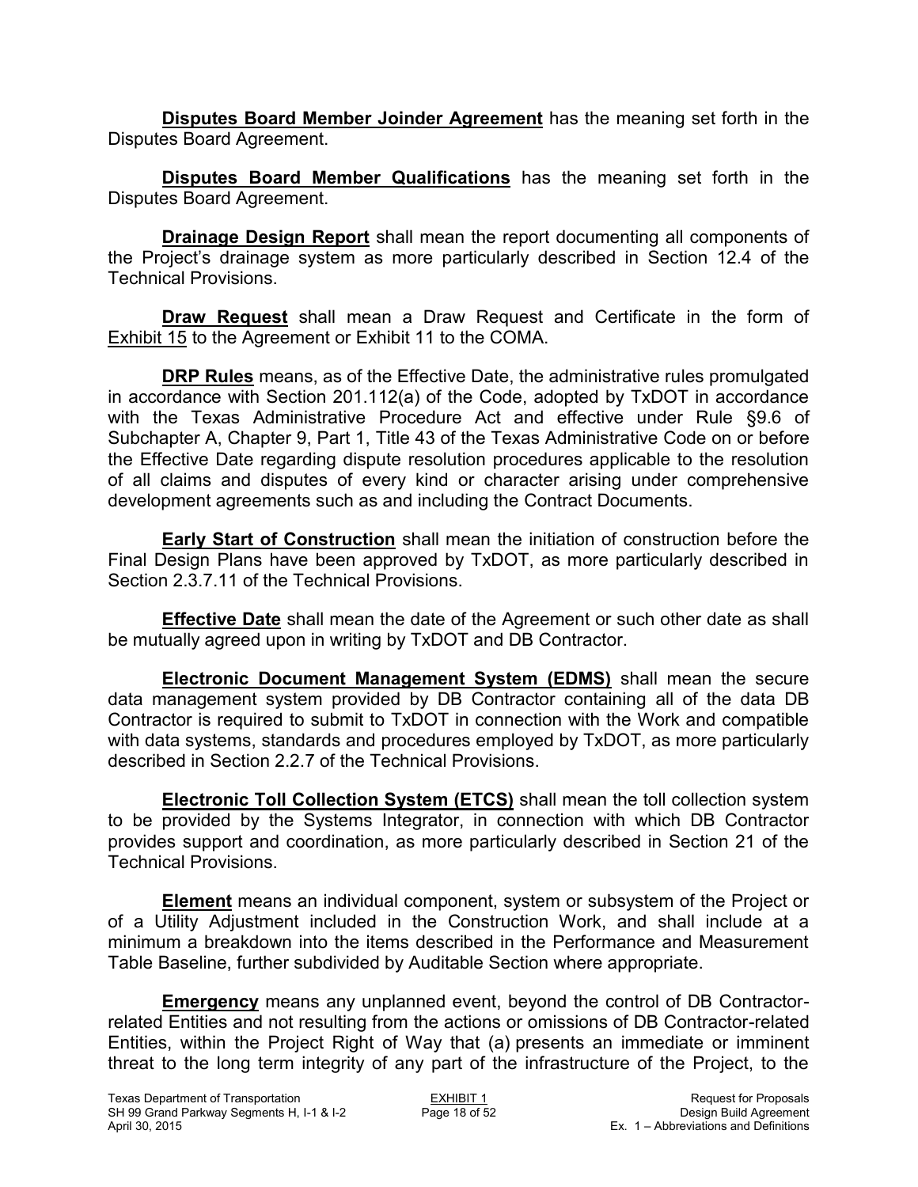**Disputes Board Member Joinder Agreement** has the meaning set forth in the Disputes Board Agreement.

**Disputes Board Member Qualifications** has the meaning set forth in the Disputes Board Agreement.

**Drainage Design Report** shall mean the report documenting all components of the Project's drainage system as more particularly described in Section 12.4 of the Technical Provisions.

**Draw Request** shall mean a Draw Request and Certificate in the form of Exhibit 15 to the Agreement or Exhibit 11 to the COMA.

**DRP Rules** means, as of the Effective Date, the administrative rules promulgated in accordance with Section 201.112(a) of the Code, adopted by TxDOT in accordance with the Texas Administrative Procedure Act and effective under Rule §9.6 of Subchapter A, Chapter 9, Part 1, Title 43 of the Texas Administrative Code on or before the Effective Date regarding dispute resolution procedures applicable to the resolution of all claims and disputes of every kind or character arising under comprehensive development agreements such as and including the Contract Documents.

**Early Start of Construction** shall mean the initiation of construction before the Final Design Plans have been approved by TxDOT, as more particularly described in Section 2.3.7.11 of the Technical Provisions.

**Effective Date** shall mean the date of the Agreement or such other date as shall be mutually agreed upon in writing by TxDOT and DB Contractor.

**Electronic Document Management System (EDMS)** shall mean the secure data management system provided by DB Contractor containing all of the data DB Contractor is required to submit to TxDOT in connection with the Work and compatible with data systems, standards and procedures employed by TxDOT, as more particularly described in Section 2.2.7 of the Technical Provisions.

**Electronic Toll Collection System (ETCS)** shall mean the toll collection system to be provided by the Systems Integrator, in connection with which DB Contractor provides support and coordination, as more particularly described in Section 21 of the Technical Provisions.

**Element** means an individual component, system or subsystem of the Project or of a Utility Adjustment included in the Construction Work, and shall include at a minimum a breakdown into the items described in the Performance and Measurement Table Baseline, further subdivided by Auditable Section where appropriate.

**Emergency** means any unplanned event, beyond the control of DB Contractor-related Entities and not resulting from the actions or omissions of DB Contractor-related Entities, within the Project Right of Way that (a) presents an immediate or imminent threat to the long term integrity of any part of the infrastructure of the Project, to the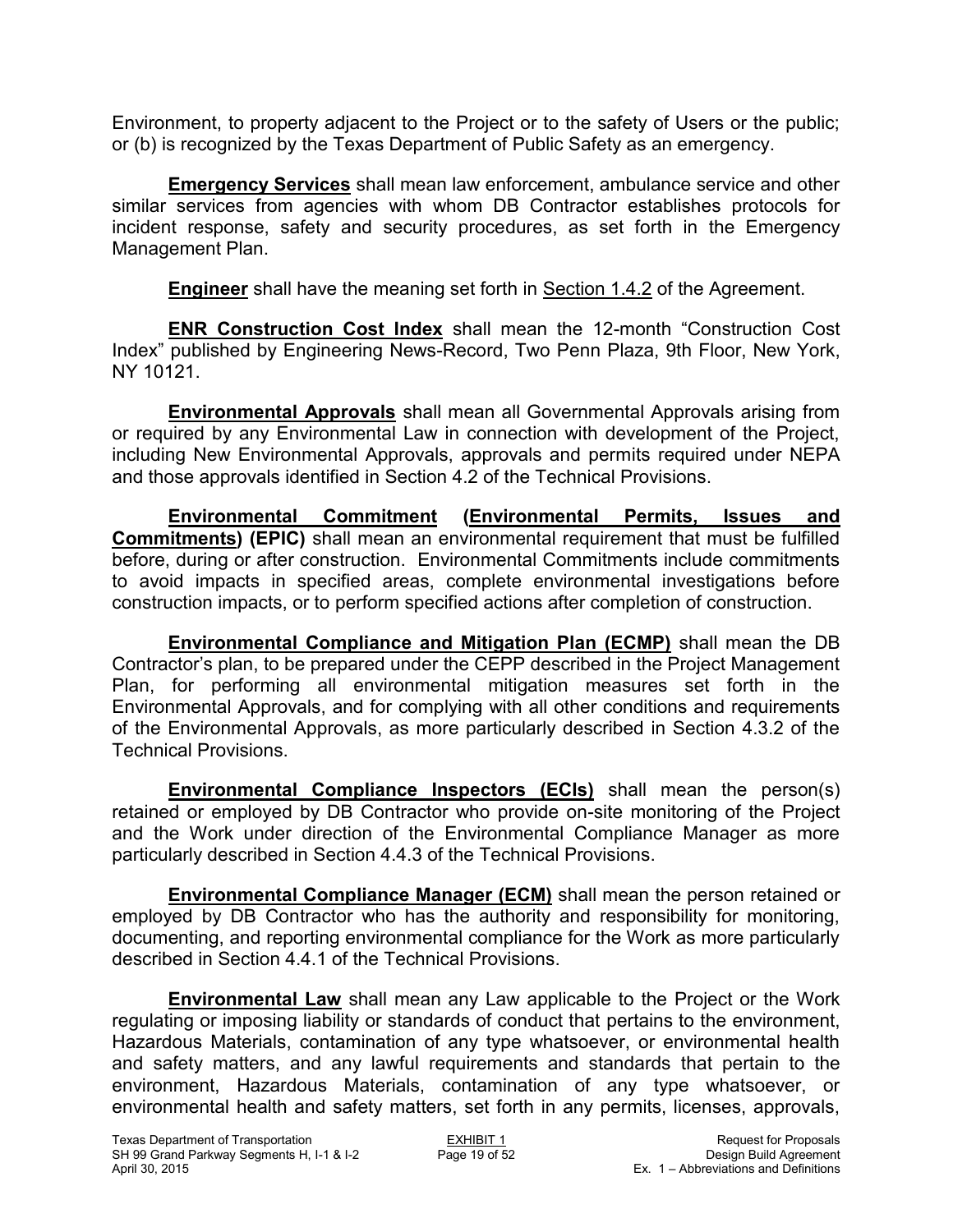Environment, to property adjacent to the Project or to the safety of Users or the public; or (b) is recognized by the Texas Department of Public Safety as an emergency.

**Emergency Services** shall mean law enforcement, ambulance service and other similar services from agencies with whom DB Contractor establishes protocols for incident response, safety and security procedures, as set forth in the Emergency Management Plan.

**Engineer** shall have the meaning set forth in Section 1.4.2 of the Agreement.

**ENR Construction Cost Index** shall mean the 12-month "Construction Cost Index" published by Engineering News-Record, Two Penn Plaza, 9th Floor, New York, NY 10121.

**Environmental Approvals** shall mean all Governmental Approvals arising from or required by any Environmental Law in connection with development of the Project, including New Environmental Approvals, approvals and permits required under NEPA and those approvals identified in Section 4.2 of the Technical Provisions.

**Environmental Commitment (Environmental Permits, Issues and Commitments) (EPIC)** shall mean an environmental requirement that must be fulfilled before, during or after construction. Environmental Commitments include commitments to avoid impacts in specified areas, complete environmental investigations before construction impacts, or to perform specified actions after completion of construction.

**Environmental Compliance and Mitigation Plan (ECMP)** shall mean the DB Contractor's plan, to be prepared under the CEPP described in the Project Management Plan, for performing all environmental mitigation measures set forth in the Environmental Approvals, and for complying with all other conditions and requirements of the Environmental Approvals, as more particularly described in Section 4.3.2 of the Technical Provisions.

**Environmental Compliance Inspectors (ECIs)** shall mean the person(s) retained or employed by DB Contractor who provide on-site monitoring of the Project and the Work under direction of the Environmental Compliance Manager as more particularly described in Section 4.4.3 of the Technical Provisions.

**Environmental Compliance Manager (ECM)** shall mean the person retained or employed by DB Contractor who has the authority and responsibility for monitoring, documenting, and reporting environmental compliance for the Work as more particularly described in Section 4.4.1 of the Technical Provisions.

**Environmental Law** shall mean any Law applicable to the Project or the Work regulating or imposing liability or standards of conduct that pertains to the environment, Hazardous Materials, contamination of any type whatsoever, or environmental health and safety matters, and any lawful requirements and standards that pertain to the environment, Hazardous Materials, contamination of any type whatsoever, or environmental health and safety matters, set forth in any permits, licenses, approvals,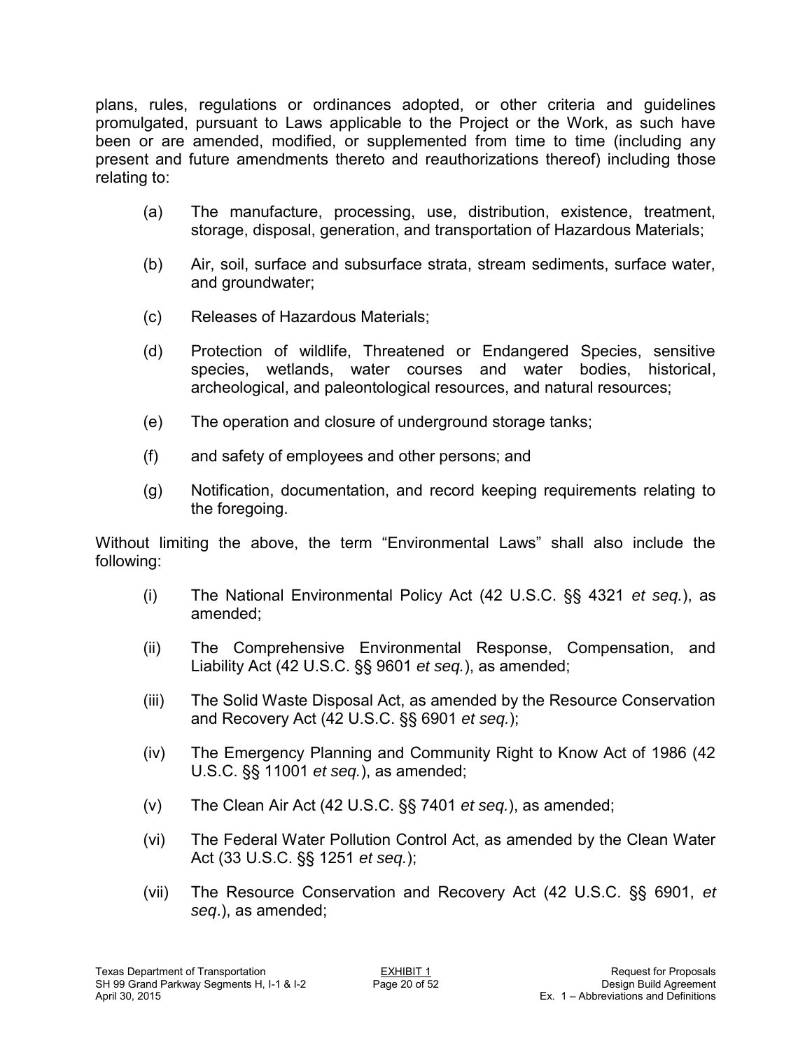plans, rules, regulations or ordinances adopted, or other criteria and guidelines promulgated, pursuant to Laws applicable to the Project or the Work, as such have been or are amended, modified, or supplemented from time to time (including any present and future amendments thereto and reauthorizations thereof) including those relating to:

(a) The manufacture, processing, use, distribution, existence, treatment, storage, disposal, generation, and transportation of Hazardous Materials;

(b) Air, soil, surface and subsurface strata, stream sediments, surface water, and groundwater;

(c) Releases of Hazardous Materials;

(d) Protection of wildlife, Threatened or Endangered Species, sensitive species, wetlands, water courses and water bodies, historical, archeological, and paleontological resources, and natural resources;

(e) The operation and closure of underground storage tanks;

(f) and safety of employees and other persons; and

(g) Notification, documentation, and record keeping requirements relating to the foregoing.

Without limiting the above, the term "Environmental Laws" shall also include the following:

(i) The National Environmental Policy Act (42 U.S.C. §§ 4321 *et seq.*), as amended;

(ii) The Comprehensive Environmental Response, Compensation, and Liability Act (42 U.S.C. §§ 9601 *et seq.*), as amended;

(iii) The Solid Waste Disposal Act, as amended by the Resource Conservation and Recovery Act (42 U.S.C. §§ 6901 *et seq.*);

(iv) The Emergency Planning and Community Right to Know Act of 1986 (42 U.S.C. §§ 11001 *et seq.*), as amended;

(v) The Clean Air Act (42 U.S.C. §§ 7401 *et seq.*), as amended;

(vi) The Federal Water Pollution Control Act, as amended by the Clean Water Act (33 U.S.C. §§ 1251 *et seq.*);

(vii) The Resource Conservation and Recovery Act (42 U.S.C. §§ 6901, *et seq.*), as amended;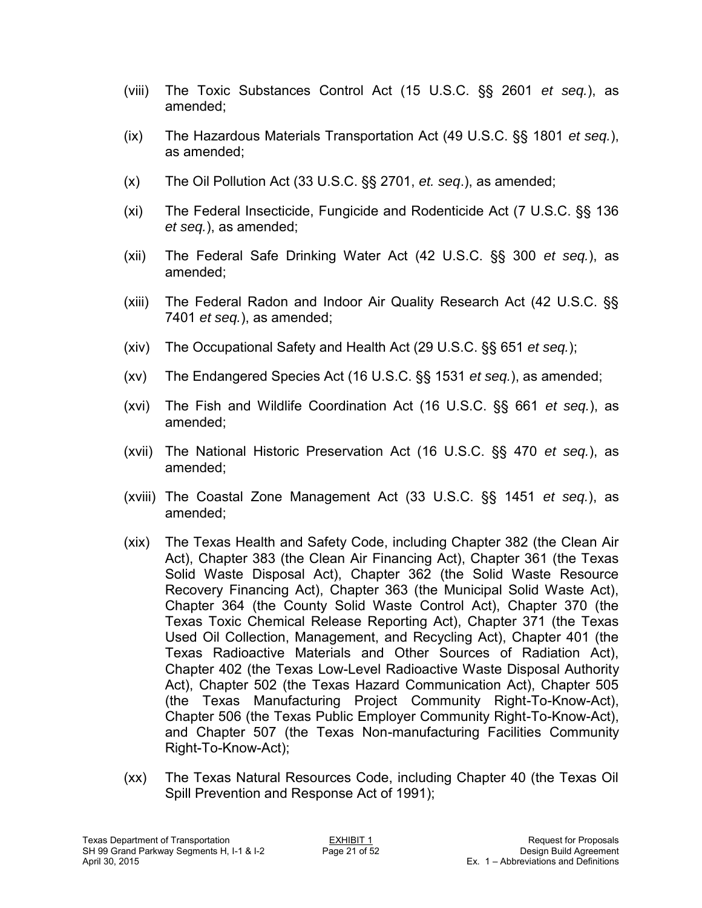(viii) The Toxic Substances Control Act (15 U.S.C. §§ 2601 *et seq.*), as amended;

(ix) The Hazardous Materials Transportation Act (49 U.S.C. §§ 1801 *et seq.*), as amended;

(x) The Oil Pollution Act (33 U.S.C. §§ 2701, *et. seq*.), as amended;

(xi) The Federal Insecticide, Fungicide and Rodenticide Act (7 U.S.C. §§ 136 *et seq.*), as amended;

(xii) The Federal Safe Drinking Water Act (42 U.S.C. §§ 300 *et seq.*), as amended;

(xiii) The Federal Radon and Indoor Air Quality Research Act (42 U.S.C. §§ 7401 *et seq.*), as amended;

(xiv) The Occupational Safety and Health Act (29 U.S.C. §§ 651 *et seq.*);

(xv) The Endangered Species Act (16 U.S.C. §§ 1531 *et seq.*), as amended;

(xvi) The Fish and Wildlife Coordination Act (16 U.S.C. §§ 661 *et seq.*), as amended;

(xvii) The National Historic Preservation Act (16 U.S.C. §§ 470 *et seq.*), as amended;

(xviii) The Coastal Zone Management Act (33 U.S.C. §§ 1451 *et seq.*), as amended;

(xix) The Texas Health and Safety Code, including Chapter 382 (the Clean Air Act), Chapter 383 (the Clean Air Financing Act), Chapter 361 (the Texas Solid Waste Disposal Act), Chapter 362 (the Solid Waste Resource Recovery Financing Act), Chapter 363 (the Municipal Solid Waste Act), Chapter 364 (the County Solid Waste Control Act), Chapter 370 (the Texas Toxic Chemical Release Reporting Act), Chapter 371 (the Texas Used Oil Collection, Management, and Recycling Act), Chapter 401 (the Texas Radioactive Materials and Other Sources of Radiation Act), Chapter 402 (the Texas Low-Level Radioactive Waste Disposal Authority Act), Chapter 502 (the Texas Hazard Communication Act), Chapter 505 (the Texas Manufacturing Project Community Right-To-Know-Act), Chapter 506 (the Texas Public Employer Community Right-To-Know-Act), and Chapter 507 (the Texas Non-manufacturing Facilities Community Right-To-Know-Act);

(xx) The Texas Natural Resources Code, including Chapter 40 (the Texas Oil Spill Prevention and Response Act of 1991);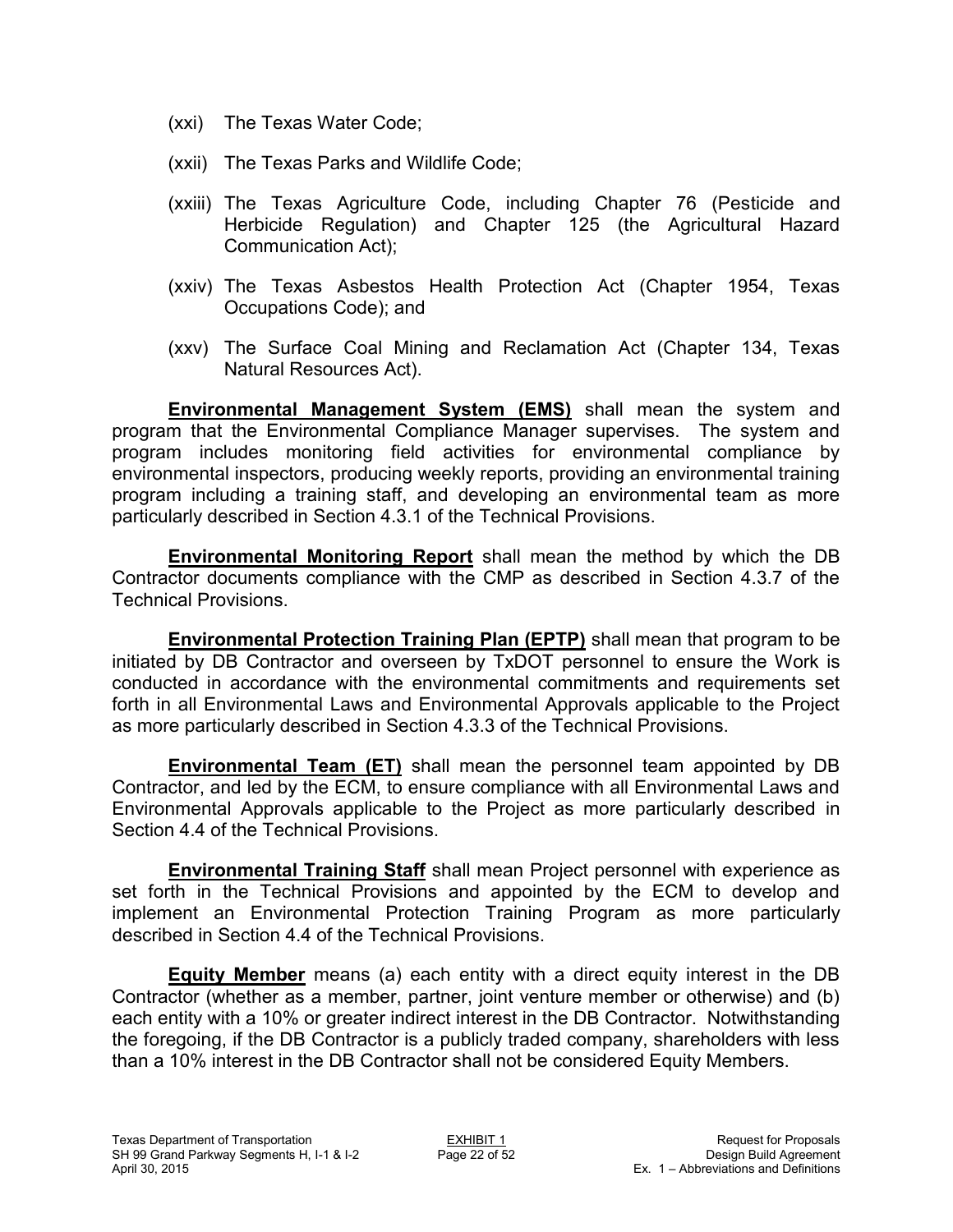(xxi) The Texas Water Code;

(xxii) The Texas Parks and Wildlife Code;

(xxiii) The Texas Agriculture Code, including Chapter 76 (Pesticide and Herbicide Regulation) and Chapter 125 (the Agricultural Hazard Communication Act);

(xxiv) The Texas Asbestos Health Protection Act (Chapter 1954, Texas Occupations Code); and

(xxv) The Surface Coal Mining and Reclamation Act (Chapter 134, Texas Natural Resources Act).

**Environmental Management System (EMS)** shall mean the system and program that the Environmental Compliance Manager supervises. The system and program includes monitoring field activities for environmental compliance by environmental inspectors, producing weekly reports, providing an environmental training program including a training staff, and developing an environmental team as more particularly described in Section 4.3.1 of the Technical Provisions.

**Environmental Monitoring Report** shall mean the method by which the DB Contractor documents compliance with the CMP as described in Section 4.3.7 of the Technical Provisions.

**Environmental Protection Training Plan (EPTP)** shall mean that program to be initiated by DB Contractor and overseen by TxDOT personnel to ensure the Work is conducted in accordance with the environmental commitments and requirements set forth in all Environmental Laws and Environmental Approvals applicable to the Project as more particularly described in Section 4.3.3 of the Technical Provisions.

**Environmental Team (ET)** shall mean the personnel team appointed by DB Contractor, and led by the ECM, to ensure compliance with all Environmental Laws and Environmental Approvals applicable to the Project as more particularly described in Section 4.4 of the Technical Provisions.

**Environmental Training Staff** shall mean Project personnel with experience as set forth in the Technical Provisions and appointed by the ECM to develop and implement an Environmental Protection Training Program as more particularly described in Section 4.4 of the Technical Provisions.

**Equity Member** means (a) each entity with a direct equity interest in the DB Contractor (whether as a member, partner, joint venture member or otherwise) and (b) each entity with a 10% or greater indirect interest in the DB Contractor. Notwithstanding the foregoing, if the DB Contractor is a publicly traded company, shareholders with less than a 10% interest in the DB Contractor shall not be considered Equity Members.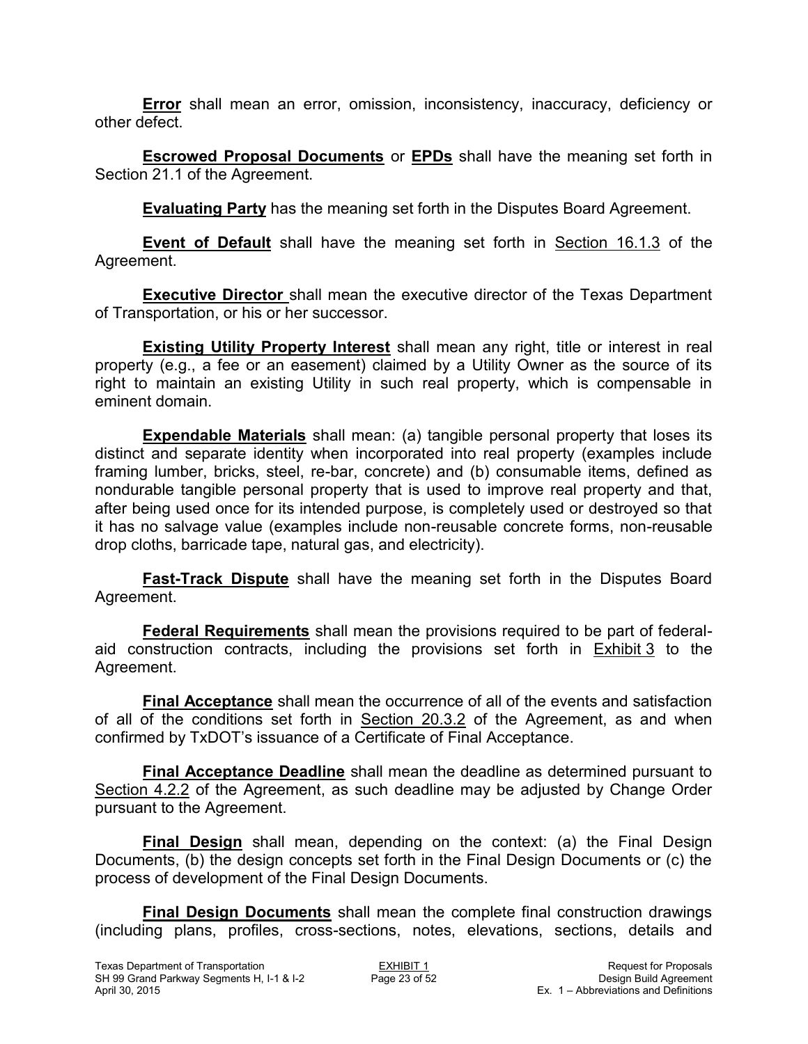**Error** shall mean an error, omission, inconsistency, inaccuracy, deficiency or other defect.

**Escrowed Proposal Documents** or **EPDs** shall have the meaning set forth in Section 21.1 of the Agreement.

**Evaluating Party** has the meaning set forth in the Disputes Board Agreement.

**Event of Default** shall have the meaning set forth in Section 16.1.3 of the Agreement.

**Executive Director** shall mean the executive director of the Texas Department of Transportation, or his or her successor.

**Existing Utility Property Interest** shall mean any right, title or interest in real property (e.g., a fee or an easement) claimed by a Utility Owner as the source of its right to maintain an existing Utility in such real property, which is compensable in eminent domain.

**Expendable Materials** shall mean: (a) tangible personal property that loses its distinct and separate identity when incorporated into real property (examples include framing lumber, bricks, steel, re-bar, concrete) and (b) consumable items, defined as nondurable tangible personal property that is used to improve real property and that, after being used once for its intended purpose, is completely used or destroyed so that it has no salvage value (examples include non-reusable concrete forms, non-reusable drop cloths, barricade tape, natural gas, and electricity).

**Fast-Track Dispute** shall have the meaning set forth in the Disputes Board Agreement.

**Federal Requirements** shall mean the provisions required to be part of federal-aid construction contracts, including the provisions set forth in Exhibit 3 to the Agreement.

**Final Acceptance** shall mean the occurrence of all of the events and satisfaction of all of the conditions set forth in Section 20.3.2 of the Agreement, as and when confirmed by TxDOT's issuance of a Certificate of Final Acceptance.

**Final Acceptance Deadline** shall mean the deadline as determined pursuant to Section 4.2.2 of the Agreement, as such deadline may be adjusted by Change Order pursuant to the Agreement.

**Final Design** shall mean, depending on the context: (a) the Final Design Documents, (b) the design concepts set forth in the Final Design Documents or (c) the process of development of the Final Design Documents.

**Final Design Documents** shall mean the complete final construction drawings (including plans, profiles, cross-sections, notes, elevations, sections, details and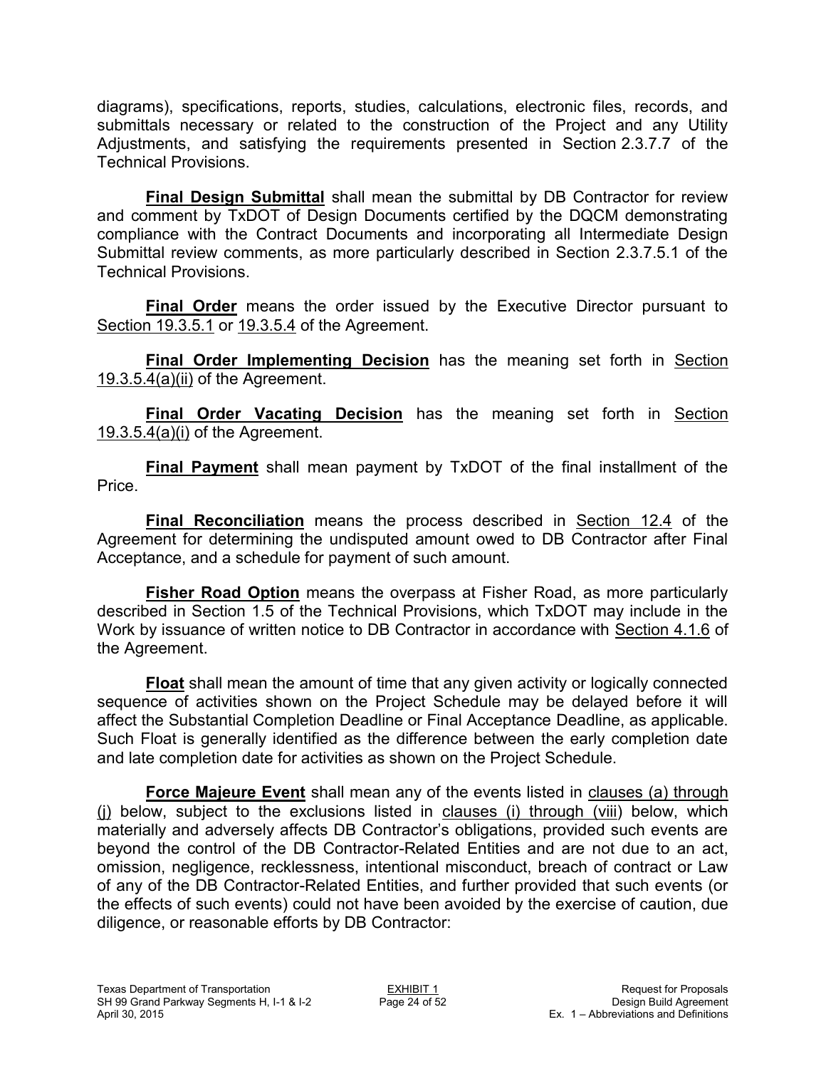diagrams), specifications, reports, studies, calculations, electronic files, records, and submittals necessary or related to the construction of the Project and any Utility Adjustments, and satisfying the requirements presented in Section 2.3.7.7 of the Technical Provisions.

**Final Design Submittal** shall mean the submittal by DB Contractor for review and comment by TxDOT of Design Documents certified by the DQCM demonstrating compliance with the Contract Documents and incorporating all Intermediate Design Submittal review comments, as more particularly described in Section 2.3.7.5.1 of the Technical Provisions.

**Final Order** means the order issued by the Executive Director pursuant to Section 19.3.5.1 or 19.3.5.4 of the Agreement.

**Final Order Implementing Decision** has the meaning set forth in Section 19.3.5.4(a)(ii) of the Agreement.

**Final Order Vacating Decision** has the meaning set forth in Section 19.3.5.4(a)(i) of the Agreement.

**Final Payment** shall mean payment by TxDOT of the final installment of the Price.

**Final Reconciliation** means the process described in Section 12.4 of the Agreement for determining the undisputed amount owed to DB Contractor after Final Acceptance, and a schedule for payment of such amount.

**Fisher Road Option** means the overpass at Fisher Road, as more particularly described in Section 1.5 of the Technical Provisions, which TxDOT may include in the Work by issuance of written notice to DB Contractor in accordance with Section 4.1.6 of the Agreement.

**Float** shall mean the amount of time that any given activity or logically connected sequence of activities shown on the Project Schedule may be delayed before it will affect the Substantial Completion Deadline or Final Acceptance Deadline, as applicable. Such Float is generally identified as the difference between the early completion date and late completion date for activities as shown on the Project Schedule.

**Force Majeure Event** shall mean any of the events listed in clauses (a) through (j) below, subject to the exclusions listed in clauses (i) through (viii) below, which materially and adversely affects DB Contractor's obligations, provided such events are beyond the control of the DB Contractor-Related Entities and are not due to an act, omission, negligence, recklessness, intentional misconduct, breach of contract or Law of any of the DB Contractor-Related Entities, and further provided that such events (or the effects of such events) could not have been avoided by the exercise of caution, due diligence, or reasonable efforts by DB Contractor: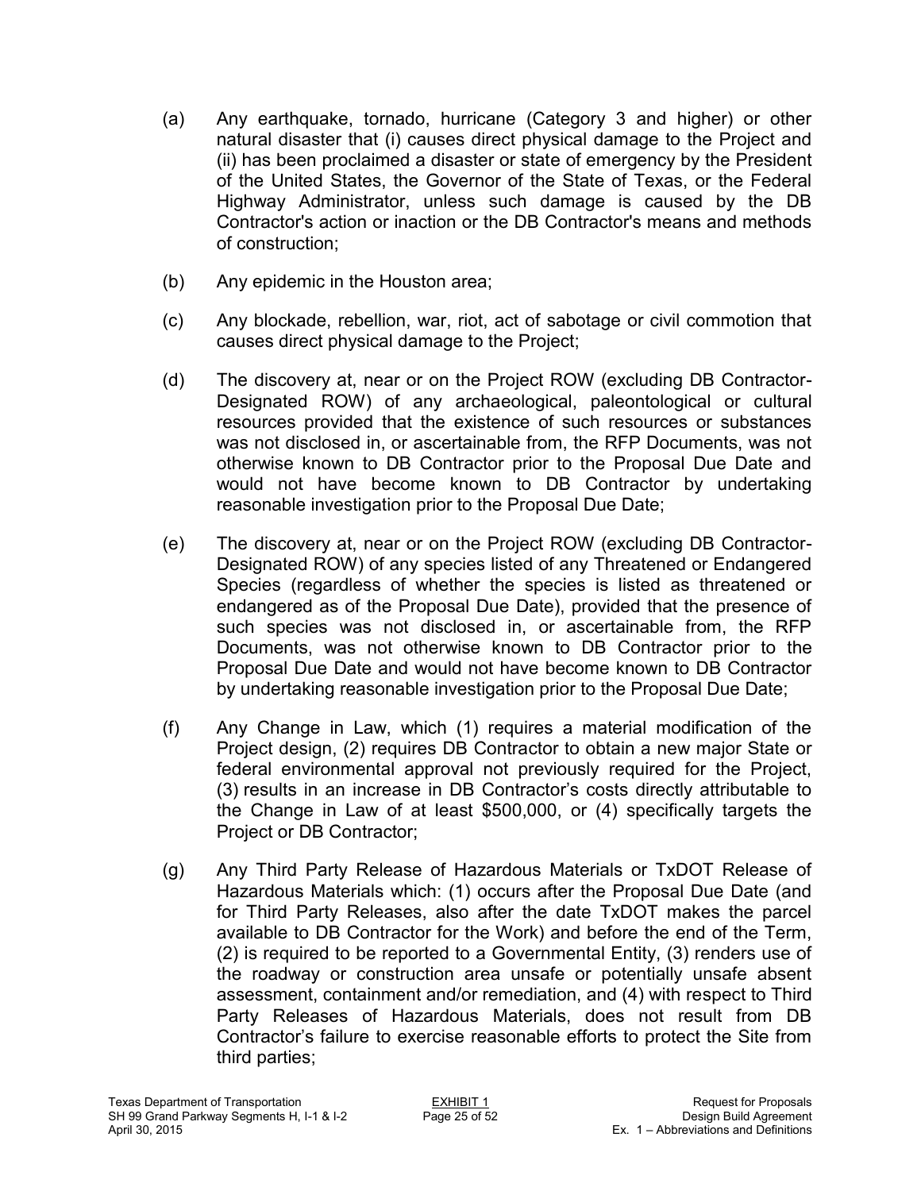(a) Any earthquake, tornado, hurricane (Category 3 and higher) or other natural disaster that (i) causes direct physical damage to the Project and (ii) has been proclaimed a disaster or state of emergency by the President of the United States, the Governor of the State of Texas, or the Federal Highway Administrator, unless such damage is caused by the DB Contractor's action or inaction or the DB Contractor's means and methods of construction;

(b) Any epidemic in the Houston area;

(c) Any blockade, rebellion, war, riot, act of sabotage or civil commotion that causes direct physical damage to the Project;

(d) The discovery at, near or on the Project ROW (excluding DB Contractor-Designated ROW) of any archaeological, paleontological or cultural resources provided that the existence of such resources or substances was not disclosed in, or ascertainable from, the RFP Documents, was not otherwise known to DB Contractor prior to the Proposal Due Date and would not have become known to DB Contractor by undertaking reasonable investigation prior to the Proposal Due Date;

(e) The discovery at, near or on the Project ROW (excluding DB Contractor-Designated ROW) of any species listed of any Threatened or Endangered Species (regardless of whether the species is listed as threatened or endangered as of the Proposal Due Date), provided that the presence of such species was not disclosed in, or ascertainable from, the RFP Documents, was not otherwise known to DB Contractor prior to the Proposal Due Date and would not have become known to DB Contractor by undertaking reasonable investigation prior to the Proposal Due Date;

(f) Any Change in Law, which (1) requires a material modification of the Project design, (2) requires DB Contractor to obtain a new major State or federal environmental approval not previously required for the Project, (3) results in an increase in DB Contractor's costs directly attributable to the Change in Law of at least $500,000, or (4) specifically targets the Project or DB Contractor;

(g) Any Third Party Release of Hazardous Materials or TxDOT Release of Hazardous Materials which: (1) occurs after the Proposal Due Date (and for Third Party Releases, also after the date TxDOT makes the parcel available to DB Contractor for the Work) and before the end of the Term, (2) is required to be reported to a Governmental Entity, (3) renders use of the roadway or construction area unsafe or potentially unsafe absent assessment, containment and/or remediation, and (4) with respect to Third Party Releases of Hazardous Materials, does not result from DB Contractor's failure to exercise reasonable efforts to protect the Site from third parties;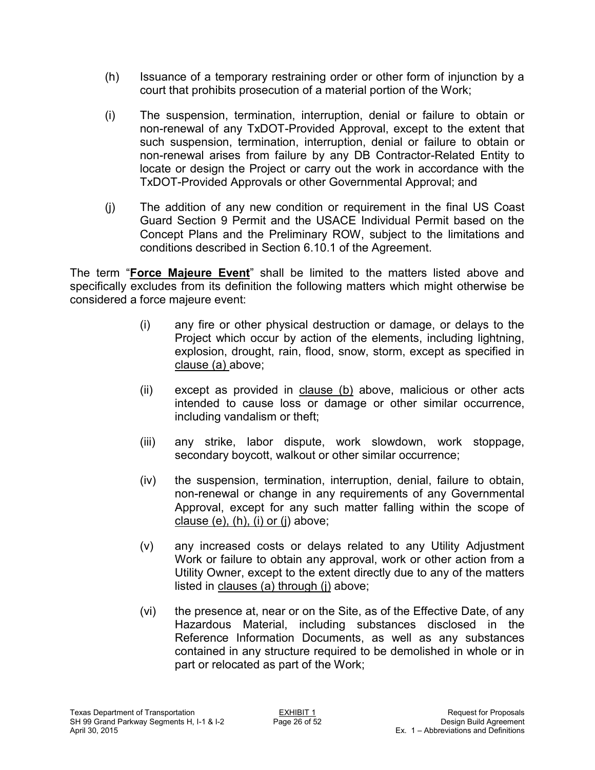(h) Issuance of a temporary restraining order or other form of injunction by a court that prohibits prosecution of a material portion of the Work;

(i) The suspension, termination, interruption, denial or failure to obtain or non-renewal of any TxDOT-Provided Approval, except to the extent that such suspension, termination, interruption, denial or failure to obtain or non-renewal arises from failure by any DB Contractor-Related Entity to locate or design the Project or carry out the work in accordance with the TxDOT-Provided Approvals or other Governmental Approval; and

(j) The addition of any new condition or requirement in the final US Coast Guard Section 9 Permit and the USACE Individual Permit based on the Concept Plans and the Preliminary ROW, subject to the limitations and conditions described in Section 6.10.1 of the Agreement.

The term "**Force Majeure Event**" shall be limited to the matters listed above and specifically excludes from its definition the following matters which might otherwise be considered a force majeure event:

(i) any fire or other physical destruction or damage, or delays to the Project which occur by action of the elements, including lightning, explosion, drought, rain, flood, snow, storm, except as specified in clause (a) above;

(ii) except as provided in clause (b) above, malicious or other acts intended to cause loss or damage or other similar occurrence, including vandalism or theft;

(iii) any strike, labor dispute, work slowdown, work stoppage, secondary boycott, walkout or other similar occurrence;

(iv) the suspension, termination, interruption, denial, failure to obtain, non-renewal or change in any requirements of any Governmental Approval, except for any such matter falling within the scope of clause (e), (h), (i) or (j) above;

(v) any increased costs or delays related to any Utility Adjustment Work or failure to obtain any approval, work or other action from a Utility Owner, except to the extent directly due to any of the matters listed in clauses (a) through (j) above;

(vi) the presence at, near or on the Site, as of the Effective Date, of any Hazardous Material, including substances disclosed in the Reference Information Documents, as well as any substances contained in any structure required to be demolished in whole or in part or relocated as part of the Work;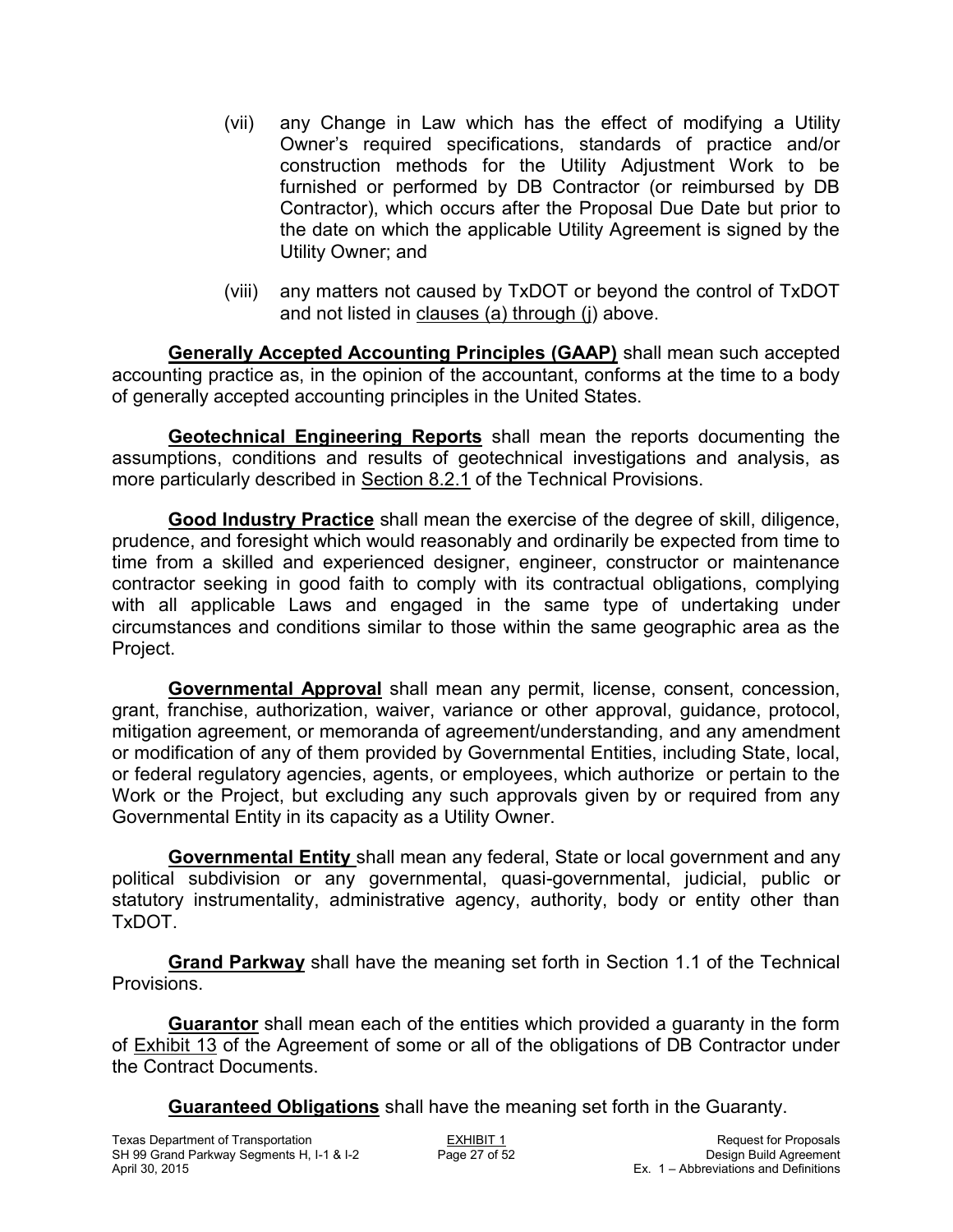(vii) any Change in Law which has the effect of modifying a Utility Owner's required specifications, standards of practice and/or construction methods for the Utility Adjustment Work to be furnished or performed by DB Contractor (or reimbursed by DB Contractor), which occurs after the Proposal Due Date but prior to the date on which the applicable Utility Agreement is signed by the Utility Owner; and

(viii) any matters not caused by TxDOT or beyond the control of TxDOT and not listed in clauses (a) through (j) above.

**Generally Accepted Accounting Principles (GAAP)** shall mean such accepted accounting practice as, in the opinion of the accountant, conforms at the time to a body of generally accepted accounting principles in the United States.

**Geotechnical Engineering Reports** shall mean the reports documenting the assumptions, conditions and results of geotechnical investigations and analysis, as more particularly described in Section 8.2.1 of the Technical Provisions.

**Good Industry Practice** shall mean the exercise of the degree of skill, diligence, prudence, and foresight which would reasonably and ordinarily be expected from time to time from a skilled and experienced designer, engineer, constructor or maintenance contractor seeking in good faith to comply with its contractual obligations, complying with all applicable Laws and engaged in the same type of undertaking under circumstances and conditions similar to those within the same geographic area as the Project.

**Governmental Approval** shall mean any permit, license, consent, concession, grant, franchise, authorization, waiver, variance or other approval, guidance, protocol, mitigation agreement, or memoranda of agreement/understanding, and any amendment or modification of any of them provided by Governmental Entities, including State, local, or federal regulatory agencies, agents, or employees, which authorize or pertain to the Work or the Project, but excluding any such approvals given by or required from any Governmental Entity in its capacity as a Utility Owner.

**Governmental Entity** shall mean any federal, State or local government and any political subdivision or any governmental, quasi-governmental, judicial, public or statutory instrumentality, administrative agency, authority, body or entity other than TxDOT.

**Grand Parkway** shall have the meaning set forth in Section 1.1 of the Technical Provisions.

**Guarantor** shall mean each of the entities which provided a guaranty in the form of Exhibit 13 of the Agreement of some or all of the obligations of DB Contractor under the Contract Documents.

**Guaranteed Obligations** shall have the meaning set forth in the Guaranty.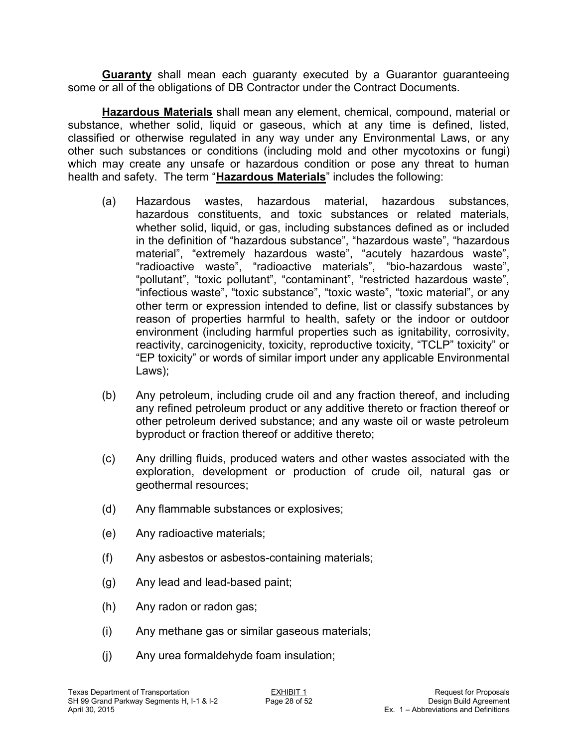**<u>Guaranty</u>** shall mean each guaranty executed by a Guarantor guaranteeing some or all of the obligations of DB Contractor under the Contract Documents.

**<u>Hazardous Materials</u>** shall mean any element, chemical, compound, material or substance, whether solid, liquid or gaseous, which at any time is defined, listed, classified or otherwise regulated in any way under any Environmental Laws, or any other such substances or conditions (including mold and other mycotoxins or fungi) which may create any unsafe or hazardous condition or pose any threat to human health and safety. The term "**<u>Hazardous Materials</u>**" includes the following:

(a) Hazardous wastes, hazardous material, hazardous substances, hazardous constituents, and toxic substances or related materials, whether solid, liquid, or gas, including substances defined as or included in the definition of "hazardous substance", "hazardous waste", "hazardous material", "extremely hazardous waste", "acutely hazardous waste", "radioactive waste", "radioactive materials", "bio-hazardous waste", "pollutant", "toxic pollutant", "contaminant", "restricted hazardous waste", "infectious waste", "toxic substance", "toxic waste", "toxic material", or any other term or expression intended to define, list or classify substances by reason of properties harmful to health, safety or the indoor or outdoor environment (including harmful properties such as ignitability, corrosivity, reactivity, carcinogenicity, toxicity, reproductive toxicity, "TCLP" toxicity" or "EP toxicity" or words of similar import under any applicable Environmental Laws);

(b) Any petroleum, including crude oil and any fraction thereof, and including any refined petroleum product or any additive thereto or fraction thereof or other petroleum derived substance; and any waste oil or waste petroleum byproduct or fraction thereof or additive thereto;

(c) Any drilling fluids, produced waters and other wastes associated with the exploration, development or production of crude oil, natural gas or geothermal resources;

(d) Any flammable substances or explosives;

(e) Any radioactive materials;

(f) Any asbestos or asbestos-containing materials;

(g) Any lead and lead-based paint;

(h) Any radon or radon gas;

(i) Any methane gas or similar gaseous materials;

(j) Any urea formaldehyde foam insulation;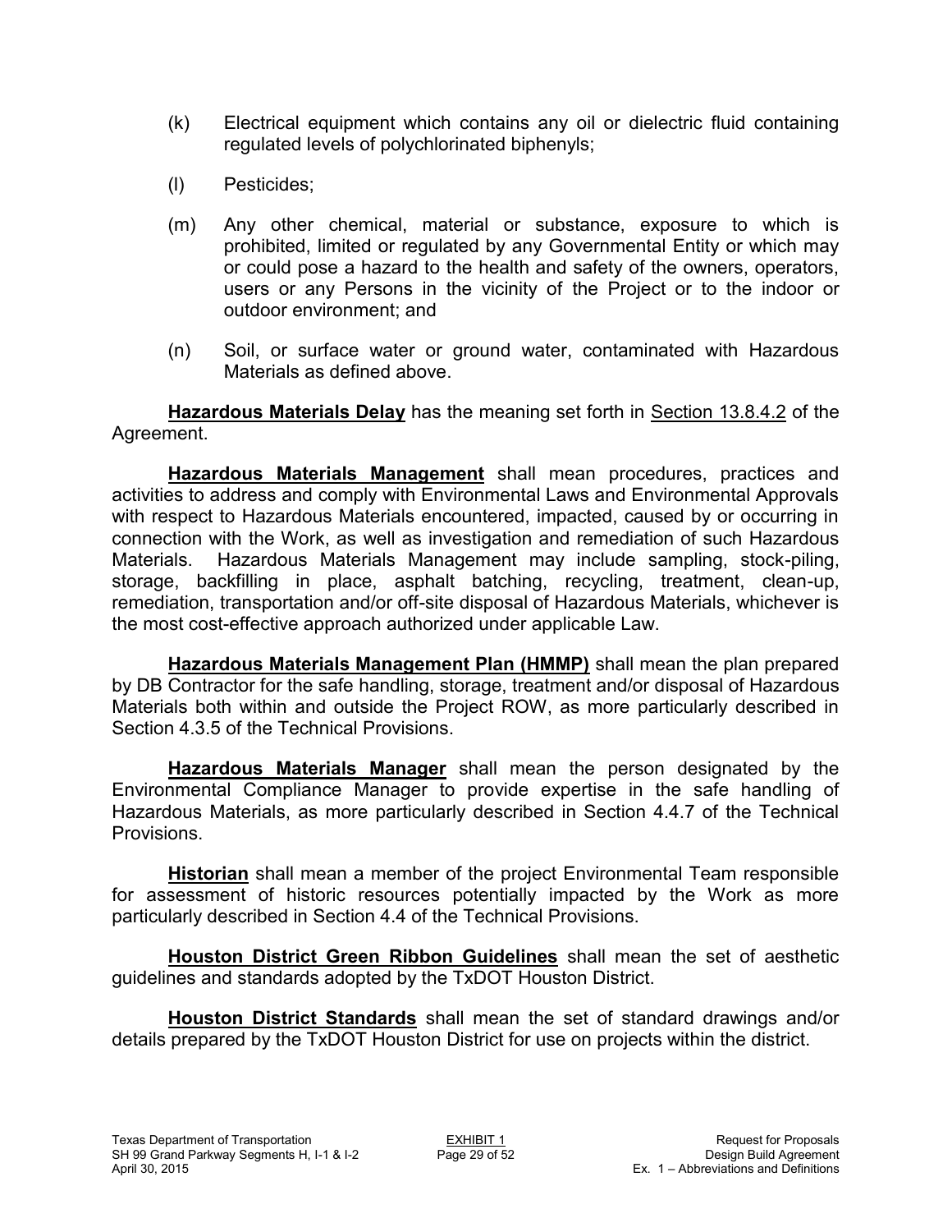(k) Electrical equipment which contains any oil or dielectric fluid containing regulated levels of polychlorinated biphenyls;

(l) Pesticides;

(m) Any other chemical, material or substance, exposure to which is prohibited, limited or regulated by any Governmental Entity or which may or could pose a hazard to the health and safety of the owners, operators, users or any Persons in the vicinity of the Project or to the indoor or outdoor environment; and

(n) Soil, or surface water or ground water, contaminated with Hazardous Materials as defined above.

**Hazardous Materials Delay** has the meaning set forth in Section 13.8.4.2 of the Agreement.

**Hazardous Materials Management** shall mean procedures, practices and activities to address and comply with Environmental Laws and Environmental Approvals with respect to Hazardous Materials encountered, impacted, caused by or occurring in connection with the Work, as well as investigation and remediation of such Hazardous Materials. Hazardous Materials Management may include sampling, stock-piling, storage, backfilling in place, asphalt batching, recycling, treatment, clean-up, remediation, transportation and/or off-site disposal of Hazardous Materials, whichever is the most cost-effective approach authorized under applicable Law.

**Hazardous Materials Management Plan (HMMP)** shall mean the plan prepared by DB Contractor for the safe handling, storage, treatment and/or disposal of Hazardous Materials both within and outside the Project ROW, as more particularly described in Section 4.3.5 of the Technical Provisions.

**Hazardous Materials Manager** shall mean the person designated by the Environmental Compliance Manager to provide expertise in the safe handling of Hazardous Materials, as more particularly described in Section 4.4.7 of the Technical Provisions.

**Historian** shall mean a member of the project Environmental Team responsible for assessment of historic resources potentially impacted by the Work as more particularly described in Section 4.4 of the Technical Provisions.

**Houston District Green Ribbon Guidelines** shall mean the set of aesthetic guidelines and standards adopted by the TxDOT Houston District.

**Houston District Standards** shall mean the set of standard drawings and/or details prepared by the TxDOT Houston District for use on projects within the district.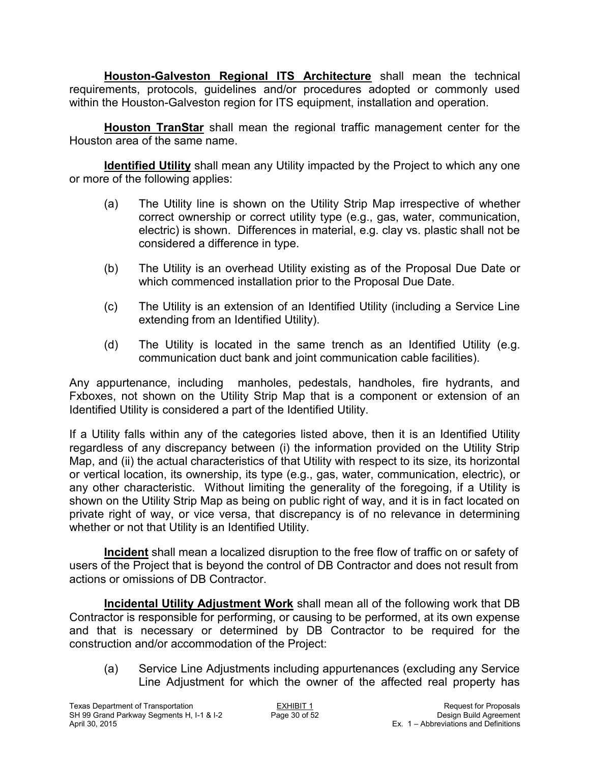**Houston-Galveston Regional ITS Architecture** shall mean the technical requirements, protocols, guidelines and/or procedures adopted or commonly used within the Houston-Galveston region for ITS equipment, installation and operation.

**Houston TranStar** shall mean the regional traffic management center for the Houston area of the same name.

**Identified Utility** shall mean any Utility impacted by the Project to which any one or more of the following applies:

(a) The Utility line is shown on the Utility Strip Map irrespective of whether correct ownership or correct utility type (e.g., gas, water, communication, electric) is shown. Differences in material, e.g. clay vs. plastic shall not be considered a difference in type.

(b) The Utility is an overhead Utility existing as of the Proposal Due Date or which commenced installation prior to the Proposal Due Date.

(c) The Utility is an extension of an Identified Utility (including a Service Line extending from an Identified Utility).

(d) The Utility is located in the same trench as an Identified Utility (e.g. communication duct bank and joint communication cable facilities).

Any appurtenance, including manholes, pedestals, handholes, fire hydrants, and Fxboxes, not shown on the Utility Strip Map that is a component or extension of an Identified Utility is considered a part of the Identified Utility.

If a Utility falls within any of the categories listed above, then it is an Identified Utility regardless of any discrepancy between (i) the information provided on the Utility Strip Map, and (ii) the actual characteristics of that Utility with respect to its size, its horizontal or vertical location, its ownership, its type (e.g., gas, water, communication, electric), or any other characteristic. Without limiting the generality of the foregoing, if a Utility is shown on the Utility Strip Map as being on public right of way, and it is in fact located on private right of way, or vice versa, that discrepancy is of no relevance in determining whether or not that Utility is an Identified Utility.

**Incident** shall mean a localized disruption to the free flow of traffic on or safety of users of the Project that is beyond the control of DB Contractor and does not result from actions or omissions of DB Contractor.

**Incidental Utility Adjustment Work** shall mean all of the following work that DB Contractor is responsible for performing, or causing to be performed, at its own expense and that is necessary or determined by DB Contractor to be required for the construction and/or accommodation of the Project:

(a) Service Line Adjustments including appurtenances (excluding any Service Line Adjustment for which the owner of the affected real property has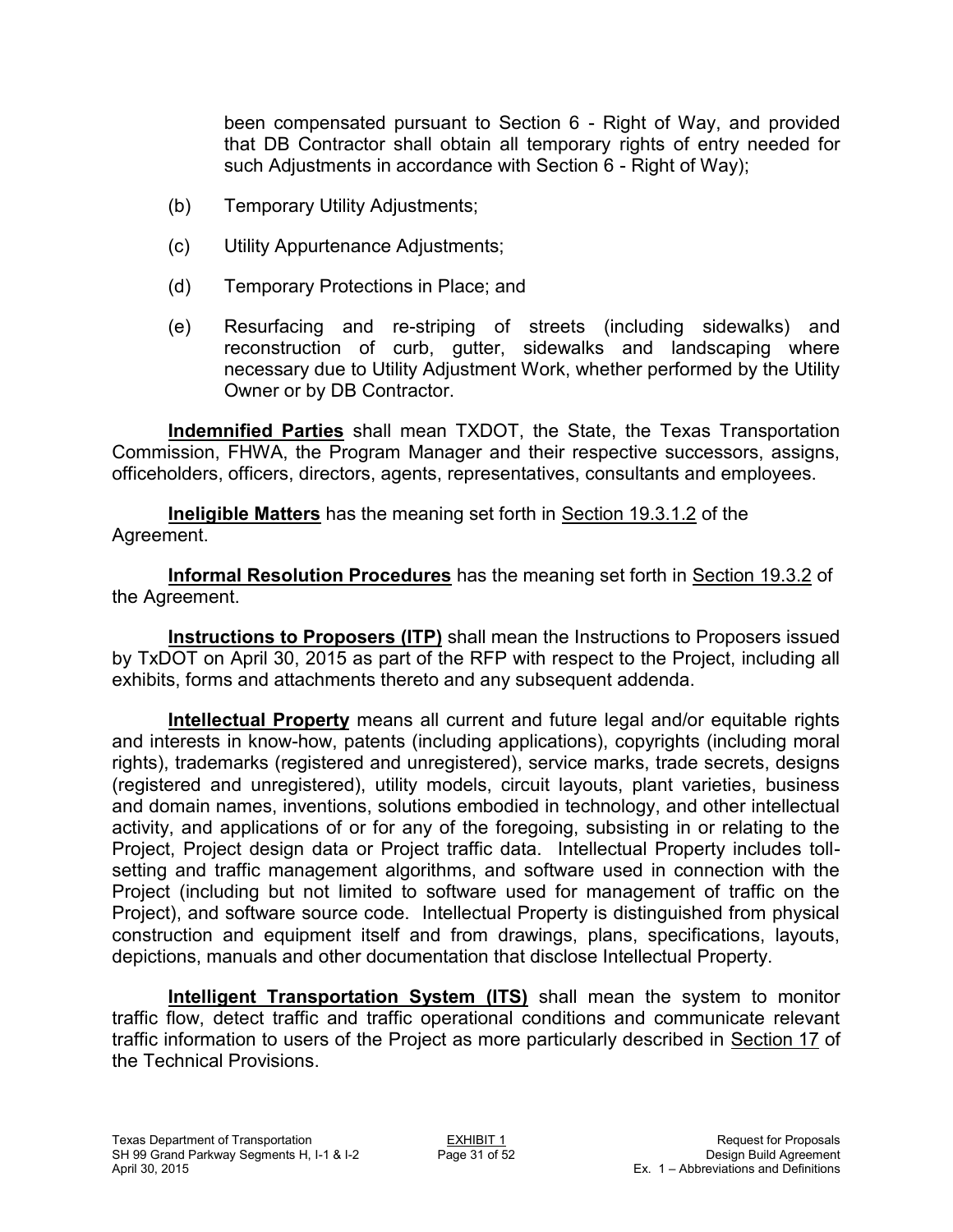been compensated pursuant to Section 6 - Right of Way, and provided that DB Contractor shall obtain all temporary rights of entry needed for such Adjustments in accordance with Section 6 - Right of Way);

(b) Temporary Utility Adjustments;

(c) Utility Appurtenance Adjustments;

(d) Temporary Protections in Place; and

(e) Resurfacing and re-striping of streets (including sidewalks) and reconstruction of curb, gutter, sidewalks and landscaping where necessary due to Utility Adjustment Work, whether performed by the Utility Owner or by DB Contractor.

**Indemnified Parties** shall mean TXDOT, the State, the Texas Transportation Commission, FHWA, the Program Manager and their respective successors, assigns, officeholders, officers, directors, agents, representatives, consultants and employees.

**Ineligible Matters** has the meaning set forth in Section 19.3.1.2 of the Agreement.

**Informal Resolution Procedures** has the meaning set forth in Section 19.3.2 of the Agreement.

**Instructions to Proposers (ITP)** shall mean the Instructions to Proposers issued by TxDOT on April 30, 2015 as part of the RFP with respect to the Project, including all exhibits, forms and attachments thereto and any subsequent addenda.

**Intellectual Property** means all current and future legal and/or equitable rights and interests in know-how, patents (including applications), copyrights (including moral rights), trademarks (registered and unregistered), service marks, trade secrets, designs (registered and unregistered), utility models, circuit layouts, plant varieties, business and domain names, inventions, solutions embodied in technology, and other intellectual activity, and applications of or for any of the foregoing, subsisting in or relating to the Project, Project design data or Project traffic data. Intellectual Property includes toll-setting and traffic management algorithms, and software used in connection with the Project (including but not limited to software used for management of traffic on the Project), and software source code. Intellectual Property is distinguished from physical construction and equipment itself and from drawings, plans, specifications, layouts, depictions, manuals and other documentation that disclose Intellectual Property.

**Intelligent Transportation System (ITS)** shall mean the system to monitor traffic flow, detect traffic and traffic operational conditions and communicate relevant traffic information to users of the Project as more particularly described in Section 17 of the Technical Provisions.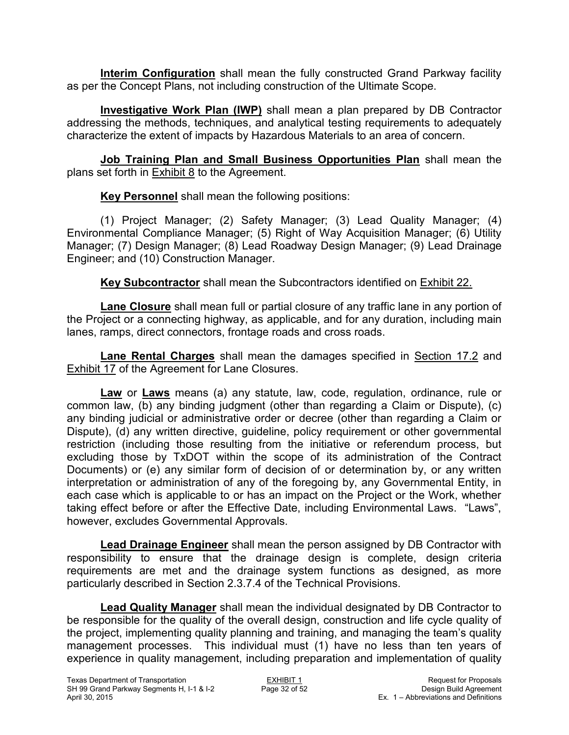**Interim Configuration** shall mean the fully constructed Grand Parkway facility as per the Concept Plans, not including construction of the Ultimate Scope.

**Investigative Work Plan (IWP)** shall mean a plan prepared by DB Contractor addressing the methods, techniques, and analytical testing requirements to adequately characterize the extent of impacts by Hazardous Materials to an area of concern.

**Job Training Plan and Small Business Opportunities Plan** shall mean the plans set forth in Exhibit 8 to the Agreement.

**Key Personnel** shall mean the following positions:

(1) Project Manager; (2) Safety Manager; (3) Lead Quality Manager; (4) Environmental Compliance Manager; (5) Right of Way Acquisition Manager; (6) Utility Manager; (7) Design Manager; (8) Lead Roadway Design Manager; (9) Lead Drainage Engineer; and (10) Construction Manager.

**Key Subcontractor** shall mean the Subcontractors identified on Exhibit 22.

**Lane Closure** shall mean full or partial closure of any traffic lane in any portion of the Project or a connecting highway, as applicable, and for any duration, including main lanes, ramps, direct connectors, frontage roads and cross roads.

**Lane Rental Charges** shall mean the damages specified in Section 17.2 and Exhibit 17 of the Agreement for Lane Closures.

**Law** or **Laws** means (a) any statute, law, code, regulation, ordinance, rule or common law, (b) any binding judgment (other than regarding a Claim or Dispute), (c) any binding judicial or administrative order or decree (other than regarding a Claim or Dispute), (d) any written directive, guideline, policy requirement or other governmental restriction (including those resulting from the initiative or referendum process, but excluding those by TxDOT within the scope of its administration of the Contract Documents) or (e) any similar form of decision of or determination by, or any written interpretation or administration of any of the foregoing by, any Governmental Entity, in each case which is applicable to or has an impact on the Project or the Work, whether taking effect before or after the Effective Date, including Environmental Laws. "Laws", however, excludes Governmental Approvals.

**Lead Drainage Engineer** shall mean the person assigned by DB Contractor with responsibility to ensure that the drainage design is complete, design criteria requirements are met and the drainage system functions as designed, as more particularly described in Section 2.3.7.4 of the Technical Provisions.

**Lead Quality Manager** shall mean the individual designated by DB Contractor to be responsible for the quality of the overall design, construction and life cycle quality of the project, implementing quality planning and training, and managing the team's quality management processes. This individual must (1) have no less than ten years of experience in quality management, including preparation and implementation of quality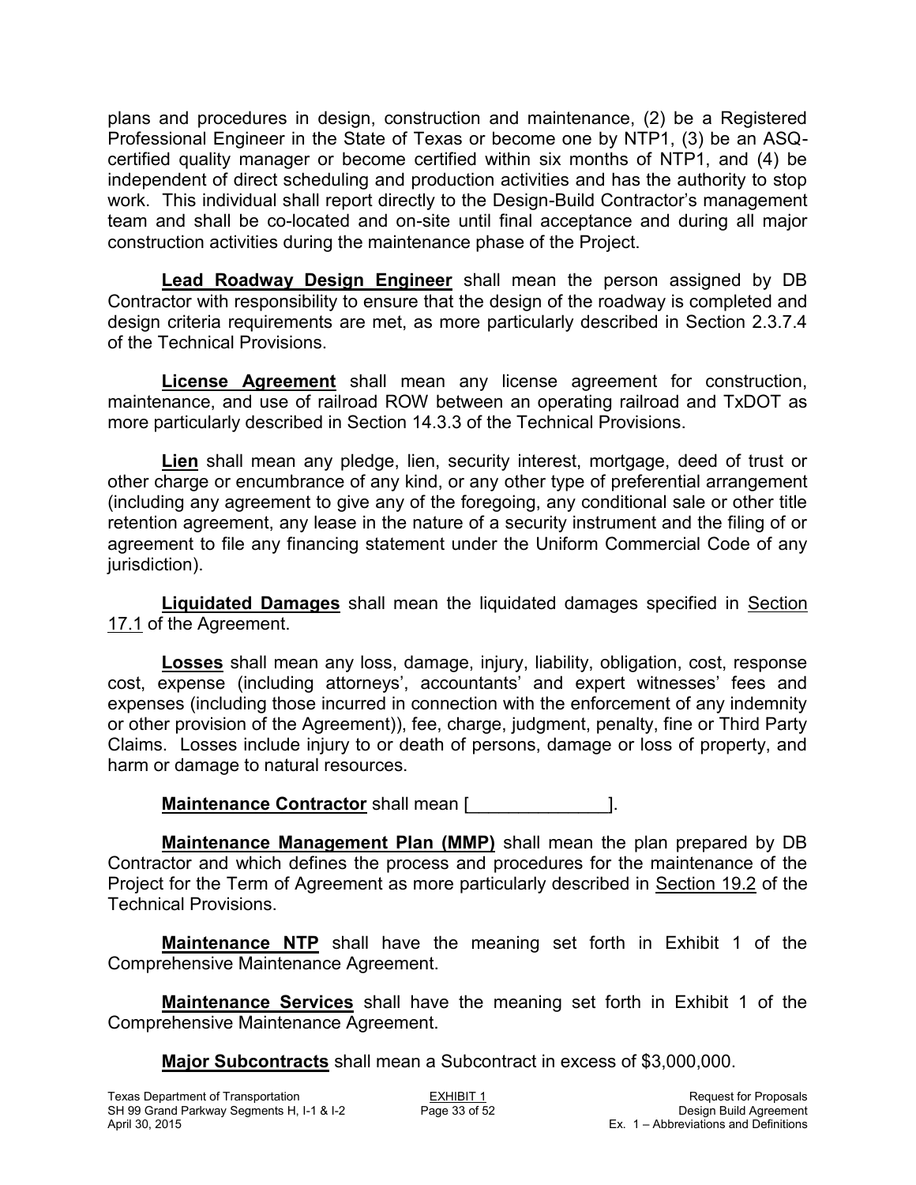plans and procedures in design, construction and maintenance, (2) be a Registered Professional Engineer in the State of Texas or become one by NTP1, (3) be an ASQ-certified quality manager or become certified within six months of NTP1, and (4) be independent of direct scheduling and production activities and has the authority to stop work. This individual shall report directly to the Design-Build Contractor's management team and shall be co-located and on-site until final acceptance and during all major construction activities during the maintenance phase of the Project.

**Lead Roadway Design Engineer** shall mean the person assigned by DB Contractor with responsibility to ensure that the design of the roadway is completed and design criteria requirements are met, as more particularly described in Section 2.3.7.4 of the Technical Provisions.

**License Agreement** shall mean any license agreement for construction, maintenance, and use of railroad ROW between an operating railroad and TxDOT as more particularly described in Section 14.3.3 of the Technical Provisions.

**Lien** shall mean any pledge, lien, security interest, mortgage, deed of trust or other charge or encumbrance of any kind, or any other type of preferential arrangement (including any agreement to give any of the foregoing, any conditional sale or other title retention agreement, any lease in the nature of a security instrument and the filing of or agreement to file any financing statement under the Uniform Commercial Code of any jurisdiction).

**Liquidated Damages** shall mean the liquidated damages specified in Section 17.1 of the Agreement.

**Losses** shall mean any loss, damage, injury, liability, obligation, cost, response cost, expense (including attorneys', accountants' and expert witnesses' fees and expenses (including those incurred in connection with the enforcement of any indemnity or other provision of the Agreement)), fee, charge, judgment, penalty, fine or Third Party Claims. Losses include injury to or death of persons, damage or loss of property, and harm or damage to natural resources.

**Maintenance Contractor** shall mean [______________].

**Maintenance Management Plan (MMP)** shall mean the plan prepared by DB Contractor and which defines the process and procedures for the maintenance of the Project for the Term of Agreement as more particularly described in Section 19.2 of the Technical Provisions.

**Maintenance NTP** shall have the meaning set forth in Exhibit 1 of the Comprehensive Maintenance Agreement.

**Maintenance Services** shall have the meaning set forth in Exhibit 1 of the Comprehensive Maintenance Agreement.

**Major Subcontracts** shall mean a Subcontract in excess of $3,000,000.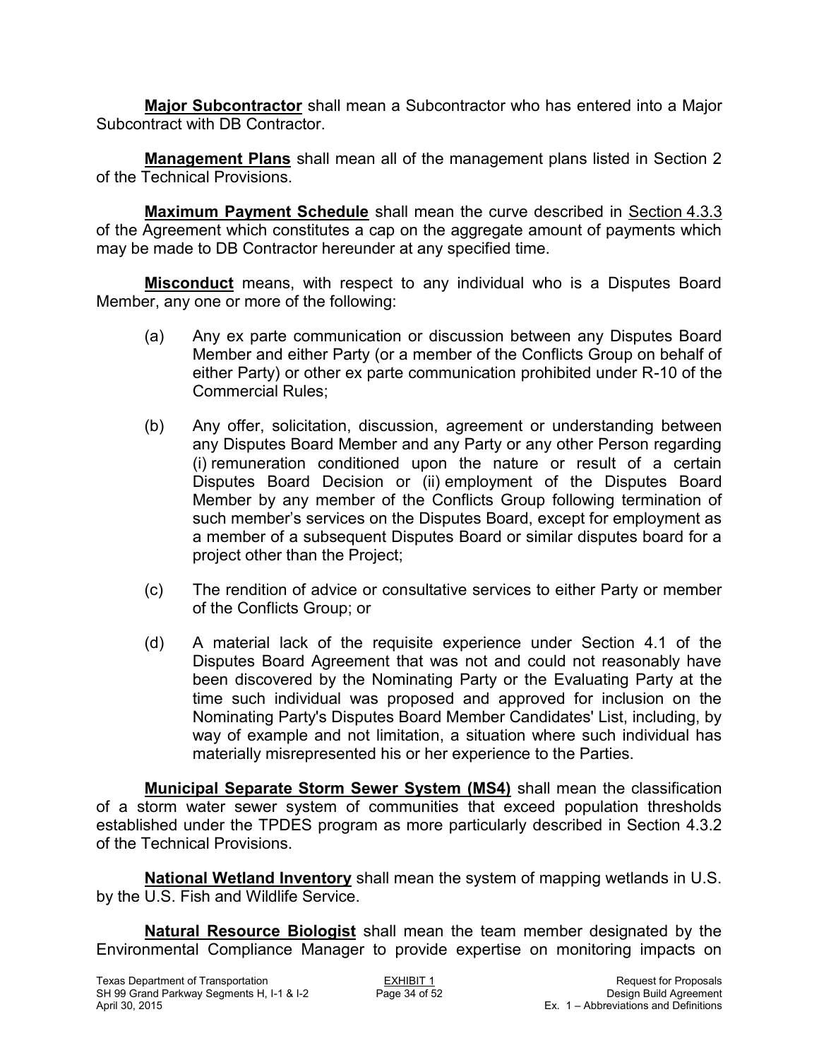**Major Subcontractor** shall mean a Subcontractor who has entered into a Major Subcontract with DB Contractor.

**Management Plans** shall mean all of the management plans listed in Section 2 of the Technical Provisions.

**Maximum Payment Schedule** shall mean the curve described in Section 4.3.3 of the Agreement which constitutes a cap on the aggregate amount of payments which may be made to DB Contractor hereunder at any specified time.

**Misconduct** means, with respect to any individual who is a Disputes Board Member, any one or more of the following:

(a) Any ex parte communication or discussion between any Disputes Board Member and either Party (or a member of the Conflicts Group on behalf of either Party) or other ex parte communication prohibited under R-10 of the Commercial Rules;

(b) Any offer, solicitation, discussion, agreement or understanding between any Disputes Board Member and any Party or any other Person regarding (i) remuneration conditioned upon the nature or result of a certain Disputes Board Decision or (ii) employment of the Disputes Board Member by any member of the Conflicts Group following termination of such member's services on the Disputes Board, except for employment as a member of a subsequent Disputes Board or similar disputes board for a project other than the Project;

(c) The rendition of advice or consultative services to either Party or member of the Conflicts Group; or

(d) A material lack of the requisite experience under Section 4.1 of the Disputes Board Agreement that was not and could not reasonably have been discovered by the Nominating Party or the Evaluating Party at the time such individual was proposed and approved for inclusion on the Nominating Party's Disputes Board Member Candidates' List, including, by way of example and not limitation, a situation where such individual has materially misrepresented his or her experience to the Parties.

**Municipal Separate Storm Sewer System (MS4)** shall mean the classification of a storm water sewer system of communities that exceed population thresholds established under the TPDES program as more particularly described in Section 4.3.2 of the Technical Provisions.

**National Wetland Inventory** shall mean the system of mapping wetlands in U.S. by the U.S. Fish and Wildlife Service.

**Natural Resource Biologist** shall mean the team member designated by the Environmental Compliance Manager to provide expertise on monitoring impacts on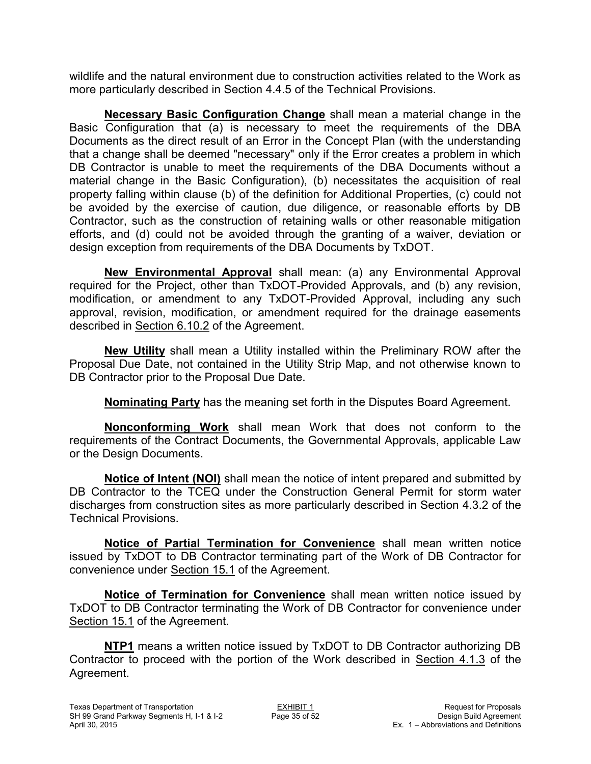wildlife and the natural environment due to construction activities related to the Work as more particularly described in Section 4.4.5 of the Technical Provisions.

**Necessary Basic Configuration Change** shall mean a material change in the Basic Configuration that (a) is necessary to meet the requirements of the DBA Documents as the direct result of an Error in the Concept Plan (with the understanding that a change shall be deemed "necessary" only if the Error creates a problem in which DB Contractor is unable to meet the requirements of the DBA Documents without a material change in the Basic Configuration), (b) necessitates the acquisition of real property falling within clause (b) of the definition for Additional Properties, (c) could not be avoided by the exercise of caution, due diligence, or reasonable efforts by DB Contractor, such as the construction of retaining walls or other reasonable mitigation efforts, and (d) could not be avoided through the granting of a waiver, deviation or design exception from requirements of the DBA Documents by TxDOT.

**New Environmental Approval** shall mean: (a) any Environmental Approval required for the Project, other than TxDOT-Provided Approvals, and (b) any revision, modification, or amendment to any TxDOT-Provided Approval, including any such approval, revision, modification, or amendment required for the drainage easements described in Section 6.10.2 of the Agreement.

**New Utility** shall mean a Utility installed within the Preliminary ROW after the Proposal Due Date, not contained in the Utility Strip Map, and not otherwise known to DB Contractor prior to the Proposal Due Date.

**Nominating Party** has the meaning set forth in the Disputes Board Agreement.

**Nonconforming Work** shall mean Work that does not conform to the requirements of the Contract Documents, the Governmental Approvals, applicable Law or the Design Documents.

**Notice of Intent (NOI)** shall mean the notice of intent prepared and submitted by DB Contractor to the TCEQ under the Construction General Permit for storm water discharges from construction sites as more particularly described in Section 4.3.2 of the Technical Provisions.

**Notice of Partial Termination for Convenience** shall mean written notice issued by TxDOT to DB Contractor terminating part of the Work of DB Contractor for convenience under Section 15.1 of the Agreement.

**Notice of Termination for Convenience** shall mean written notice issued by TxDOT to DB Contractor terminating the Work of DB Contractor for convenience under Section 15.1 of the Agreement.

**NTP1** means a written notice issued by TxDOT to DB Contractor authorizing DB Contractor to proceed with the portion of the Work described in Section 4.1.3 of the Agreement.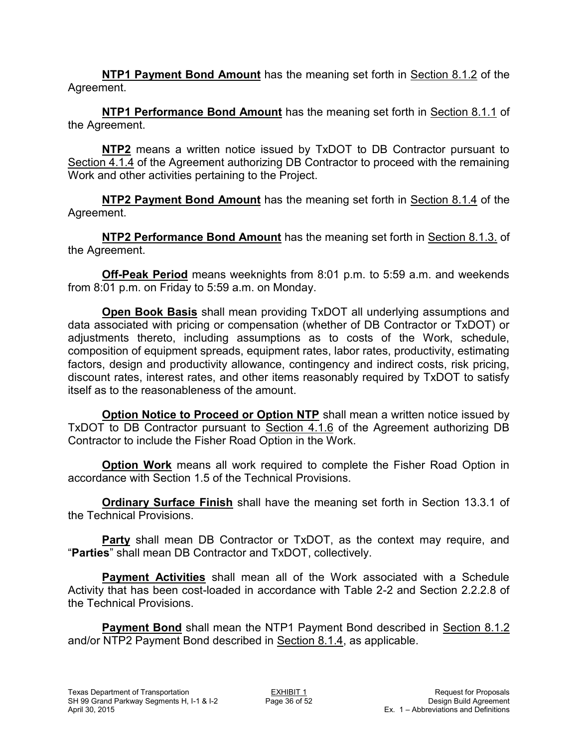**NTP1 Payment Bond Amount** has the meaning set forth in Section 8.1.2 of the Agreement.

**NTP1 Performance Bond Amount** has the meaning set forth in Section 8.1.1 of the Agreement.

**NTP2** means a written notice issued by TxDOT to DB Contractor pursuant to Section 4.1.4 of the Agreement authorizing DB Contractor to proceed with the remaining Work and other activities pertaining to the Project.

**NTP2 Payment Bond Amount** has the meaning set forth in Section 8.1.4 of the Agreement.

**NTP2 Performance Bond Amount** has the meaning set forth in Section 8.1.3. of the Agreement.

**Off-Peak Period** means weeknights from 8:01 p.m. to 5:59 a.m. and weekends from 8:01 p.m. on Friday to 5:59 a.m. on Monday.

**Open Book Basis** shall mean providing TxDOT all underlying assumptions and data associated with pricing or compensation (whether of DB Contractor or TxDOT) or adjustments thereto, including assumptions as to costs of the Work, schedule, composition of equipment spreads, equipment rates, labor rates, productivity, estimating factors, design and productivity allowance, contingency and indirect costs, risk pricing, discount rates, interest rates, and other items reasonably required by TxDOT to satisfy itself as to the reasonableness of the amount.

**Option Notice to Proceed or Option NTP** shall mean a written notice issued by TxDOT to DB Contractor pursuant to Section 4.1.6 of the Agreement authorizing DB Contractor to include the Fisher Road Option in the Work.

**Option Work** means all work required to complete the Fisher Road Option in accordance with Section 1.5 of the Technical Provisions.

**Ordinary Surface Finish** shall have the meaning set forth in Section 13.3.1 of the Technical Provisions.

**Party** shall mean DB Contractor or TxDOT, as the context may require, and "**Parties**" shall mean DB Contractor and TxDOT, collectively.

**Payment Activities** shall mean all of the Work associated with a Schedule Activity that has been cost-loaded in accordance with Table 2-2 and Section 2.2.2.8 of the Technical Provisions.

**Payment Bond** shall mean the NTP1 Payment Bond described in Section 8.1.2 and/or NTP2 Payment Bond described in Section 8.1.4, as applicable.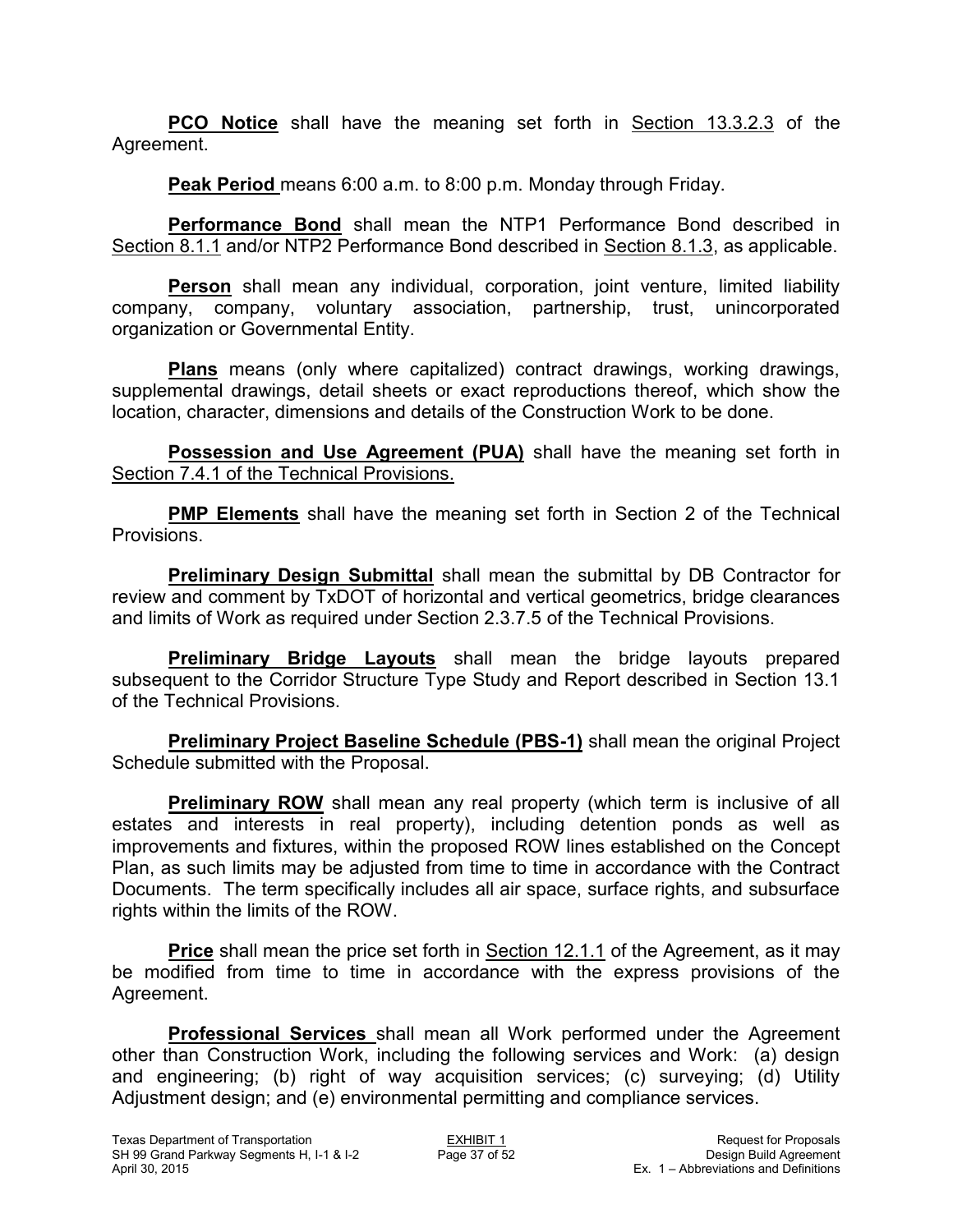**PCO Notice** shall have the meaning set forth in Section 13.3.2.3 of the Agreement.

**Peak Period** means 6:00 a.m. to 8:00 p.m. Monday through Friday.

**Performance Bond** shall mean the NTP1 Performance Bond described in Section 8.1.1 and/or NTP2 Performance Bond described in Section 8.1.3, as applicable.

**Person** shall mean any individual, corporation, joint venture, limited liability company, company, voluntary association, partnership, trust, unincorporated organization or Governmental Entity.

**Plans** means (only where capitalized) contract drawings, working drawings, supplemental drawings, detail sheets or exact reproductions thereof, which show the location, character, dimensions and details of the Construction Work to be done.

**Possession and Use Agreement (PUA)** shall have the meaning set forth in Section 7.4.1 of the Technical Provisions.

**PMP Elements** shall have the meaning set forth in Section 2 of the Technical Provisions.

**Preliminary Design Submittal** shall mean the submittal by DB Contractor for review and comment by TxDOT of horizontal and vertical geometrics, bridge clearances and limits of Work as required under Section 2.3.7.5 of the Technical Provisions.

**Preliminary Bridge Layouts** shall mean the bridge layouts prepared subsequent to the Corridor Structure Type Study and Report described in Section 13.1 of the Technical Provisions.

**Preliminary Project Baseline Schedule (PBS-1)** shall mean the original Project Schedule submitted with the Proposal.

**Preliminary ROW** shall mean any real property (which term is inclusive of all estates and interests in real property), including detention ponds as well as improvements and fixtures, within the proposed ROW lines established on the Concept Plan, as such limits may be adjusted from time to time in accordance with the Contract Documents. The term specifically includes all air space, surface rights, and subsurface rights within the limits of the ROW.

**Price** shall mean the price set forth in Section 12.1.1 of the Agreement, as it may be modified from time to time in accordance with the express provisions of the Agreement.

**Professional Services** shall mean all Work performed under the Agreement other than Construction Work, including the following services and Work: (a) design and engineering; (b) right of way acquisition services; (c) surveying; (d) Utility Adjustment design; and (e) environmental permitting and compliance services.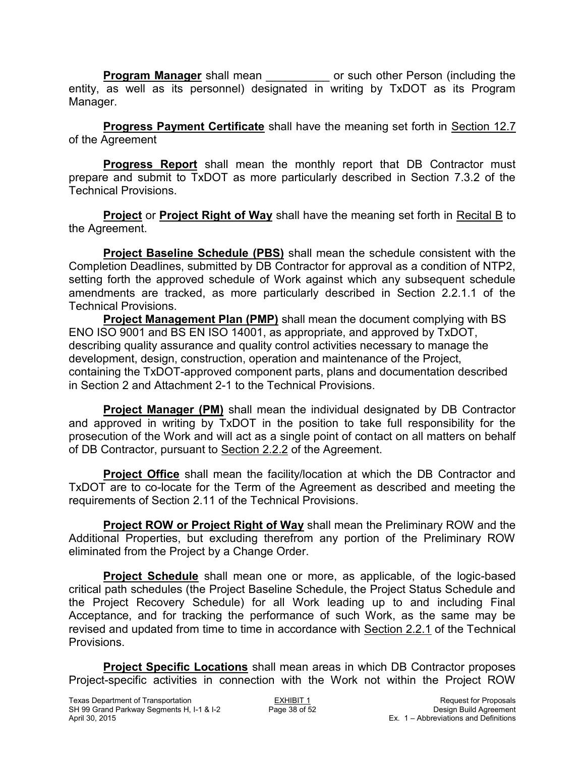**Program Manager** shall mean __________ or such other Person (including the entity, as well as its personnel) designated in writing by TxDOT as its Program Manager.

**Progress Payment Certificate** shall have the meaning set forth in Section 12.7 of the Agreement

**Progress Report** shall mean the monthly report that DB Contractor must prepare and submit to TxDOT as more particularly described in Section 7.3.2 of the Technical Provisions.

**Project** or **Project Right of Way** shall have the meaning set forth in Recital B to the Agreement.

**Project Baseline Schedule (PBS)** shall mean the schedule consistent with the Completion Deadlines, submitted by DB Contractor for approval as a condition of NTP2, setting forth the approved schedule of Work against which any subsequent schedule amendments are tracked, as more particularly described in Section 2.2.1.1 of the Technical Provisions.

**Project Management Plan (PMP)** shall mean the document complying with BS ENO ISO 9001 and BS EN ISO 14001, as appropriate, and approved by TxDOT, describing quality assurance and quality control activities necessary to manage the development, design, construction, operation and maintenance of the Project, containing the TxDOT-approved component parts, plans and documentation described in Section 2 and Attachment 2-1 to the Technical Provisions.

**Project Manager (PM)** shall mean the individual designated by DB Contractor and approved in writing by TxDOT in the position to take full responsibility for the prosecution of the Work and will act as a single point of contact on all matters on behalf of DB Contractor, pursuant to Section 2.2.2 of the Agreement.

**Project Office** shall mean the facility/location at which the DB Contractor and TxDOT are to co-locate for the Term of the Agreement as described and meeting the requirements of Section 2.11 of the Technical Provisions.

**Project ROW or Project Right of Way** shall mean the Preliminary ROW and the Additional Properties, but excluding therefrom any portion of the Preliminary ROW eliminated from the Project by a Change Order.

**Project Schedule** shall mean one or more, as applicable, of the logic-based critical path schedules (the Project Baseline Schedule, the Project Status Schedule and the Project Recovery Schedule) for all Work leading up to and including Final Acceptance, and for tracking the performance of such Work, as the same may be revised and updated from time to time in accordance with Section 2.2.1 of the Technical Provisions.

**Project Specific Locations** shall mean areas in which DB Contractor proposes Project-specific activities in connection with the Work not within the Project ROW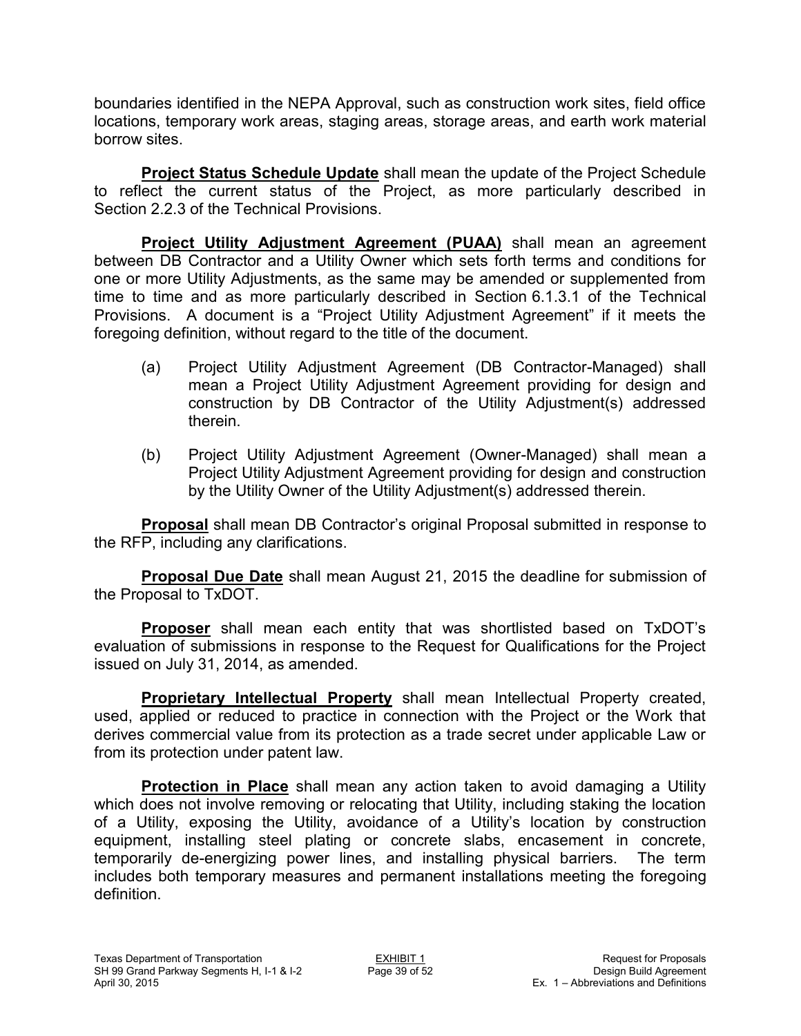boundaries identified in the NEPA Approval, such as construction work sites, field office locations, temporary work areas, staging areas, storage areas, and earth work material borrow sites.

**Project Status Schedule Update** shall mean the update of the Project Schedule to reflect the current status of the Project, as more particularly described in Section 2.2.3 of the Technical Provisions.

**Project Utility Adjustment Agreement (PUAA)** shall mean an agreement between DB Contractor and a Utility Owner which sets forth terms and conditions for one or more Utility Adjustments, as the same may be amended or supplemented from time to time and as more particularly described in Section 6.1.3.1 of the Technical Provisions. A document is a "Project Utility Adjustment Agreement" if it meets the foregoing definition, without regard to the title of the document.

(a) Project Utility Adjustment Agreement (DB Contractor-Managed) shall mean a Project Utility Adjustment Agreement providing for design and construction by DB Contractor of the Utility Adjustment(s) addressed therein.

(b) Project Utility Adjustment Agreement (Owner-Managed) shall mean a Project Utility Adjustment Agreement providing for design and construction by the Utility Owner of the Utility Adjustment(s) addressed therein.

**Proposal** shall mean DB Contractor's original Proposal submitted in response to the RFP, including any clarifications.

**Proposal Due Date** shall mean August 21, 2015 the deadline for submission of the Proposal to TxDOT.

**Proposer** shall mean each entity that was shortlisted based on TxDOT's evaluation of submissions in response to the Request for Qualifications for the Project issued on July 31, 2014, as amended.

**Proprietary Intellectual Property** shall mean Intellectual Property created, used, applied or reduced to practice in connection with the Project or the Work that derives commercial value from its protection as a trade secret under applicable Law or from its protection under patent law.

**Protection in Place** shall mean any action taken to avoid damaging a Utility which does not involve removing or relocating that Utility, including staking the location of a Utility, exposing the Utility, avoidance of a Utility's location by construction equipment, installing steel plating or concrete slabs, encasement in concrete, temporarily de-energizing power lines, and installing physical barriers. The term includes both temporary measures and permanent installations meeting the foregoing definition.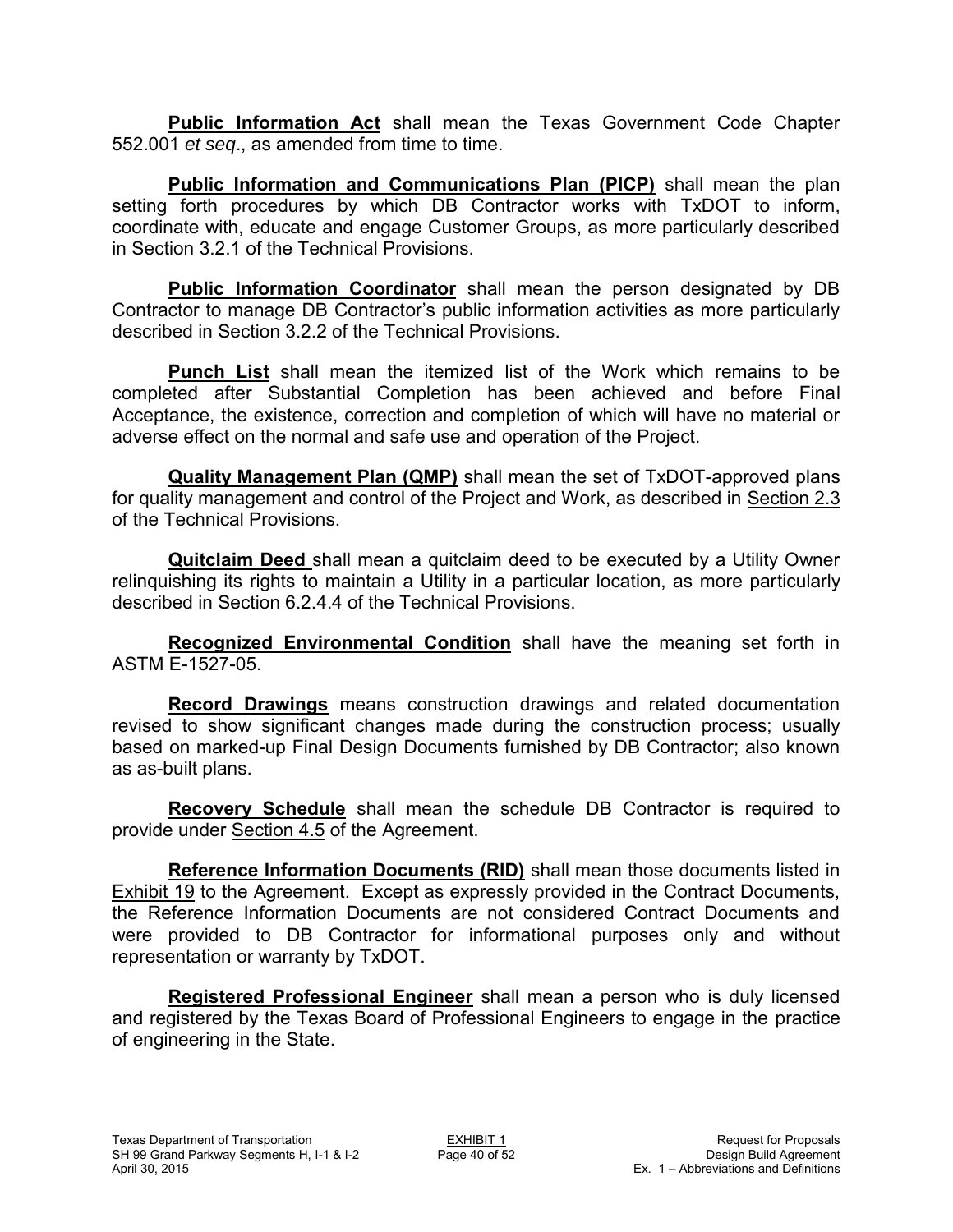**Public Information Act** shall mean the Texas Government Code Chapter 552.001 *et seq*., as amended from time to time.

**Public Information and Communications Plan (PICP)** shall mean the plan setting forth procedures by which DB Contractor works with TxDOT to inform, coordinate with, educate and engage Customer Groups, as more particularly described in Section 3.2.1 of the Technical Provisions.

**Public Information Coordinator** shall mean the person designated by DB Contractor to manage DB Contractor's public information activities as more particularly described in Section 3.2.2 of the Technical Provisions.

**Punch List** shall mean the itemized list of the Work which remains to be completed after Substantial Completion has been achieved and before Final Acceptance, the existence, correction and completion of which will have no material or adverse effect on the normal and safe use and operation of the Project.

**Quality Management Plan (QMP)** shall mean the set of TxDOT-approved plans for quality management and control of the Project and Work, as described in Section 2.3 of the Technical Provisions.

**Quitclaim Deed** shall mean a quitclaim deed to be executed by a Utility Owner relinquishing its rights to maintain a Utility in a particular location, as more particularly described in Section 6.2.4.4 of the Technical Provisions.

**Recognized Environmental Condition** shall have the meaning set forth in ASTM E-1527-05.

**Record Drawings** means construction drawings and related documentation revised to show significant changes made during the construction process; usually based on marked-up Final Design Documents furnished by DB Contractor; also known as as-built plans.

**Recovery Schedule** shall mean the schedule DB Contractor is required to provide under Section 4.5 of the Agreement.

**Reference Information Documents (RID)** shall mean those documents listed in Exhibit 19 to the Agreement. Except as expressly provided in the Contract Documents, the Reference Information Documents are not considered Contract Documents and were provided to DB Contractor for informational purposes only and without representation or warranty by TxDOT.

**Registered Professional Engineer** shall mean a person who is duly licensed and registered by the Texas Board of Professional Engineers to engage in the practice of engineering in the State.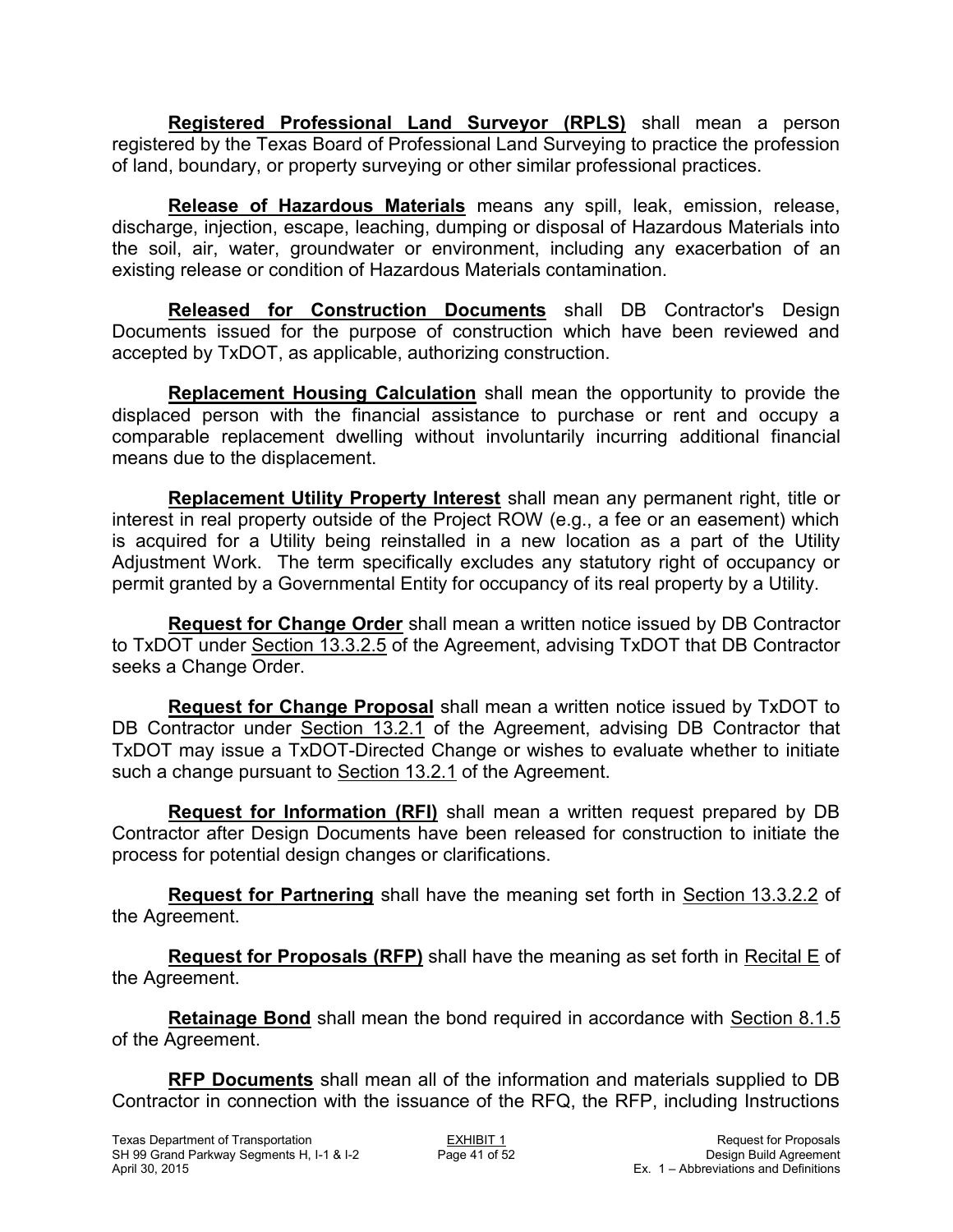**Registered Professional Land Surveyor (RPLS)** shall mean a person registered by the Texas Board of Professional Land Surveying to practice the profession of land, boundary, or property surveying or other similar professional practices.

**Release of Hazardous Materials** means any spill, leak, emission, release, discharge, injection, escape, leaching, dumping or disposal of Hazardous Materials into the soil, air, water, groundwater or environment, including any exacerbation of an existing release or condition of Hazardous Materials contamination.

**Released for Construction Documents** shall DB Contractor's Design Documents issued for the purpose of construction which have been reviewed and accepted by TxDOT, as applicable, authorizing construction.

**Replacement Housing Calculation** shall mean the opportunity to provide the displaced person with the financial assistance to purchase or rent and occupy a comparable replacement dwelling without involuntarily incurring additional financial means due to the displacement.

**Replacement Utility Property Interest** shall mean any permanent right, title or interest in real property outside of the Project ROW (e.g., a fee or an easement) which is acquired for a Utility being reinstalled in a new location as a part of the Utility Adjustment Work. The term specifically excludes any statutory right of occupancy or permit granted by a Governmental Entity for occupancy of its real property by a Utility.

**Request for Change Order** shall mean a written notice issued by DB Contractor to TxDOT under Section 13.3.2.5 of the Agreement, advising TxDOT that DB Contractor seeks a Change Order.

**Request for Change Proposal** shall mean a written notice issued by TxDOT to DB Contractor under Section 13.2.1 of the Agreement, advising DB Contractor that TxDOT may issue a TxDOT-Directed Change or wishes to evaluate whether to initiate such a change pursuant to Section 13.2.1 of the Agreement.

**Request for Information (RFI)** shall mean a written request prepared by DB Contractor after Design Documents have been released for construction to initiate the process for potential design changes or clarifications.

**Request for Partnering** shall have the meaning set forth in Section 13.3.2.2 of the Agreement.

**Request for Proposals (RFP)** shall have the meaning as set forth in Recital E of the Agreement.

**Retainage Bond** shall mean the bond required in accordance with Section 8.1.5 of the Agreement.

**RFP Documents** shall mean all of the information and materials supplied to DB Contractor in connection with the issuance of the RFQ, the RFP, including Instructions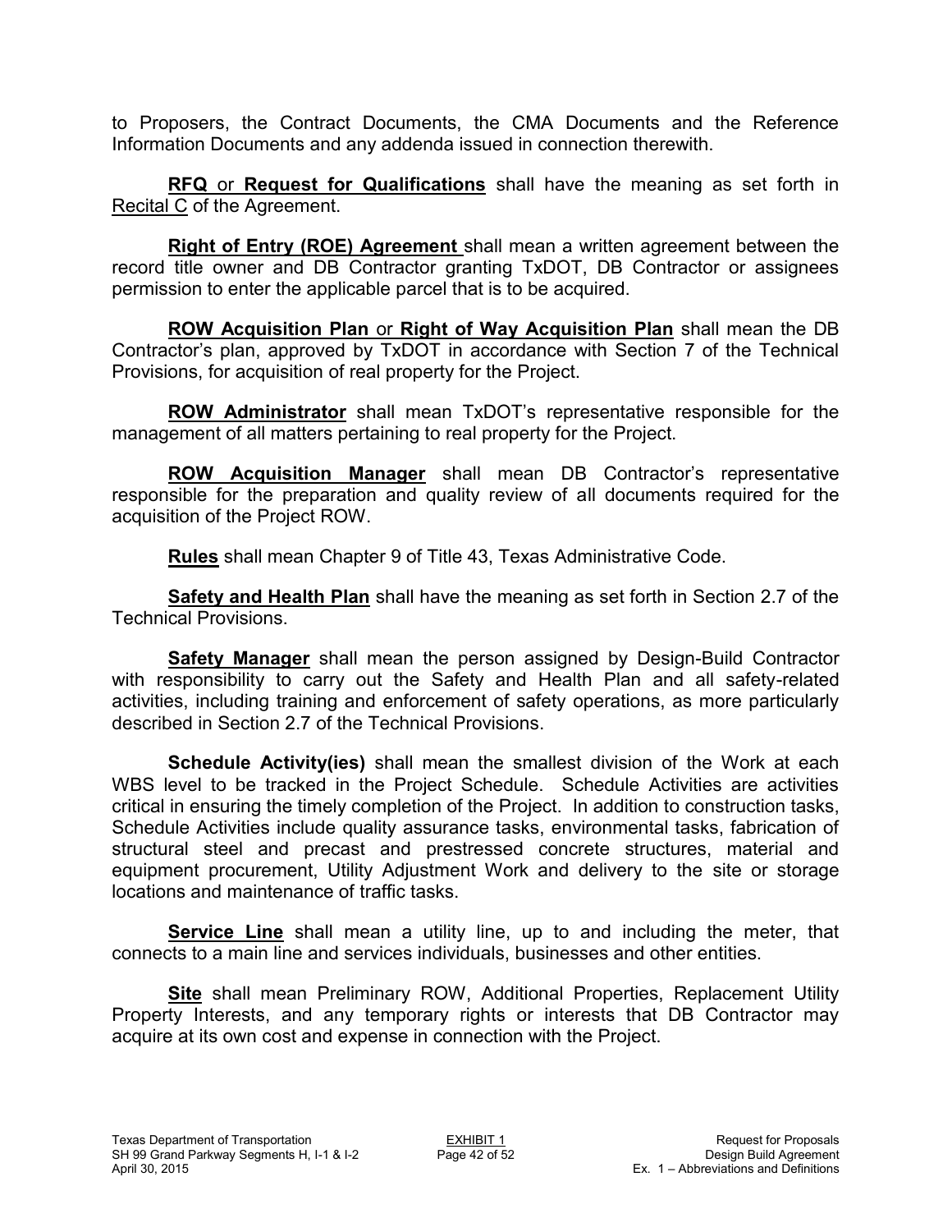to Proposers, the Contract Documents, the CMA Documents and the Reference Information Documents and any addenda issued in connection therewith.

**RFQ** or **Request for Qualifications** shall have the meaning as set forth in Recital C of the Agreement.

**Right of Entry (ROE) Agreement** shall mean a written agreement between the record title owner and DB Contractor granting TxDOT, DB Contractor or assignees permission to enter the applicable parcel that is to be acquired.

**ROW Acquisition Plan** or **Right of Way Acquisition Plan** shall mean the DB Contractor's plan, approved by TxDOT in accordance with Section 7 of the Technical Provisions, for acquisition of real property for the Project.

**ROW Administrator** shall mean TxDOT's representative responsible for the management of all matters pertaining to real property for the Project.

**ROW Acquisition Manager** shall mean DB Contractor's representative responsible for the preparation and quality review of all documents required for the acquisition of the Project ROW.

**Rules** shall mean Chapter 9 of Title 43, Texas Administrative Code.

**Safety and Health Plan** shall have the meaning as set forth in Section 2.7 of the Technical Provisions.

**Safety Manager** shall mean the person assigned by Design-Build Contractor with responsibility to carry out the Safety and Health Plan and all safety-related activities, including training and enforcement of safety operations, as more particularly described in Section 2.7 of the Technical Provisions.

**Schedule Activity(ies)** shall mean the smallest division of the Work at each WBS level to be tracked in the Project Schedule. Schedule Activities are activities critical in ensuring the timely completion of the Project. In addition to construction tasks, Schedule Activities include quality assurance tasks, environmental tasks, fabrication of structural steel and precast and prestressed concrete structures, material and equipment procurement, Utility Adjustment Work and delivery to the site or storage locations and maintenance of traffic tasks.

**Service Line** shall mean a utility line, up to and including the meter, that connects to a main line and services individuals, businesses and other entities.

**Site** shall mean Preliminary ROW, Additional Properties, Replacement Utility Property Interests, and any temporary rights or interests that DB Contractor may acquire at its own cost and expense in connection with the Project.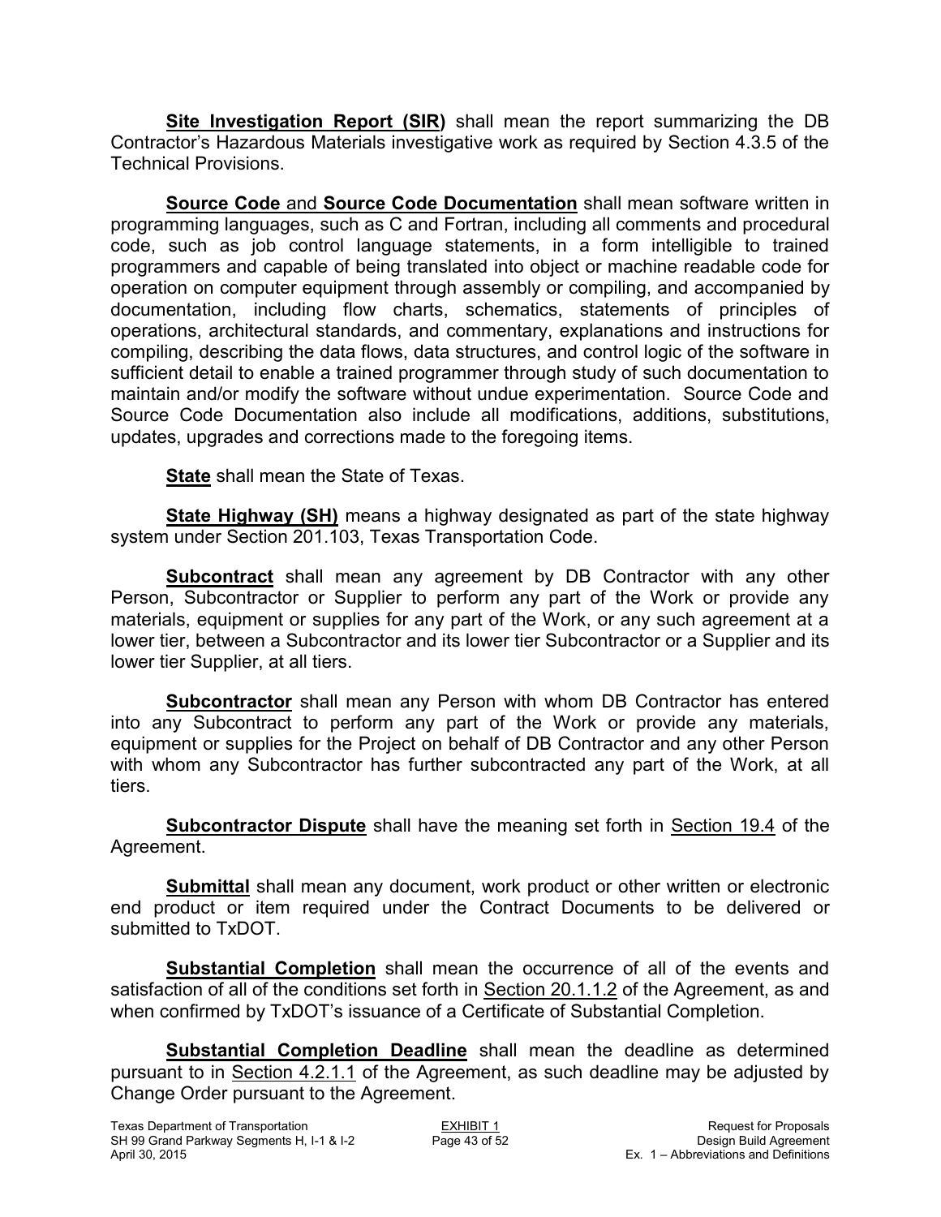**Site Investigation Report (SIR)** shall mean the report summarizing the DB Contractor's Hazardous Materials investigative work as required by Section 4.3.5 of the Technical Provisions.

**Source Code** and **Source Code Documentation** shall mean software written in programming languages, such as C and Fortran, including all comments and procedural code, such as job control language statements, in a form intelligible to trained programmers and capable of being translated into object or machine readable code for operation on computer equipment through assembly or compiling, and accompanied by documentation, including flow charts, schematics, statements of principles of operations, architectural standards, and commentary, explanations and instructions for compiling, describing the data flows, data structures, and control logic of the software in sufficient detail to enable a trained programmer through study of such documentation to maintain and/or modify the software without undue experimentation. Source Code and Source Code Documentation also include all modifications, additions, substitutions, updates, upgrades and corrections made to the foregoing items.

**State** shall mean the State of Texas.

**State Highway (SH)** means a highway designated as part of the state highway system under Section 201.103, Texas Transportation Code.

**Subcontract** shall mean any agreement by DB Contractor with any other Person, Subcontractor or Supplier to perform any part of the Work or provide any materials, equipment or supplies for any part of the Work, or any such agreement at a lower tier, between a Subcontractor and its lower tier Subcontractor or a Supplier and its lower tier Supplier, at all tiers.

**Subcontractor** shall mean any Person with whom DB Contractor has entered into any Subcontract to perform any part of the Work or provide any materials, equipment or supplies for the Project on behalf of DB Contractor and any other Person with whom any Subcontractor has further subcontracted any part of the Work, at all tiers.

**Subcontractor Dispute** shall have the meaning set forth in Section 19.4 of the Agreement.

**Submittal** shall mean any document, work product or other written or electronic end product or item required under the Contract Documents to be delivered or submitted to TxDOT.

**Substantial Completion** shall mean the occurrence of all of the events and satisfaction of all of the conditions set forth in Section 20.1.1.2 of the Agreement, as and when confirmed by TxDOT's issuance of a Certificate of Substantial Completion.

**Substantial Completion Deadline** shall mean the deadline as determined pursuant to in Section 4.2.1.1 of the Agreement, as such deadline may be adjusted by Change Order pursuant to the Agreement.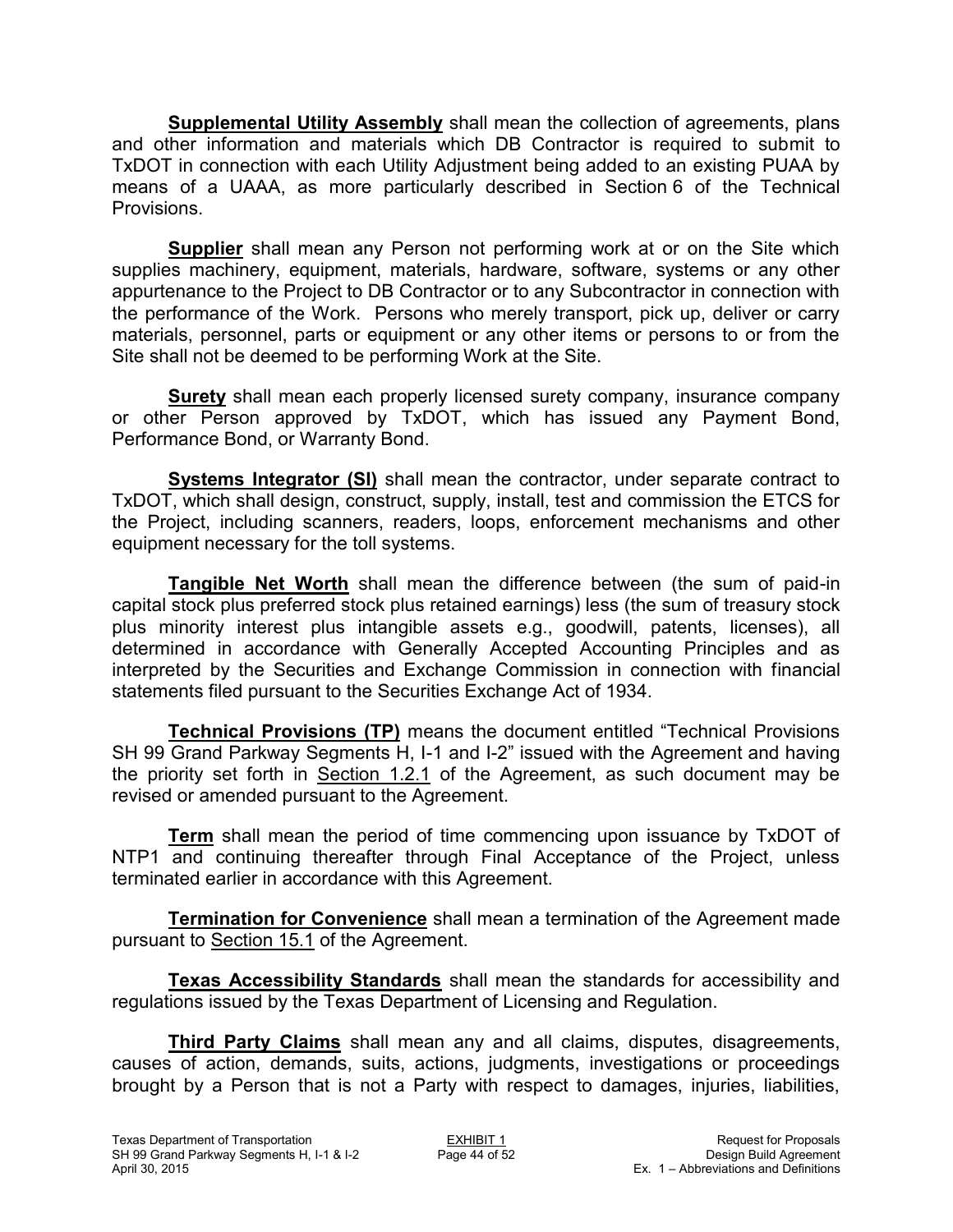**<u>Supplemental Utility Assembly</u>** shall mean the collection of agreements, plans and other information and materials which DB Contractor is required to submit to TxDOT in connection with each Utility Adjustment being added to an existing PUAA by means of a UAAA, as more particularly described in Section 6 of the Technical Provisions.

**<u>Supplier</u>** shall mean any Person not performing work at or on the Site which supplies machinery, equipment, materials, hardware, software, systems or any other appurtenance to the Project to DB Contractor or to any Subcontractor in connection with the performance of the Work. Persons who merely transport, pick up, deliver or carry materials, personnel, parts or equipment or any other items or persons to or from the Site shall not be deemed to be performing Work at the Site.

**<u>Surety</u>** shall mean each properly licensed surety company, insurance company or other Person approved by TxDOT, which has issued any Payment Bond, Performance Bond, or Warranty Bond.

**<u>Systems Integrator (SI)</u>** shall mean the contractor, under separate contract to TxDOT, which shall design, construct, supply, install, test and commission the ETCS for the Project, including scanners, readers, loops, enforcement mechanisms and other equipment necessary for the toll systems.

**<u>Tangible Net Worth</u>** shall mean the difference between (the sum of paid-in capital stock plus preferred stock plus retained earnings) less (the sum of treasury stock plus minority interest plus intangible assets e.g., goodwill, patents, licenses), all determined in accordance with Generally Accepted Accounting Principles and as interpreted by the Securities and Exchange Commission in connection with financial statements filed pursuant to the Securities Exchange Act of 1934.

**<u>Technical Provisions (TP)</u>** means the document entitled "Technical Provisions SH 99 Grand Parkway Segments H, I-1 and I-2" issued with the Agreement and having the priority set forth in <u>Section 1.2.1</u> of the Agreement, as such document may be revised or amended pursuant to the Agreement.

**<u>Term</u>** shall mean the period of time commencing upon issuance by TxDOT of NTP1 and continuing thereafter through Final Acceptance of the Project, unless terminated earlier in accordance with this Agreement.

**<u>Termination for Convenience</u>** shall mean a termination of the Agreement made pursuant to <u>Section 15.1</u> of the Agreement.

**<u>Texas Accessibility Standards</u>** shall mean the standards for accessibility and regulations issued by the Texas Department of Licensing and Regulation.

**<u>Third Party Claims</u>** shall mean any and all claims, disputes, disagreements, causes of action, demands, suits, actions, judgments, investigations or proceedings brought by a Person that is not a Party with respect to damages, injuries, liabilities,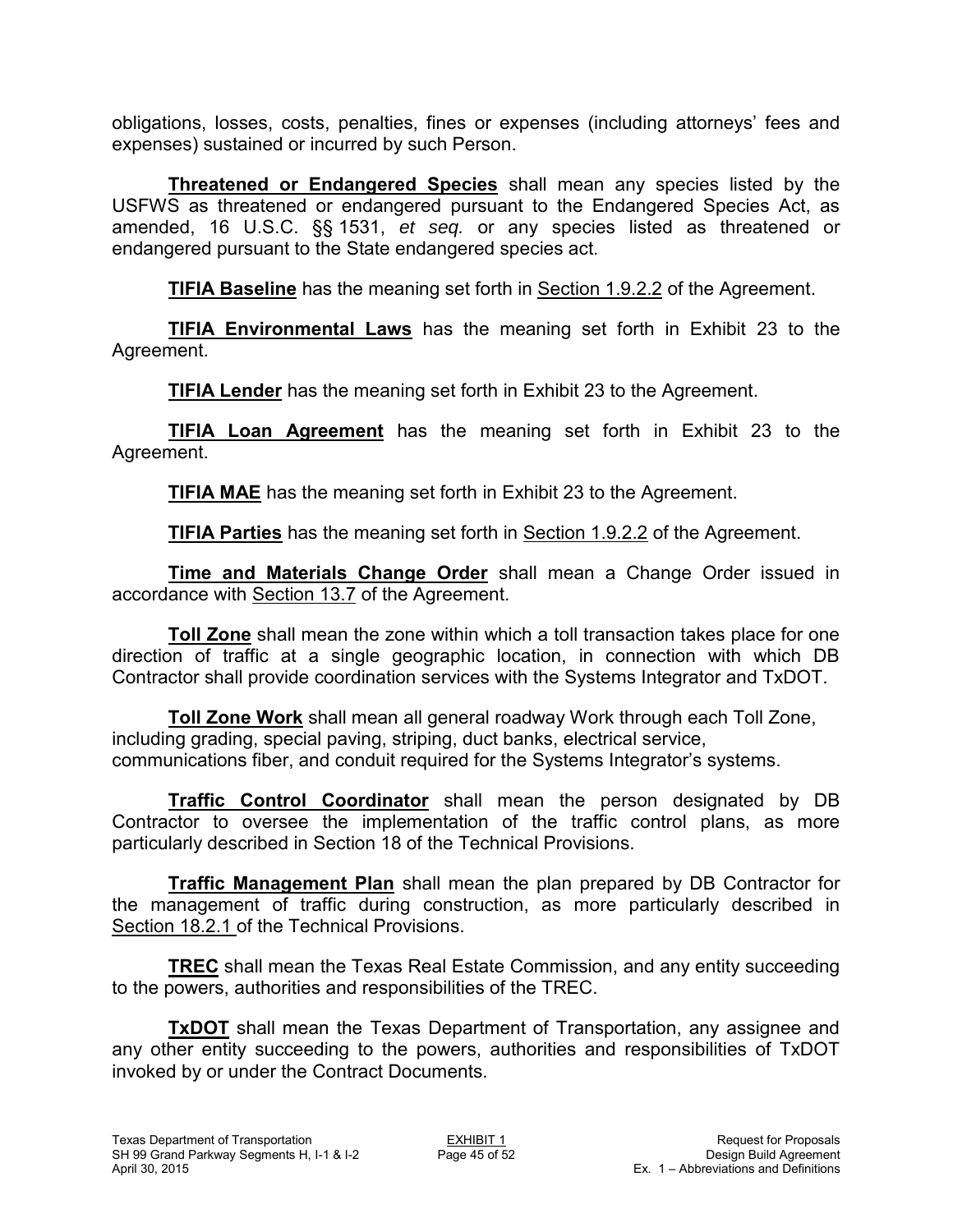obligations, losses, costs, penalties, fines or expenses (including attorneys' fees and expenses) sustained or incurred by such Person.

**Threatened or Endangered Species** shall mean any species listed by the USFWS as threatened or endangered pursuant to the Endangered Species Act, as amended, 16 U.S.C. §§ 1531, *et seq.* or any species listed as threatened or endangered pursuant to the State endangered species act.

**TIFIA Baseline** has the meaning set forth in Section 1.9.2.2 of the Agreement.

**TIFIA Environmental Laws** has the meaning set forth in Exhibit 23 to the Agreement.

**TIFIA Lender** has the meaning set forth in Exhibit 23 to the Agreement.

**TIFIA Loan Agreement** has the meaning set forth in Exhibit 23 to the Agreement.

**TIFIA MAE** has the meaning set forth in Exhibit 23 to the Agreement.

**TIFIA Parties** has the meaning set forth in Section 1.9.2.2 of the Agreement.

**Time and Materials Change Order** shall mean a Change Order issued in accordance with Section 13.7 of the Agreement.

**Toll Zone** shall mean the zone within which a toll transaction takes place for one direction of traffic at a single geographic location, in connection with which DB Contractor shall provide coordination services with the Systems Integrator and TxDOT.

**Toll Zone Work** shall mean all general roadway Work through each Toll Zone, including grading, special paving, striping, duct banks, electrical service, communications fiber, and conduit required for the Systems Integrator's systems.

**Traffic Control Coordinator** shall mean the person designated by DB Contractor to oversee the implementation of the traffic control plans, as more particularly described in Section 18 of the Technical Provisions.

**Traffic Management Plan** shall mean the plan prepared by DB Contractor for the management of traffic during construction, as more particularly described in Section 18.2.1 of the Technical Provisions.

**TREC** shall mean the Texas Real Estate Commission, and any entity succeeding to the powers, authorities and responsibilities of the TREC.

**TxDOT** shall mean the Texas Department of Transportation, any assignee and any other entity succeeding to the powers, authorities and responsibilities of TxDOT invoked by or under the Contract Documents.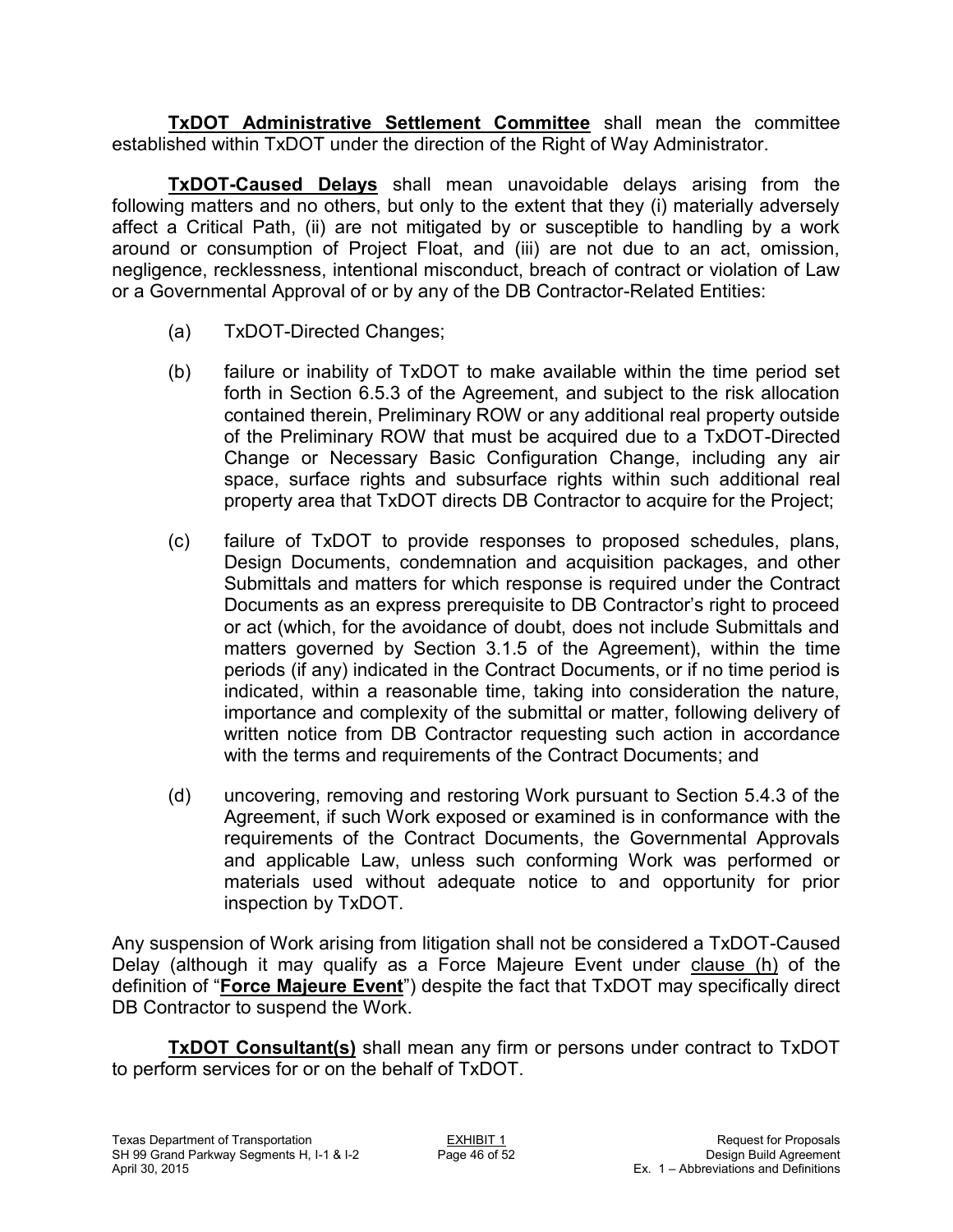**TxDOT Administrative Settlement Committee** shall mean the committee established within TxDOT under the direction of the Right of Way Administrator.

**TxDOT-Caused Delays** shall mean unavoidable delays arising from the following matters and no others, but only to the extent that they (i) materially adversely affect a Critical Path, (ii) are not mitigated by or susceptible to handling by a work around or consumption of Project Float, and (iii) are not due to an act, omission, negligence, recklessness, intentional misconduct, breach of contract or violation of Law or a Governmental Approval of or by any of the DB Contractor-Related Entities:

(a) TxDOT-Directed Changes;

(b) failure or inability of TxDOT to make available within the time period set forth in Section 6.5.3 of the Agreement, and subject to the risk allocation contained therein, Preliminary ROW or any additional real property outside of the Preliminary ROW that must be acquired due to a TxDOT-Directed Change or Necessary Basic Configuration Change, including any air space, surface rights and subsurface rights within such additional real property area that TxDOT directs DB Contractor to acquire for the Project;

(c) failure of TxDOT to provide responses to proposed schedules, plans, Design Documents, condemnation and acquisition packages, and other Submittals and matters for which response is required under the Contract Documents as an express prerequisite to DB Contractor's right to proceed or act (which, for the avoidance of doubt, does not include Submittals and matters governed by Section 3.1.5 of the Agreement), within the time periods (if any) indicated in the Contract Documents, or if no time period is indicated, within a reasonable time, taking into consideration the nature, importance and complexity of the submittal or matter, following delivery of written notice from DB Contractor requesting such action in accordance with the terms and requirements of the Contract Documents; and

(d) uncovering, removing and restoring Work pursuant to Section 5.4.3 of the Agreement, if such Work exposed or examined is in conformance with the requirements of the Contract Documents, the Governmental Approvals and applicable Law, unless such conforming Work was performed or materials used without adequate notice to and opportunity for prior inspection by TxDOT.

Any suspension of Work arising from litigation shall not be considered a TxDOT-Caused Delay (although it may qualify as a Force Majeure Event under clause (h) of the definition of "**Force Majeure Event**") despite the fact that TxDOT may specifically direct DB Contractor to suspend the Work.

**TxDOT Consultant(s)** shall mean any firm or persons under contract to TxDOT to perform services for or on the behalf of TxDOT.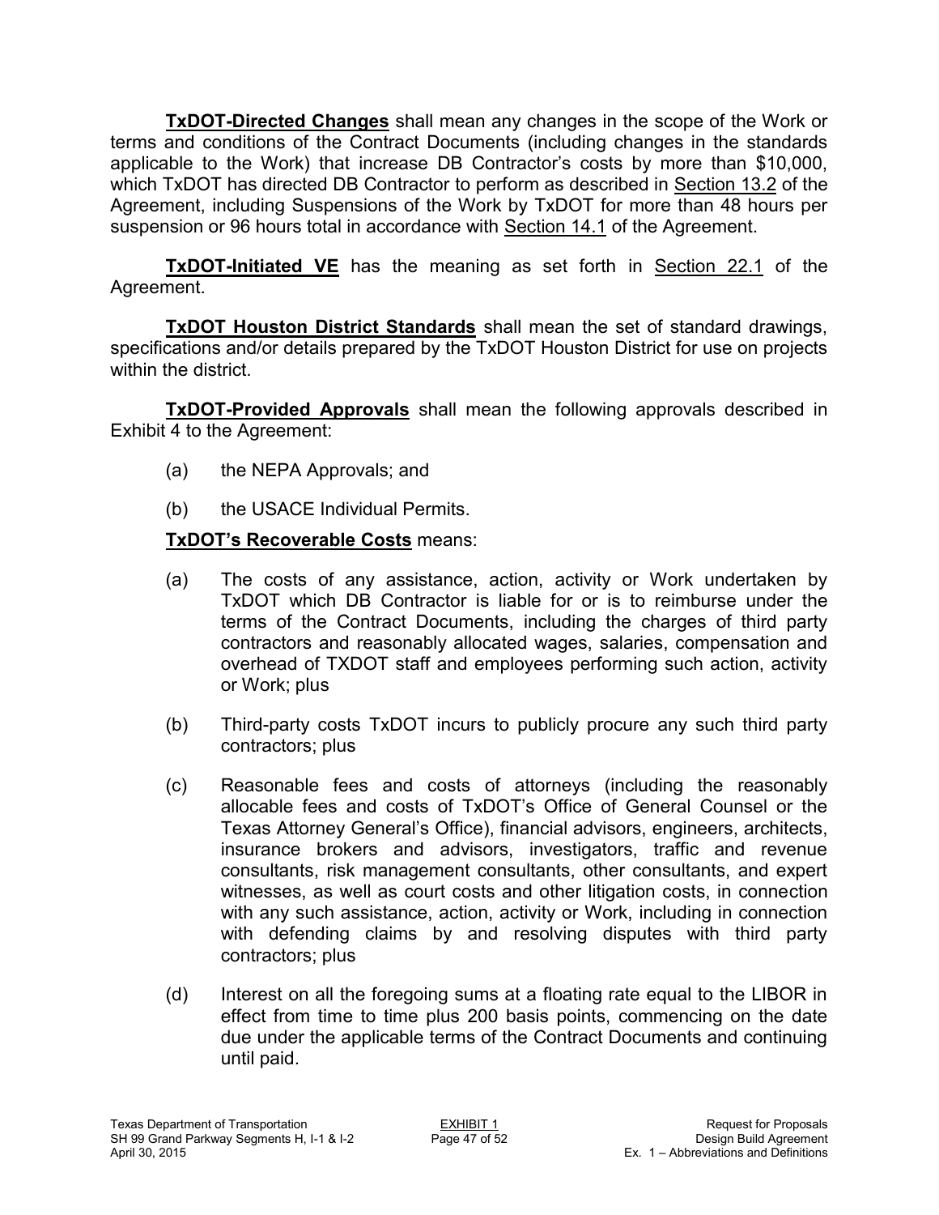**<u>TxDOT-Directed Changes</u>** shall mean any changes in the scope of the Work or terms and conditions of the Contract Documents (including changes in the standards applicable to the Work) that increase DB Contractor's costs by more than $10,000, which TxDOT has directed DB Contractor to perform as described in <u>Section 13.2</u> of the Agreement, including Suspensions of the Work by TxDOT for more than 48 hours per suspension or 96 hours total in accordance with <u>Section 14.1</u> of the Agreement.

**<u>TxDOT-Initiated VE</u>** has the meaning as set forth in <u>Section 22.1</u> of the Agreement.

**<u>TxDOT Houston District Standards</u>** shall mean the set of standard drawings, specifications and/or details prepared by the TxDOT Houston District for use on projects within the district.

**<u>TxDOT-Provided Approvals</u>** shall mean the following approvals described in Exhibit 4 to the Agreement:

(a) the NEPA Approvals; and

(b) the USACE Individual Permits.

**<u>TxDOT's Recoverable Costs</u>** means:

(a) The costs of any assistance, action, activity or Work undertaken by TxDOT which DB Contractor is liable for or is to reimburse under the terms of the Contract Documents, including the charges of third party contractors and reasonably allocated wages, salaries, compensation and overhead of TXDOT staff and employees performing such action, activity or Work; plus

(b) Third-party costs TxDOT incurs to publicly procure any such third party contractors; plus

(c) Reasonable fees and costs of attorneys (including the reasonably allocable fees and costs of TxDOT's Office of General Counsel or the Texas Attorney General's Office), financial advisors, engineers, architects, insurance brokers and advisors, investigators, traffic and revenue consultants, risk management consultants, other consultants, and expert witnesses, as well as court costs and other litigation costs, in connection with any such assistance, action, activity or Work, including in connection with defending claims by and resolving disputes with third party contractors; plus

(d) Interest on all the foregoing sums at a floating rate equal to the LIBOR in effect from time to time plus 200 basis points, commencing on the date due under the applicable terms of the Contract Documents and continuing until paid.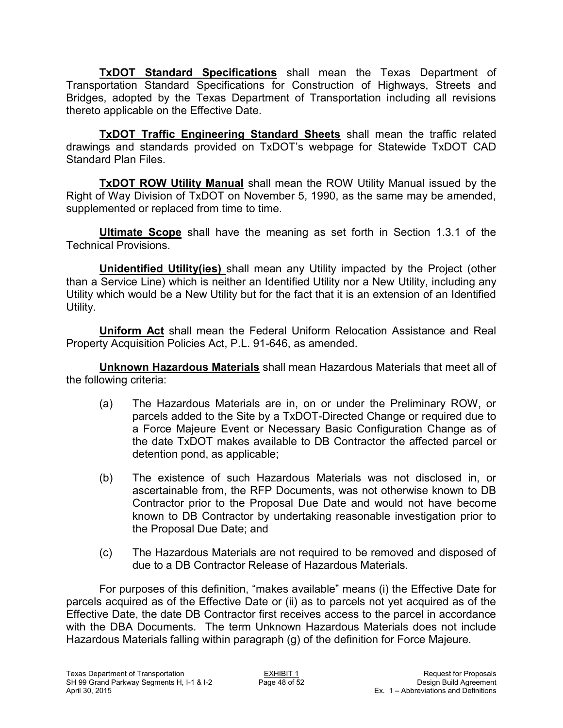**TxDOT Standard Specifications** shall mean the Texas Department of Transportation Standard Specifications for Construction of Highways, Streets and Bridges, adopted by the Texas Department of Transportation including all revisions thereto applicable on the Effective Date.

**TxDOT Traffic Engineering Standard Sheets** shall mean the traffic related drawings and standards provided on TxDOT's webpage for Statewide TxDOT CAD Standard Plan Files.

**TxDOT ROW Utility Manual** shall mean the ROW Utility Manual issued by the Right of Way Division of TxDOT on November 5, 1990, as the same may be amended, supplemented or replaced from time to time.

**Ultimate Scope** shall have the meaning as set forth in Section 1.3.1 of the Technical Provisions.

**Unidentified Utility(ies)** shall mean any Utility impacted by the Project (other than a Service Line) which is neither an Identified Utility nor a New Utility, including any Utility which would be a New Utility but for the fact that it is an extension of an Identified Utility.

**Uniform Act** shall mean the Federal Uniform Relocation Assistance and Real Property Acquisition Policies Act, P.L. 91-646, as amended.

**Unknown Hazardous Materials** shall mean Hazardous Materials that meet all of the following criteria:

(a) The Hazardous Materials are in, on or under the Preliminary ROW, or parcels added to the Site by a TxDOT-Directed Change or required due to a Force Majeure Event or Necessary Basic Configuration Change as of the date TxDOT makes available to DB Contractor the affected parcel or detention pond, as applicable;

(b) The existence of such Hazardous Materials was not disclosed in, or ascertainable from, the RFP Documents, was not otherwise known to DB Contractor prior to the Proposal Due Date and would not have become known to DB Contractor by undertaking reasonable investigation prior to the Proposal Due Date; and

(c) The Hazardous Materials are not required to be removed and disposed of due to a DB Contractor Release of Hazardous Materials.

For purposes of this definition, "makes available" means (i) the Effective Date for parcels acquired as of the Effective Date or (ii) as to parcels not yet acquired as of the Effective Date, the date DB Contractor first receives access to the parcel in accordance with the DBA Documents. The term Unknown Hazardous Materials does not include Hazardous Materials falling within paragraph (g) of the definition for Force Majeure.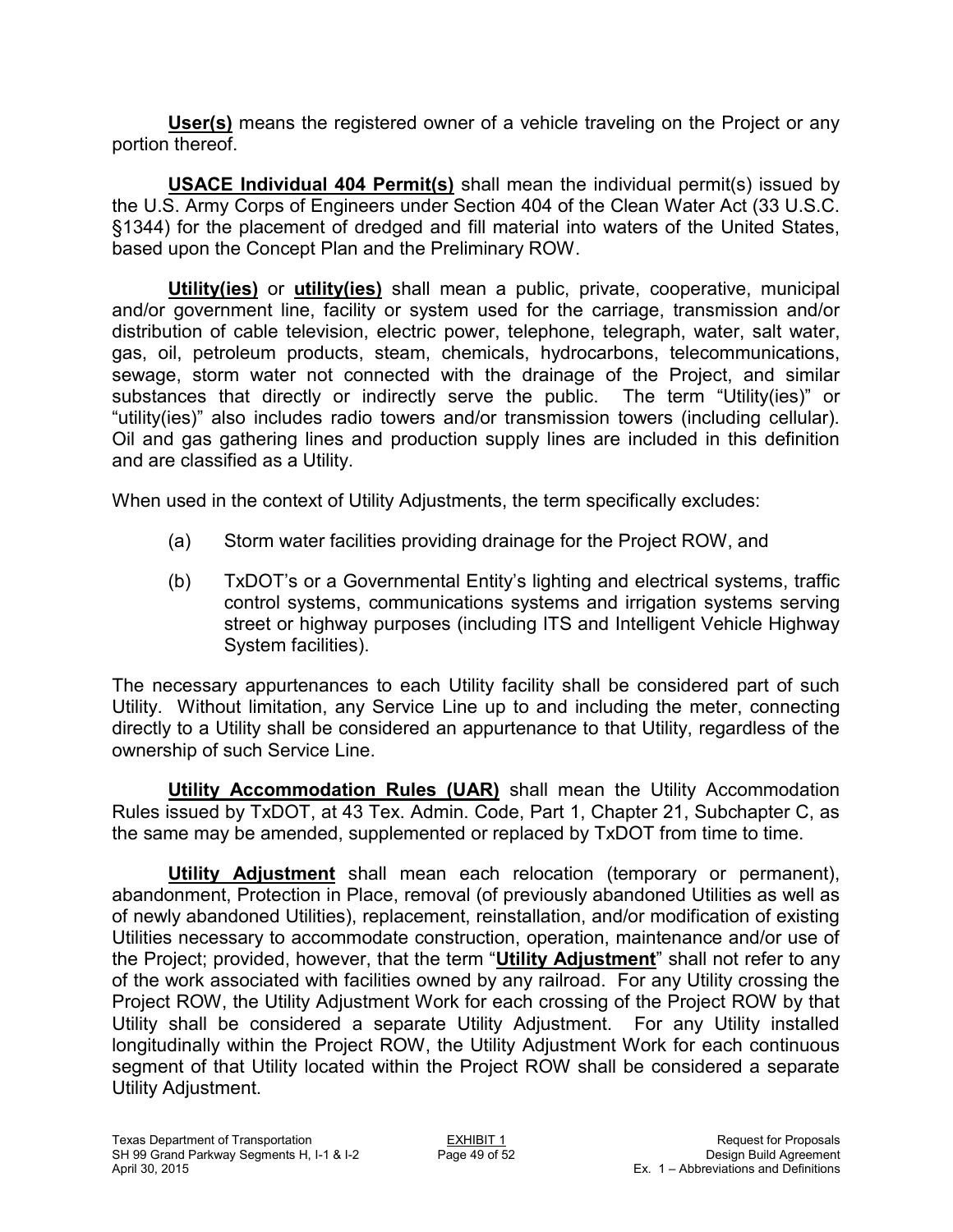**User(s)** means the registered owner of a vehicle traveling on the Project or any portion thereof.

**USACE Individual 404 Permit(s)** shall mean the individual permit(s) issued by the U.S. Army Corps of Engineers under Section 404 of the Clean Water Act (33 U.S.C. §1344) for the placement of dredged and fill material into waters of the United States, based upon the Concept Plan and the Preliminary ROW.

**Utility(ies)** or **utility(ies)** shall mean a public, private, cooperative, municipal and/or government line, facility or system used for the carriage, transmission and/or distribution of cable television, electric power, telephone, telegraph, water, salt water, gas, oil, petroleum products, steam, chemicals, hydrocarbons, telecommunications, sewage, storm water not connected with the drainage of the Project, and similar substances that directly or indirectly serve the public. The term "Utility(ies)" or "utility(ies)" also includes radio towers and/or transmission towers (including cellular). Oil and gas gathering lines and production supply lines are included in this definition and are classified as a Utility.

When used in the context of Utility Adjustments, the term specifically excludes:

(a) Storm water facilities providing drainage for the Project ROW, and

(b) TxDOT's or a Governmental Entity's lighting and electrical systems, traffic control systems, communications systems and irrigation systems serving street or highway purposes (including ITS and Intelligent Vehicle Highway System facilities).

The necessary appurtenances to each Utility facility shall be considered part of such Utility. Without limitation, any Service Line up to and including the meter, connecting directly to a Utility shall be considered an appurtenance to that Utility, regardless of the ownership of such Service Line.

**Utility Accommodation Rules (UAR)** shall mean the Utility Accommodation Rules issued by TxDOT, at 43 Tex. Admin. Code, Part 1, Chapter 21, Subchapter C, as the same may be amended, supplemented or replaced by TxDOT from time to time.

**Utility Adjustment** shall mean each relocation (temporary or permanent), abandonment, Protection in Place, removal (of previously abandoned Utilities as well as of newly abandoned Utilities), replacement, reinstallation, and/or modification of existing Utilities necessary to accommodate construction, operation, maintenance and/or use of the Project; provided, however, that the term "**Utility Adjustment**" shall not refer to any of the work associated with facilities owned by any railroad. For any Utility crossing the Project ROW, the Utility Adjustment Work for each crossing of the Project ROW by that Utility shall be considered a separate Utility Adjustment. For any Utility installed longitudinally within the Project ROW, the Utility Adjustment Work for each continuous segment of that Utility located within the Project ROW shall be considered a separate Utility Adjustment.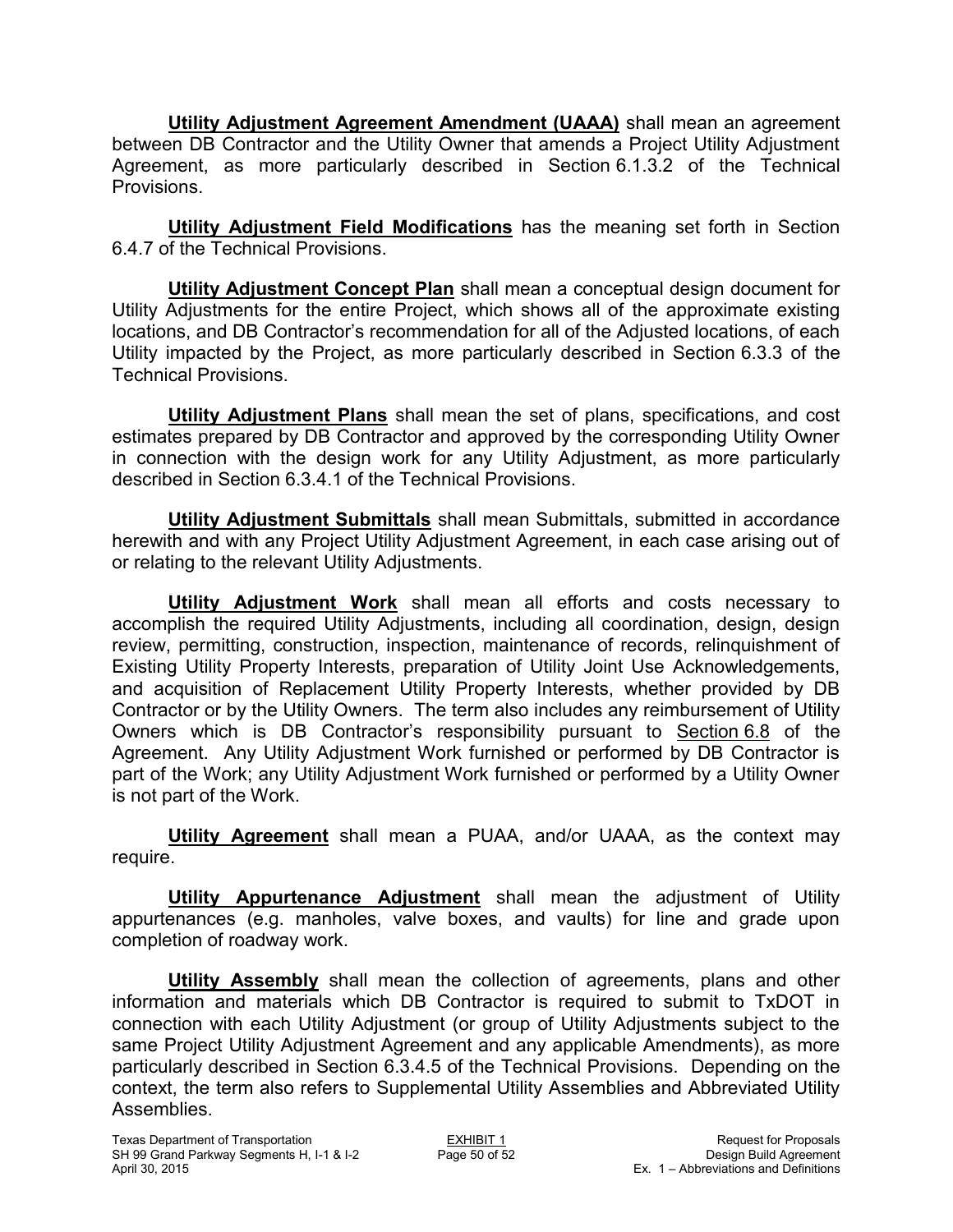**Utility Adjustment Agreement Amendment (UAAA)** shall mean an agreement between DB Contractor and the Utility Owner that amends a Project Utility Adjustment Agreement, as more particularly described in Section 6.1.3.2 of the Technical Provisions.

**Utility Adjustment Field Modifications** has the meaning set forth in Section 6.4.7 of the Technical Provisions.

**Utility Adjustment Concept Plan** shall mean a conceptual design document for Utility Adjustments for the entire Project, which shows all of the approximate existing locations, and DB Contractor's recommendation for all of the Adjusted locations, of each Utility impacted by the Project, as more particularly described in Section 6.3.3 of the Technical Provisions.

**Utility Adjustment Plans** shall mean the set of plans, specifications, and cost estimates prepared by DB Contractor and approved by the corresponding Utility Owner in connection with the design work for any Utility Adjustment, as more particularly described in Section 6.3.4.1 of the Technical Provisions.

**Utility Adjustment Submittals** shall mean Submittals, submitted in accordance herewith and with any Project Utility Adjustment Agreement, in each case arising out of or relating to the relevant Utility Adjustments.

**Utility Adjustment Work** shall mean all efforts and costs necessary to accomplish the required Utility Adjustments, including all coordination, design, design review, permitting, construction, inspection, maintenance of records, relinquishment of Existing Utility Property Interests, preparation of Utility Joint Use Acknowledgements, and acquisition of Replacement Utility Property Interests, whether provided by DB Contractor or by the Utility Owners. The term also includes any reimbursement of Utility Owners which is DB Contractor's responsibility pursuant to Section 6.8 of the Agreement. Any Utility Adjustment Work furnished or performed by DB Contractor is part of the Work; any Utility Adjustment Work furnished or performed by a Utility Owner is not part of the Work.

**Utility Agreement** shall mean a PUAA, and/or UAAA, as the context may require.

**Utility Appurtenance Adjustment** shall mean the adjustment of Utility appurtenances (e.g. manholes, valve boxes, and vaults) for line and grade upon completion of roadway work.

**Utility Assembly** shall mean the collection of agreements, plans and other information and materials which DB Contractor is required to submit to TxDOT in connection with each Utility Adjustment (or group of Utility Adjustments subject to the same Project Utility Adjustment Agreement and any applicable Amendments), as more particularly described in Section 6.3.4.5 of the Technical Provisions. Depending on the context, the term also refers to Supplemental Utility Assemblies and Abbreviated Utility Assemblies.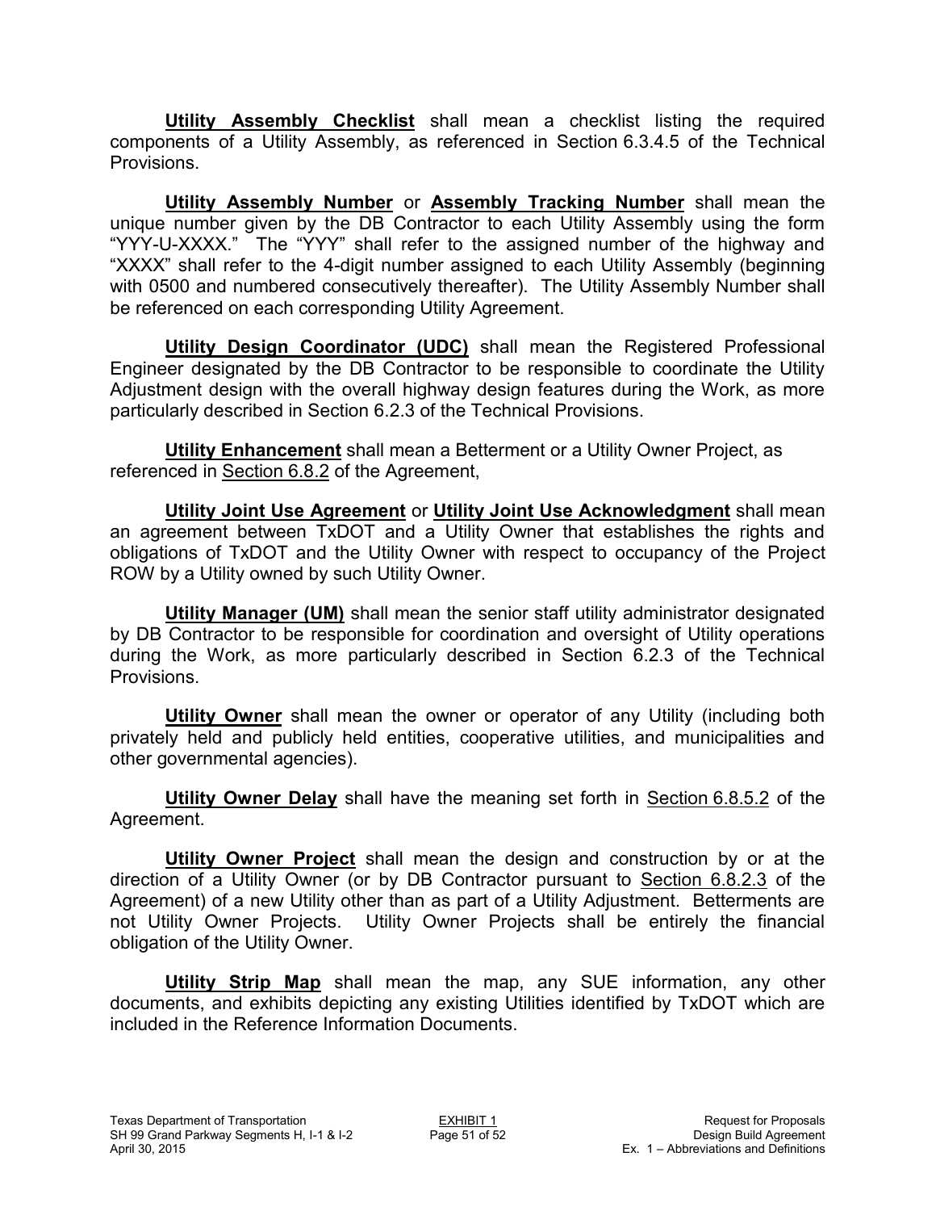**Utility Assembly Checklist** shall mean a checklist listing the required components of a Utility Assembly, as referenced in Section 6.3.4.5 of the Technical Provisions.

**Utility Assembly Number** or **Assembly Tracking Number** shall mean the unique number given by the DB Contractor to each Utility Assembly using the form "YYY-U-XXXX." The "YYY" shall refer to the assigned number of the highway and "XXXX" shall refer to the 4-digit number assigned to each Utility Assembly (beginning with 0500 and numbered consecutively thereafter). The Utility Assembly Number shall be referenced on each corresponding Utility Agreement.

**Utility Design Coordinator (UDC)** shall mean the Registered Professional Engineer designated by the DB Contractor to be responsible to coordinate the Utility Adjustment design with the overall highway design features during the Work, as more particularly described in Section 6.2.3 of the Technical Provisions.

**Utility Enhancement** shall mean a Betterment or a Utility Owner Project, as referenced in Section 6.8.2 of the Agreement,

**Utility Joint Use Agreement** or **Utility Joint Use Acknowledgment** shall mean an agreement between TxDOT and a Utility Owner that establishes the rights and obligations of TxDOT and the Utility Owner with respect to occupancy of the Project ROW by a Utility owned by such Utility Owner.

**Utility Manager (UM)** shall mean the senior staff utility administrator designated by DB Contractor to be responsible for coordination and oversight of Utility operations during the Work, as more particularly described in Section 6.2.3 of the Technical Provisions.

**Utility Owner** shall mean the owner or operator of any Utility (including both privately held and publicly held entities, cooperative utilities, and municipalities and other governmental agencies).

**Utility Owner Delay** shall have the meaning set forth in Section 6.8.5.2 of the Agreement.

**Utility Owner Project** shall mean the design and construction by or at the direction of a Utility Owner (or by DB Contractor pursuant to Section 6.8.2.3 of the Agreement) of a new Utility other than as part of a Utility Adjustment. Betterments are not Utility Owner Projects. Utility Owner Projects shall be entirely the financial obligation of the Utility Owner.

**Utility Strip Map** shall mean the map, any SUE information, any other documents, and exhibits depicting any existing Utilities identified by TxDOT which are included in the Reference Information Documents.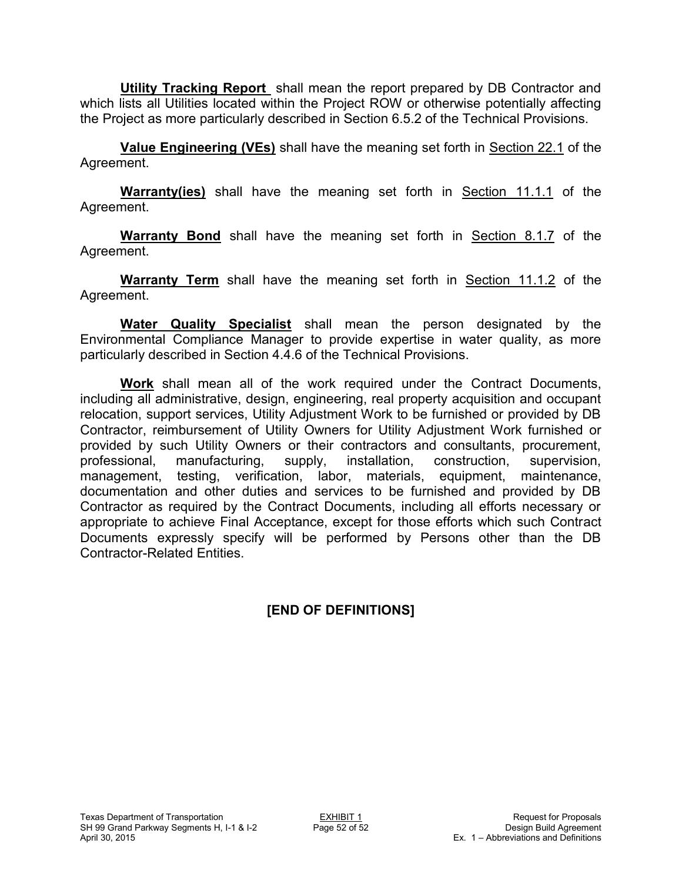**Utility Tracking Report** shall mean the report prepared by DB Contractor and which lists all Utilities located within the Project ROW or otherwise potentially affecting the Project as more particularly described in Section 6.5.2 of the Technical Provisions.

**Value Engineering (VEs)** shall have the meaning set forth in Section 22.1 of the Agreement.

**Warranty(ies)** shall have the meaning set forth in Section 11.1.1 of the Agreement.

**Warranty Bond** shall have the meaning set forth in Section 8.1.7 of the Agreement.

**Warranty Term** shall have the meaning set forth in Section 11.1.2 of the Agreement.

**Water Quality Specialist** shall mean the person designated by the Environmental Compliance Manager to provide expertise in water quality, as more particularly described in Section 4.4.6 of the Technical Provisions.

**Work** shall mean all of the work required under the Contract Documents, including all administrative, design, engineering, real property acquisition and occupant relocation, support services, Utility Adjustment Work to be furnished or provided by DB Contractor, reimbursement of Utility Owners for Utility Adjustment Work furnished or provided by such Utility Owners or their contractors and consultants, procurement, professional, manufacturing, supply, installation, construction, supervision, management, testing, verification, labor, materials, equipment, maintenance, documentation and other duties and services to be furnished and provided by DB Contractor as required by the Contract Documents, including all efforts necessary or appropriate to achieve Final Acceptance, except for those efforts which such Contract Documents expressly specify will be performed by Persons other than the DB Contractor-Related Entities.

**[END OF DEFINITIONS]**